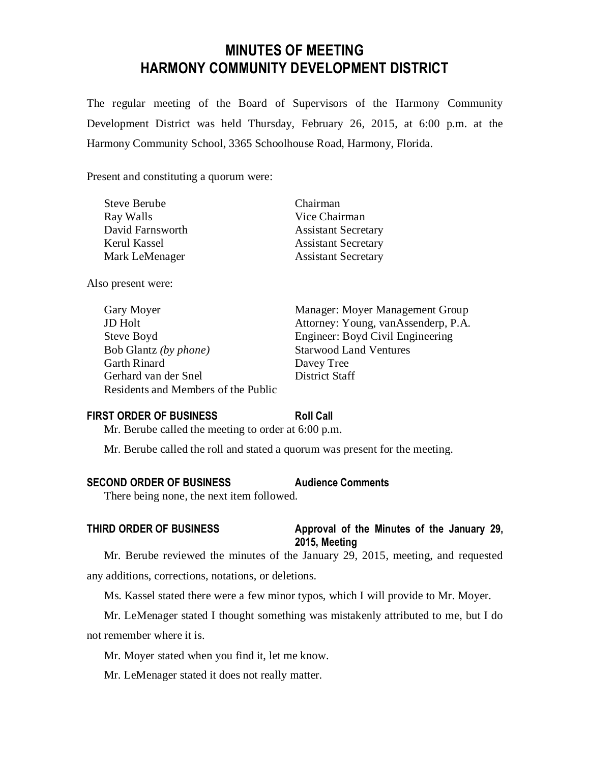# MINUTES OF MEETING
# HARMONY COMMUNITY DEVELOPMENT DISTRICT

The regular meeting of the Board of Supervisors of the Harmony Community Development District was held Thursday, February 26, 2015, at 6:00 p.m. at the Harmony Community School, 3365 Schoolhouse Road, Harmony, Florida.

Present and constituting a quorum were:

| | |
|---|---|
| Steve Berube | Chairman |
| Ray Walls | Vice Chairman |
| David Farnsworth | Assistant Secretary |
| Kerul Kassel | Assistant Secretary |
| Mark LeMenager | Assistant Secretary |

Also present were:

| | |
|---|---|
| Gary Moyer | Manager: Moyer Management Group |
| JD Holt | Attorney: Young, vanAssenderp, P.A. |
| Steve Boyd | Engineer: Boyd Civil Engineering |
| Bob Glantz *(by phone)* | Starwood Land Ventures |
| Garth Rinard | Davey Tree |
| Gerhard van der Snel | District Staff |
| Residents and Members of the Public | |

**FIRST ORDER OF BUSINESS** **Roll Call**

Mr. Berube called the meeting to order at 6:00 p.m.

Mr. Berube called the roll and stated a quorum was present for the meeting.

**SECOND ORDER OF BUSINESS** **Audience Comments**

There being none, the next item followed.

**THIRD ORDER OF BUSINESS** **Approval of the Minutes of the January 29, 2015, Meeting**

Mr. Berube reviewed the minutes of the January 29, 2015, meeting, and requested any additions, corrections, notations, or deletions.

Ms. Kassel stated there were a few minor typos, which I will provide to Mr. Moyer.

Mr. LeMenager stated I thought something was mistakenly attributed to me, but I do not remember where it is.

Mr. Moyer stated when you find it, let me know.

Mr. LeMenager stated it does not really matter.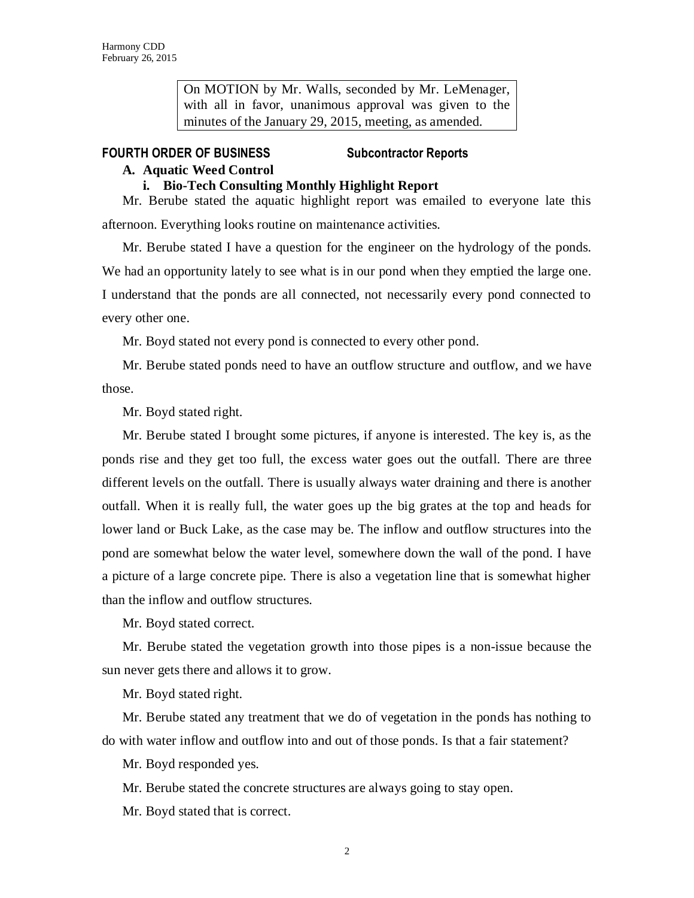On MOTION by Mr. Walls, seconded by Mr. LeMenager, with all in favor, unanimous approval was given to the minutes of the January 29, 2015, meeting, as amended.

## FOURTH ORDER OF BUSINESS Subcontractor Reports

### A. Aquatic Weed Control

#### i. Bio-Tech Consulting Monthly Highlight Report

Mr. Berube stated the aquatic highlight report was emailed to everyone late this afternoon. Everything looks routine on maintenance activities.

Mr. Berube stated I have a question for the engineer on the hydrology of the ponds. We had an opportunity lately to see what is in our pond when they emptied the large one. I understand that the ponds are all connected, not necessarily every pond connected to every other one.

Mr. Boyd stated not every pond is connected to every other pond.

Mr. Berube stated ponds need to have an outflow structure and outflow, and we have those.

Mr. Boyd stated right.

Mr. Berube stated I brought some pictures, if anyone is interested. The key is, as the ponds rise and they get too full, the excess water goes out the outfall. There are three different levels on the outfall. There is usually always water draining and there is another outfall. When it is really full, the water goes up the big grates at the top and heads for lower land or Buck Lake, as the case may be. The inflow and outflow structures into the pond are somewhat below the water level, somewhere down the wall of the pond. I have a picture of a large concrete pipe. There is also a vegetation line that is somewhat higher than the inflow and outflow structures.

Mr. Boyd stated correct.

Mr. Berube stated the vegetation growth into those pipes is a non-issue because the sun never gets there and allows it to grow.

Mr. Boyd stated right.

Mr. Berube stated any treatment that we do of vegetation in the ponds has nothing to do with water inflow and outflow into and out of those ponds. Is that a fair statement?

Mr. Boyd responded yes.

Mr. Berube stated the concrete structures are always going to stay open.

Mr. Boyd stated that is correct.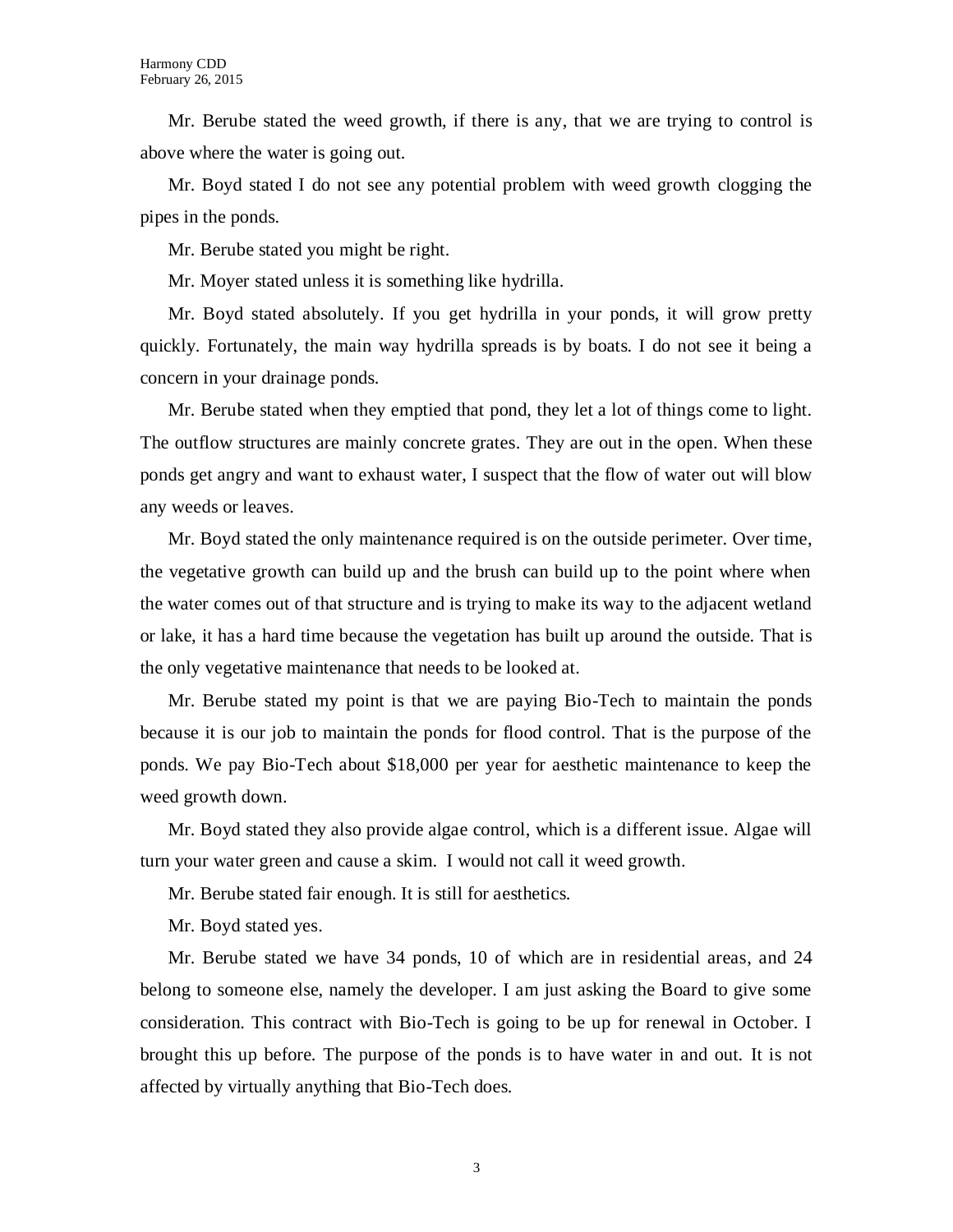Mr. Berube stated the weed growth, if there is any, that we are trying to control is above where the water is going out.

Mr. Boyd stated I do not see any potential problem with weed growth clogging the pipes in the ponds.

Mr. Berube stated you might be right.

Mr. Moyer stated unless it is something like hydrilla.

Mr. Boyd stated absolutely. If you get hydrilla in your ponds, it will grow pretty quickly. Fortunately, the main way hydrilla spreads is by boats. I do not see it being a concern in your drainage ponds.

Mr. Berube stated when they emptied that pond, they let a lot of things come to light. The outflow structures are mainly concrete grates. They are out in the open. When these ponds get angry and want to exhaust water, I suspect that the flow of water out will blow any weeds or leaves.

Mr. Boyd stated the only maintenance required is on the outside perimeter. Over time, the vegetative growth can build up and the brush can build up to the point where when the water comes out of that structure and is trying to make its way to the adjacent wetland or lake, it has a hard time because the vegetation has built up around the outside. That is the only vegetative maintenance that needs to be looked at.

Mr. Berube stated my point is that we are paying Bio-Tech to maintain the ponds because it is our job to maintain the ponds for flood control. That is the purpose of the ponds. We pay Bio-Tech about $18,000 per year for aesthetic maintenance to keep the weed growth down.

Mr. Boyd stated they also provide algae control, which is a different issue. Algae will turn your water green and cause a skim. I would not call it weed growth.

Mr. Berube stated fair enough. It is still for aesthetics.

Mr. Boyd stated yes.

Mr. Berube stated we have 34 ponds, 10 of which are in residential areas, and 24 belong to someone else, namely the developer. I am just asking the Board to give some consideration. This contract with Bio-Tech is going to be up for renewal in October. I brought this up before. The purpose of the ponds is to have water in and out. It is not affected by virtually anything that Bio-Tech does.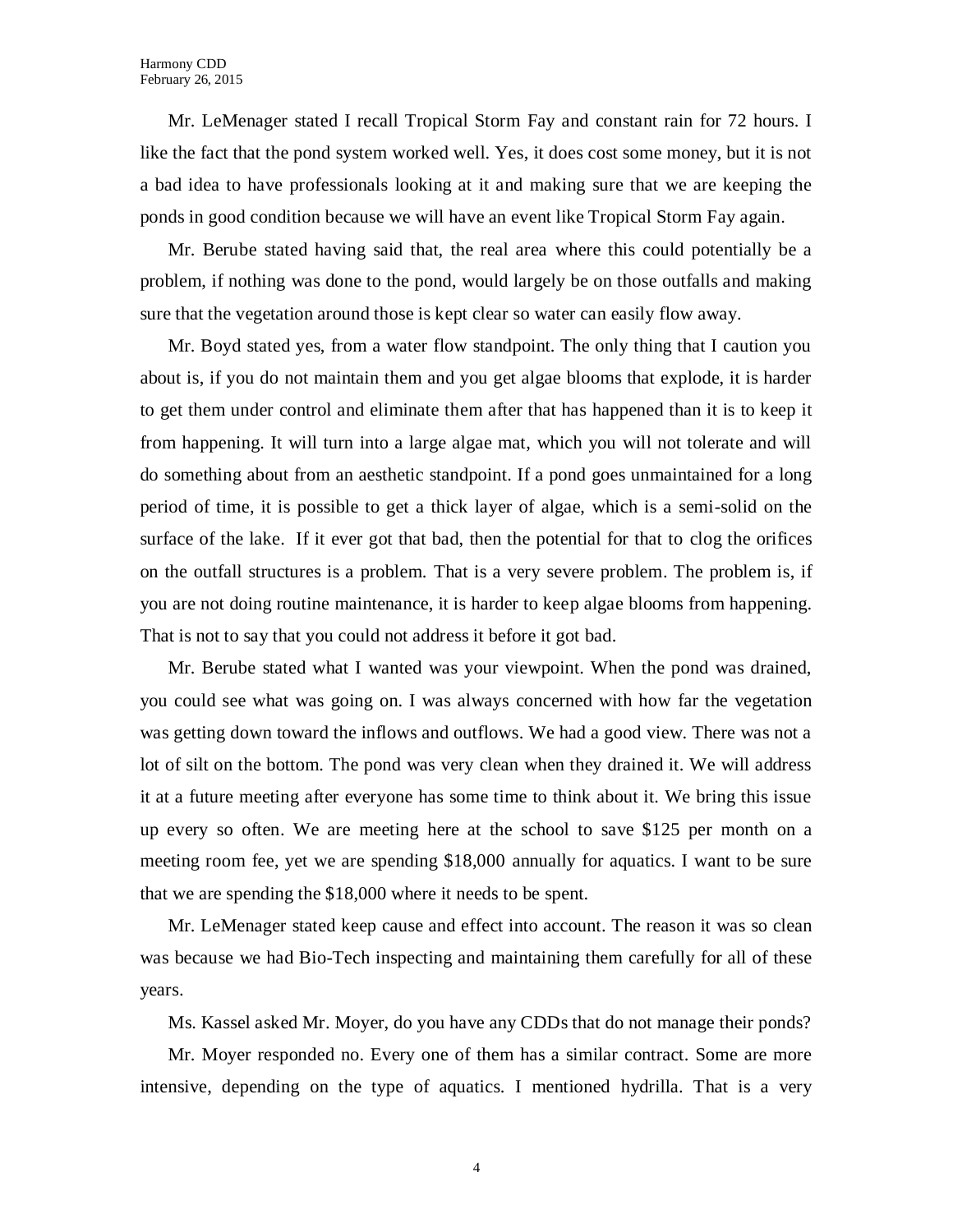Mr. LeMenager stated I recall Tropical Storm Fay and constant rain for 72 hours. I like the fact that the pond system worked well. Yes, it does cost some money, but it is not a bad idea to have professionals looking at it and making sure that we are keeping the ponds in good condition because we will have an event like Tropical Storm Fay again.

Mr. Berube stated having said that, the real area where this could potentially be a problem, if nothing was done to the pond, would largely be on those outfalls and making sure that the vegetation around those is kept clear so water can easily flow away.

Mr. Boyd stated yes, from a water flow standpoint. The only thing that I caution you about is, if you do not maintain them and you get algae blooms that explode, it is harder to get them under control and eliminate them after that has happened than it is to keep it from happening. It will turn into a large algae mat, which you will not tolerate and will do something about from an aesthetic standpoint. If a pond goes unmaintained for a long period of time, it is possible to get a thick layer of algae, which is a semi-solid on the surface of the lake. If it ever got that bad, then the potential for that to clog the orifices on the outfall structures is a problem. That is a very severe problem. The problem is, if you are not doing routine maintenance, it is harder to keep algae blooms from happening. That is not to say that you could not address it before it got bad.

Mr. Berube stated what I wanted was your viewpoint. When the pond was drained, you could see what was going on. I was always concerned with how far the vegetation was getting down toward the inflows and outflows. We had a good view. There was not a lot of silt on the bottom. The pond was very clean when they drained it. We will address it at a future meeting after everyone has some time to think about it. We bring this issue up every so often. We are meeting here at the school to save $125 per month on a meeting room fee, yet we are spending $18,000 annually for aquatics. I want to be sure that we are spending the $18,000 where it needs to be spent.

Mr. LeMenager stated keep cause and effect into account. The reason it was so clean was because we had Bio-Tech inspecting and maintaining them carefully for all of these years.

Ms. Kassel asked Mr. Moyer, do you have any CDDs that do not manage their ponds?

Mr. Moyer responded no. Every one of them has a similar contract. Some are more intensive, depending on the type of aquatics. I mentioned hydrilla. That is a very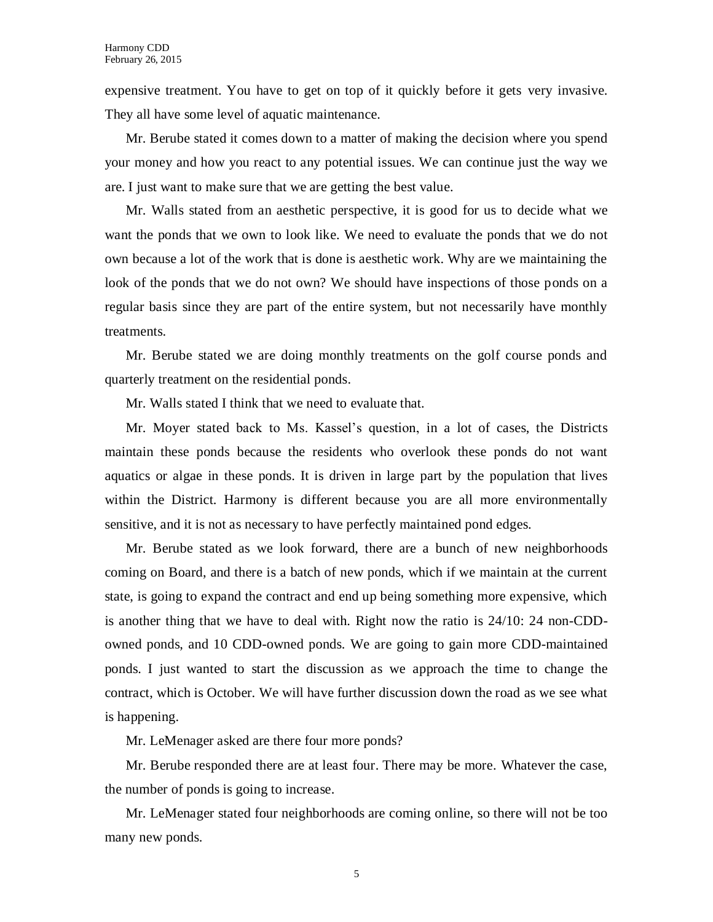expensive treatment. You have to get on top of it quickly before it gets very invasive. They all have some level of aquatic maintenance.

Mr. Berube stated it comes down to a matter of making the decision where you spend your money and how you react to any potential issues. We can continue just the way we are. I just want to make sure that we are getting the best value.

Mr. Walls stated from an aesthetic perspective, it is good for us to decide what we want the ponds that we own to look like. We need to evaluate the ponds that we do not own because a lot of the work that is done is aesthetic work. Why are we maintaining the look of the ponds that we do not own? We should have inspections of those ponds on a regular basis since they are part of the entire system, but not necessarily have monthly treatments.

Mr. Berube stated we are doing monthly treatments on the golf course ponds and quarterly treatment on the residential ponds.

Mr. Walls stated I think that we need to evaluate that.

Mr. Moyer stated back to Ms. Kassel's question, in a lot of cases, the Districts maintain these ponds because the residents who overlook these ponds do not want aquatics or algae in these ponds. It is driven in large part by the population that lives within the District. Harmony is different because you are all more environmentally sensitive, and it is not as necessary to have perfectly maintained pond edges.

Mr. Berube stated as we look forward, there are a bunch of new neighborhoods coming on Board, and there is a batch of new ponds, which if we maintain at the current state, is going to expand the contract and end up being something more expensive, which is another thing that we have to deal with. Right now the ratio is 24/10: 24 non-CDD-owned ponds, and 10 CDD-owned ponds. We are going to gain more CDD-maintained ponds. I just wanted to start the discussion as we approach the time to change the contract, which is October. We will have further discussion down the road as we see what is happening.

Mr. LeMenager asked are there four more ponds?

Mr. Berube responded there are at least four. There may be more. Whatever the case, the number of ponds is going to increase.

Mr. LeMenager stated four neighborhoods are coming online, so there will not be too many new ponds.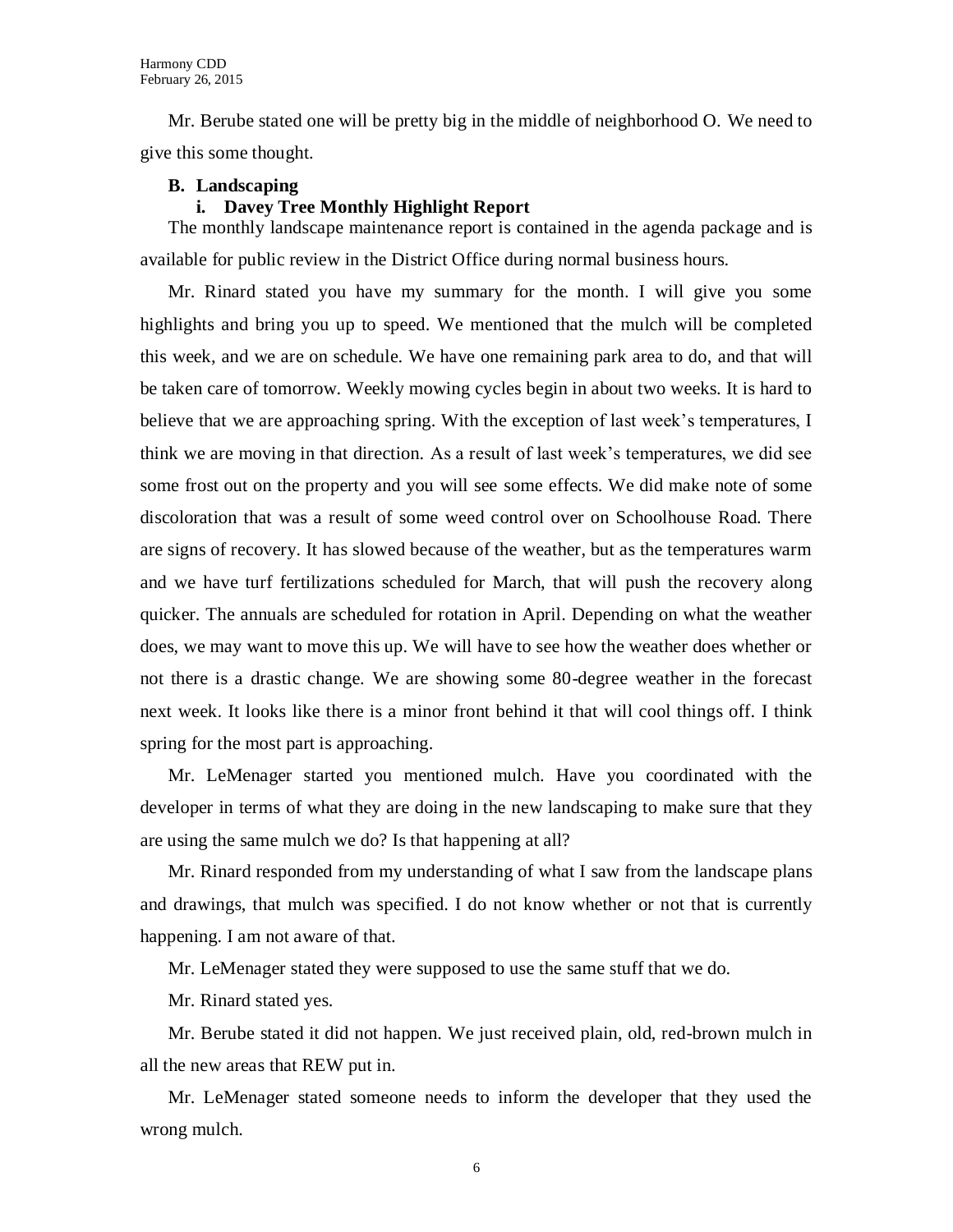Mr. Berube stated one will be pretty big in the middle of neighborhood O. We need to give this some thought.

**B. Landscaping**

**i. Davey Tree Monthly Highlight Report**

The monthly landscape maintenance report is contained in the agenda package and is available for public review in the District Office during normal business hours.

Mr. Rinard stated you have my summary for the month. I will give you some highlights and bring you up to speed. We mentioned that the mulch will be completed this week, and we are on schedule. We have one remaining park area to do, and that will be taken care of tomorrow. Weekly mowing cycles begin in about two weeks. It is hard to believe that we are approaching spring. With the exception of last week's temperatures, I think we are moving in that direction. As a result of last week's temperatures, we did see some frost out on the property and you will see some effects. We did make note of some discoloration that was a result of some weed control over on Schoolhouse Road. There are signs of recovery. It has slowed because of the weather, but as the temperatures warm and we have turf fertilizations scheduled for March, that will push the recovery along quicker. The annuals are scheduled for rotation in April. Depending on what the weather does, we may want to move this up. We will have to see how the weather does whether or not there is a drastic change. We are showing some 80-degree weather in the forecast next week. It looks like there is a minor front behind it that will cool things off. I think spring for the most part is approaching.

Mr. LeMenager started you mentioned mulch. Have you coordinated with the developer in terms of what they are doing in the new landscaping to make sure that they are using the same mulch we do? Is that happening at all?

Mr. Rinard responded from my understanding of what I saw from the landscape plans and drawings, that mulch was specified. I do not know whether or not that is currently happening. I am not aware of that.

Mr. LeMenager stated they were supposed to use the same stuff that we do.

Mr. Rinard stated yes.

Mr. Berube stated it did not happen. We just received plain, old, red-brown mulch in all the new areas that REW put in.

Mr. LeMenager stated someone needs to inform the developer that they used the wrong mulch.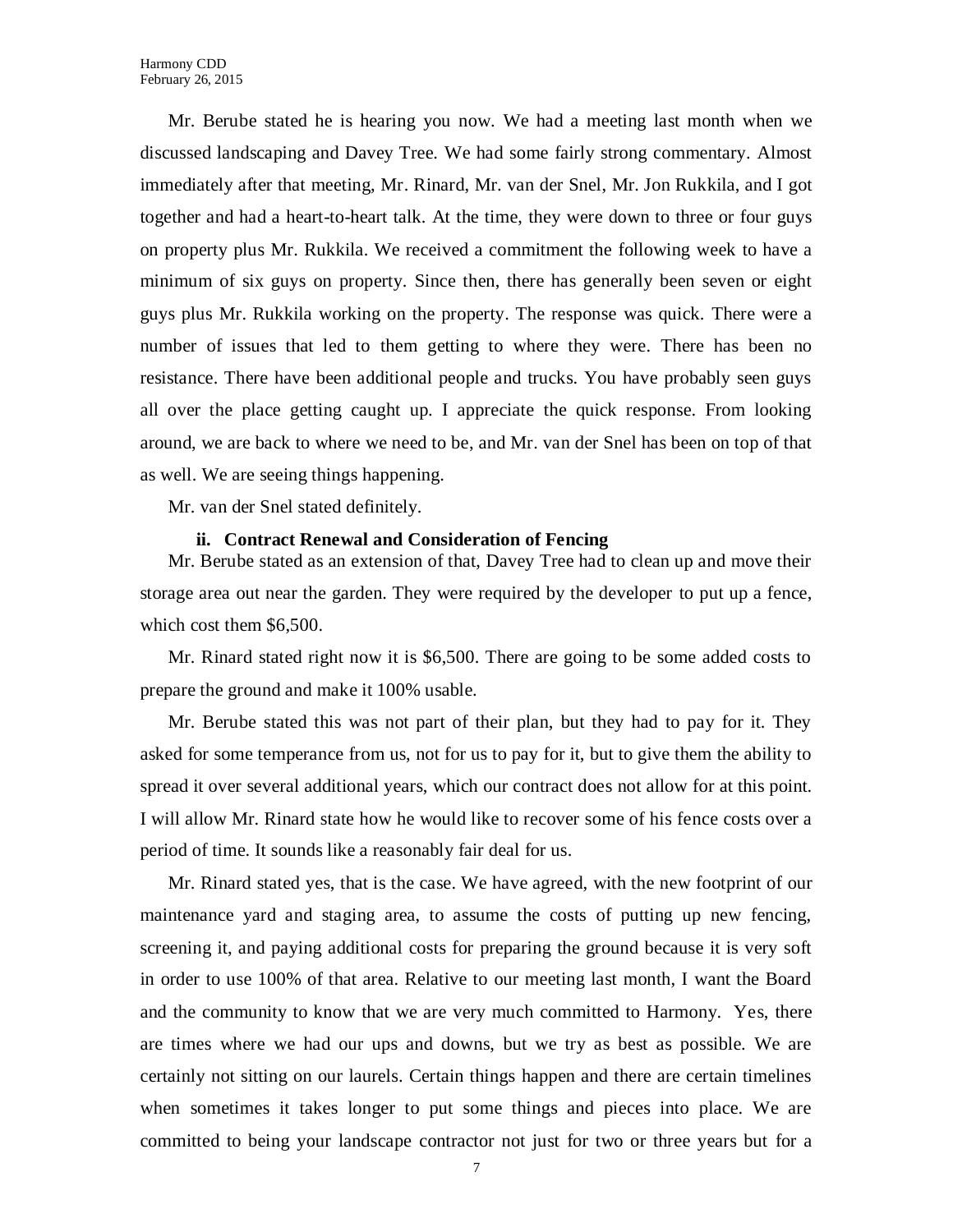Mr. Berube stated he is hearing you now. We had a meeting last month when we discussed landscaping and Davey Tree. We had some fairly strong commentary. Almost immediately after that meeting, Mr. Rinard, Mr. van der Snel, Mr. Jon Rukkila, and I got together and had a heart-to-heart talk. At the time, they were down to three or four guys on property plus Mr. Rukkila. We received a commitment the following week to have a minimum of six guys on property. Since then, there has generally been seven or eight guys plus Mr. Rukkila working on the property. The response was quick. There were a number of issues that led to them getting to where they were. There has been no resistance. There have been additional people and trucks. You have probably seen guys all over the place getting caught up. I appreciate the quick response. From looking around, we are back to where we need to be, and Mr. van der Snel has been on top of that as well. We are seeing things happening.

Mr. van der Snel stated definitely.

**ii. Contract Renewal and Consideration of Fencing**

Mr. Berube stated as an extension of that, Davey Tree had to clean up and move their storage area out near the garden. They were required by the developer to put up a fence, which cost them $6,500.

Mr. Rinard stated right now it is $6,500. There are going to be some added costs to prepare the ground and make it 100% usable.

Mr. Berube stated this was not part of their plan, but they had to pay for it. They asked for some temperance from us, not for us to pay for it, but to give them the ability to spread it over several additional years, which our contract does not allow for at this point. I will allow Mr. Rinard state how he would like to recover some of his fence costs over a period of time. It sounds like a reasonably fair deal for us.

Mr. Rinard stated yes, that is the case. We have agreed, with the new footprint of our maintenance yard and staging area, to assume the costs of putting up new fencing, screening it, and paying additional costs for preparing the ground because it is very soft in order to use 100% of that area. Relative to our meeting last month, I want the Board and the community to know that we are very much committed to Harmony. Yes, there are times where we had our ups and downs, but we try as best as possible. We are certainly not sitting on our laurels. Certain things happen and there are certain timelines when sometimes it takes longer to put some things and pieces into place. We are committed to being your landscape contractor not just for two or three years but for a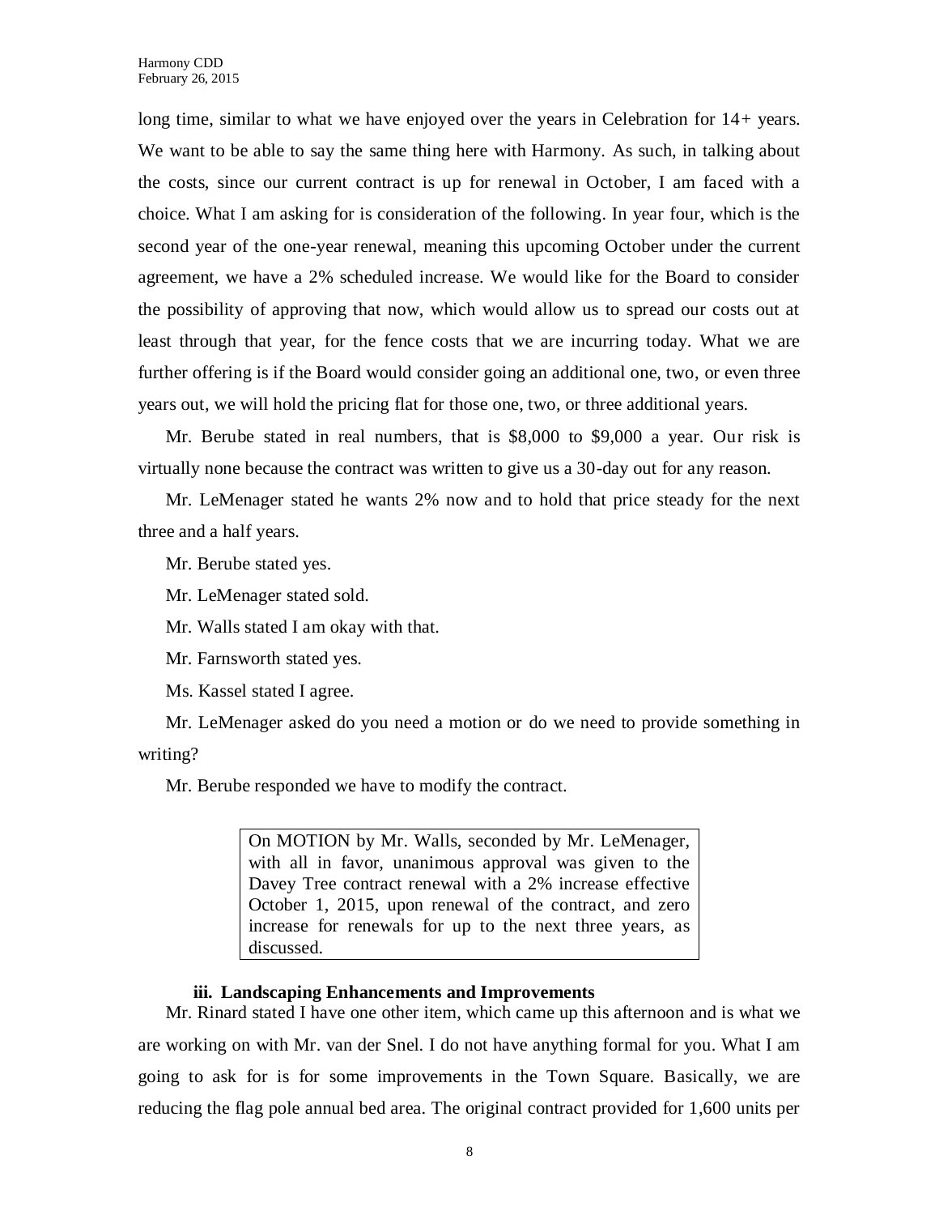long time, similar to what we have enjoyed over the years in Celebration for 14+ years. We want to be able to say the same thing here with Harmony. As such, in talking about the costs, since our current contract is up for renewal in October, I am faced with a choice. What I am asking for is consideration of the following. In year four, which is the second year of the one-year renewal, meaning this upcoming October under the current agreement, we have a 2% scheduled increase. We would like for the Board to consider the possibility of approving that now, which would allow us to spread our costs out at least through that year, for the fence costs that we are incurring today. What we are further offering is if the Board would consider going an additional one, two, or even three years out, we will hold the pricing flat for those one, two, or three additional years.

Mr. Berube stated in real numbers, that is $8,000 to $9,000 a year. Our risk is virtually none because the contract was written to give us a 30-day out for any reason.

Mr. LeMenager stated he wants 2% now and to hold that price steady for the next three and a half years.

Mr. Berube stated yes.

Mr. LeMenager stated sold.

Mr. Walls stated I am okay with that.

Mr. Farnsworth stated yes.

Ms. Kassel stated I agree.

Mr. LeMenager asked do you need a motion or do we need to provide something in writing?

Mr. Berube responded we have to modify the contract.

> On MOTION by Mr. Walls, seconded by Mr. LeMenager, with all in favor, unanimous approval was given to the Davey Tree contract renewal with a 2% increase effective October 1, 2015, upon renewal of the contract, and zero increase for renewals for up to the next three years, as discussed.

**iii. Landscaping Enhancements and Improvements**

Mr. Rinard stated I have one other item, which came up this afternoon and is what we are working on with Mr. van der Snel. I do not have anything formal for you. What I am going to ask for is for some improvements in the Town Square. Basically, we are reducing the flag pole annual bed area. The original contract provided for 1,600 units per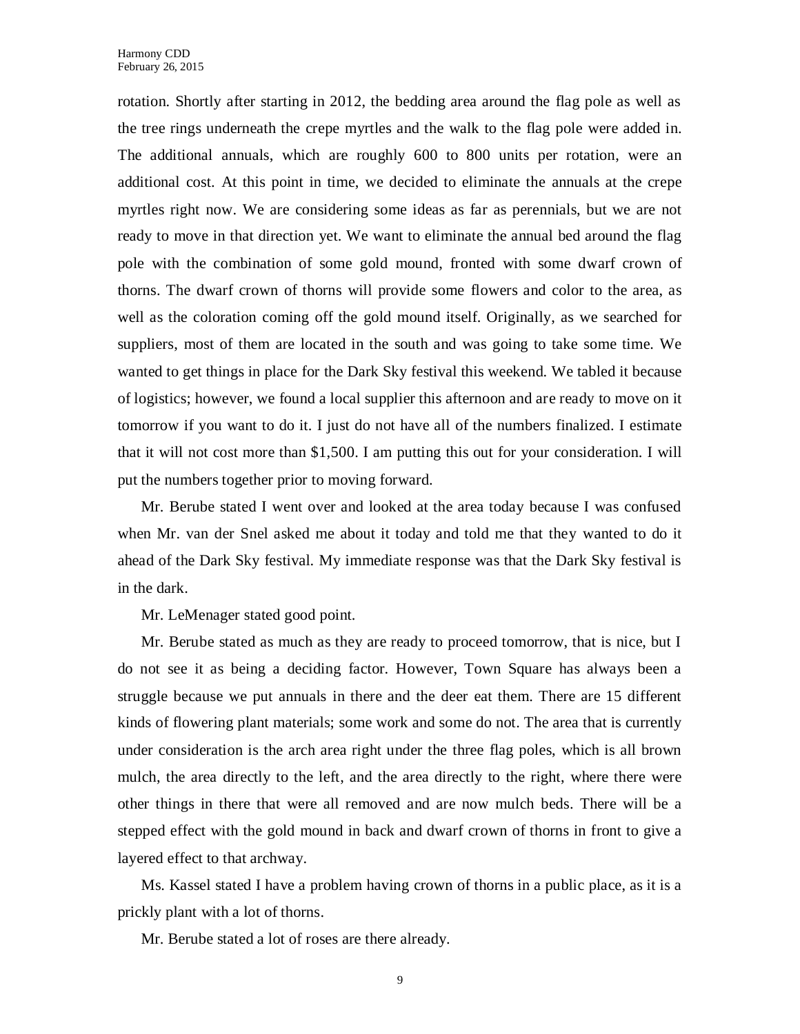rotation. Shortly after starting in 2012, the bedding area around the flag pole as well as the tree rings underneath the crepe myrtles and the walk to the flag pole were added in. The additional annuals, which are roughly 600 to 800 units per rotation, were an additional cost. At this point in time, we decided to eliminate the annuals at the crepe myrtles right now. We are considering some ideas as far as perennials, but we are not ready to move in that direction yet. We want to eliminate the annual bed around the flag pole with the combination of some gold mound, fronted with some dwarf crown of thorns. The dwarf crown of thorns will provide some flowers and color to the area, as well as the coloration coming off the gold mound itself. Originally, as we searched for suppliers, most of them are located in the south and was going to take some time. We wanted to get things in place for the Dark Sky festival this weekend. We tabled it because of logistics; however, we found a local supplier this afternoon and are ready to move on it tomorrow if you want to do it. I just do not have all of the numbers finalized. I estimate that it will not cost more than $1,500. I am putting this out for your consideration. I will put the numbers together prior to moving forward.

Mr. Berube stated I went over and looked at the area today because I was confused when Mr. van der Snel asked me about it today and told me that they wanted to do it ahead of the Dark Sky festival. My immediate response was that the Dark Sky festival is in the dark.

Mr. LeMenager stated good point.

Mr. Berube stated as much as they are ready to proceed tomorrow, that is nice, but I do not see it as being a deciding factor. However, Town Square has always been a struggle because we put annuals in there and the deer eat them. There are 15 different kinds of flowering plant materials; some work and some do not. The area that is currently under consideration is the arch area right under the three flag poles, which is all brown mulch, the area directly to the left, and the area directly to the right, where there were other things in there that were all removed and are now mulch beds. There will be a stepped effect with the gold mound in back and dwarf crown of thorns in front to give a layered effect to that archway.

Ms. Kassel stated I have a problem having crown of thorns in a public place, as it is a prickly plant with a lot of thorns.

Mr. Berube stated a lot of roses are there already.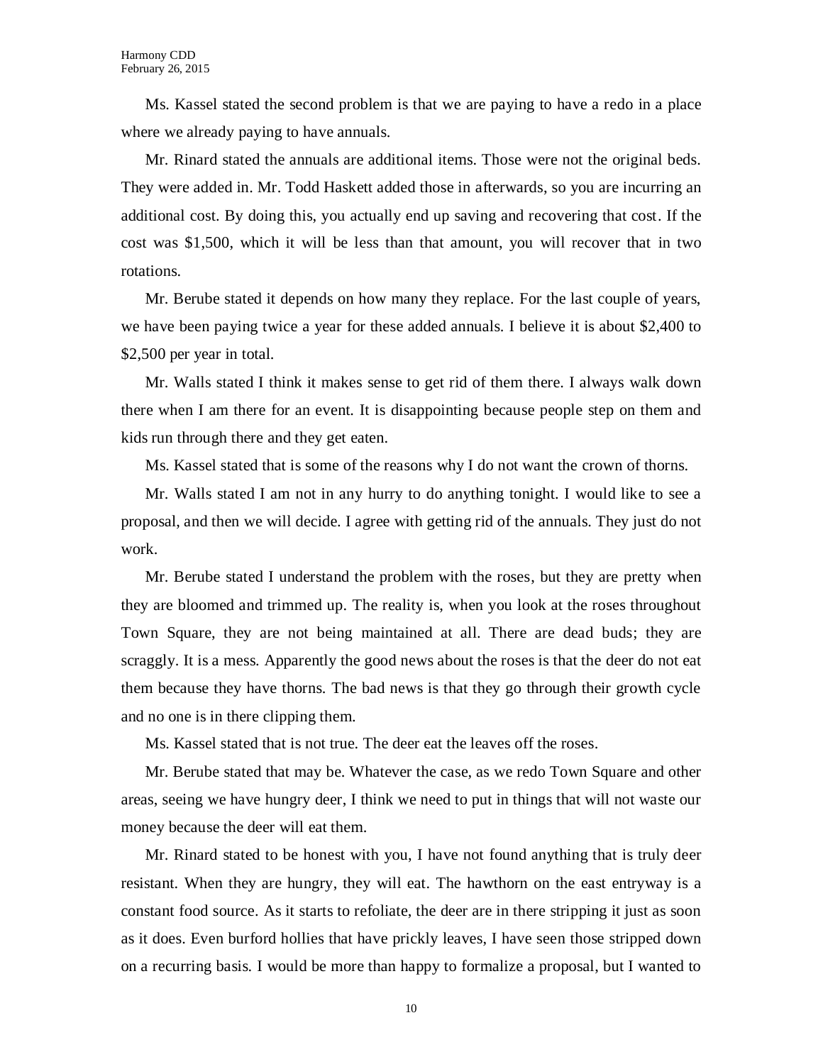Ms. Kassel stated the second problem is that we are paying to have a redo in a place where we already paying to have annuals.

Mr. Rinard stated the annuals are additional items. Those were not the original beds. They were added in. Mr. Todd Haskett added those in afterwards, so you are incurring an additional cost. By doing this, you actually end up saving and recovering that cost. If the cost was $1,500, which it will be less than that amount, you will recover that in two rotations.

Mr. Berube stated it depends on how many they replace. For the last couple of years, we have been paying twice a year for these added annuals. I believe it is about $2,400 to $2,500 per year in total.

Mr. Walls stated I think it makes sense to get rid of them there. I always walk down there when I am there for an event. It is disappointing because people step on them and kids run through there and they get eaten.

Ms. Kassel stated that is some of the reasons why I do not want the crown of thorns.

Mr. Walls stated I am not in any hurry to do anything tonight. I would like to see a proposal, and then we will decide. I agree with getting rid of the annuals. They just do not work.

Mr. Berube stated I understand the problem with the roses, but they are pretty when they are bloomed and trimmed up. The reality is, when you look at the roses throughout Town Square, they are not being maintained at all. There are dead buds; they are scraggly. It is a mess. Apparently the good news about the roses is that the deer do not eat them because they have thorns. The bad news is that they go through their growth cycle and no one is in there clipping them.

Ms. Kassel stated that is not true. The deer eat the leaves off the roses.

Mr. Berube stated that may be. Whatever the case, as we redo Town Square and other areas, seeing we have hungry deer, I think we need to put in things that will not waste our money because the deer will eat them.

Mr. Rinard stated to be honest with you, I have not found anything that is truly deer resistant. When they are hungry, they will eat. The hawthorn on the east entryway is a constant food source. As it starts to refoliate, the deer are in there stripping it just as soon as it does. Even burford hollies that have prickly leaves, I have seen those stripped down on a recurring basis. I would be more than happy to formalize a proposal, but I wanted to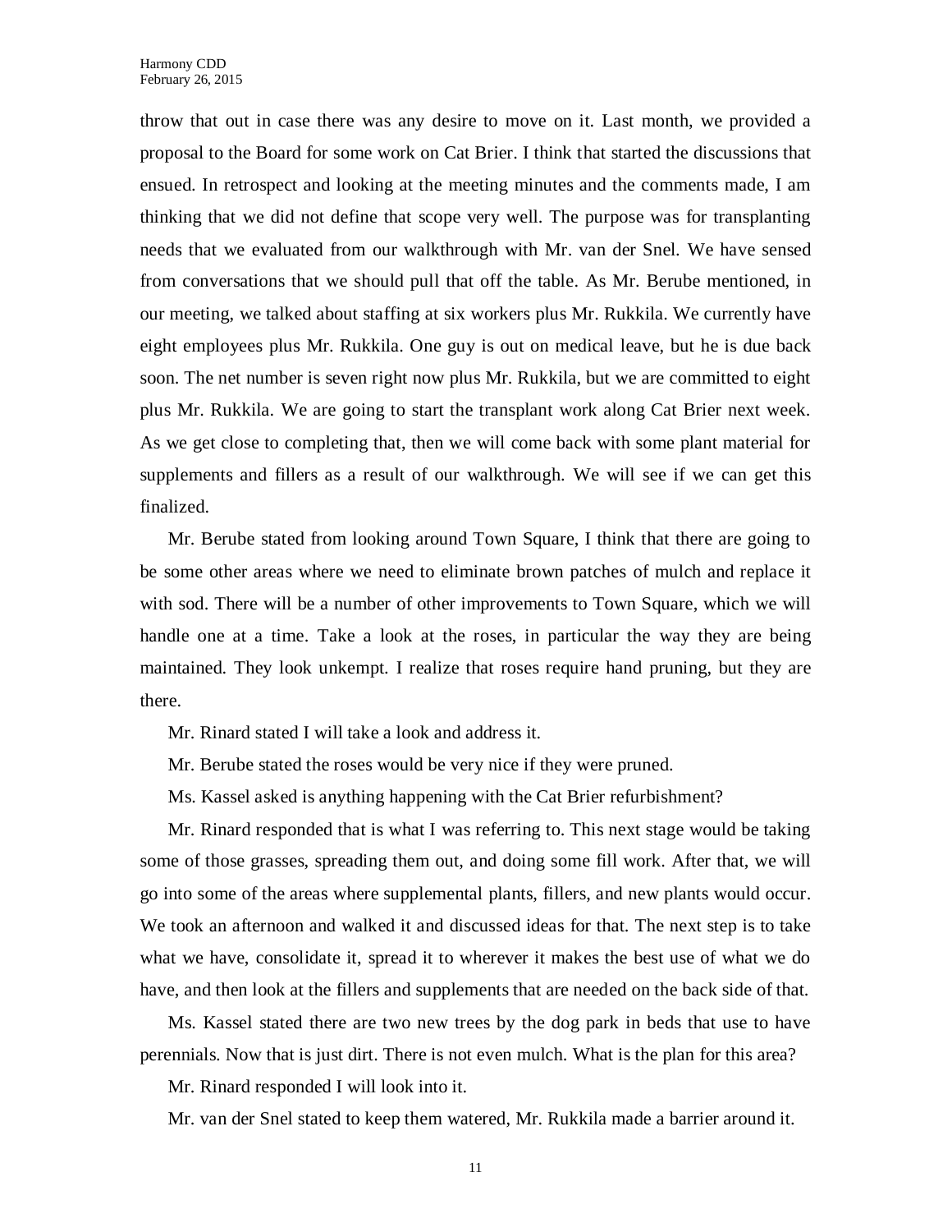throw that out in case there was any desire to move on it. Last month, we provided a proposal to the Board for some work on Cat Brier. I think that started the discussions that ensued. In retrospect and looking at the meeting minutes and the comments made, I am thinking that we did not define that scope very well. The purpose was for transplanting needs that we evaluated from our walkthrough with Mr. van der Snel. We have sensed from conversations that we should pull that off the table. As Mr. Berube mentioned, in our meeting, we talked about staffing at six workers plus Mr. Rukkila. We currently have eight employees plus Mr. Rukkila. One guy is out on medical leave, but he is due back soon. The net number is seven right now plus Mr. Rukkila, but we are committed to eight plus Mr. Rukkila. We are going to start the transplant work along Cat Brier next week. As we get close to completing that, then we will come back with some plant material for supplements and fillers as a result of our walkthrough. We will see if we can get this finalized.

Mr. Berube stated from looking around Town Square, I think that there are going to be some other areas where we need to eliminate brown patches of mulch and replace it with sod. There will be a number of other improvements to Town Square, which we will handle one at a time. Take a look at the roses, in particular the way they are being maintained. They look unkempt. I realize that roses require hand pruning, but they are there.

Mr. Rinard stated I will take a look and address it.

Mr. Berube stated the roses would be very nice if they were pruned.

Ms. Kassel asked is anything happening with the Cat Brier refurbishment?

Mr. Rinard responded that is what I was referring to. This next stage would be taking some of those grasses, spreading them out, and doing some fill work. After that, we will go into some of the areas where supplemental plants, fillers, and new plants would occur. We took an afternoon and walked it and discussed ideas for that. The next step is to take what we have, consolidate it, spread it to wherever it makes the best use of what we do have, and then look at the fillers and supplements that are needed on the back side of that.

Ms. Kassel stated there are two new trees by the dog park in beds that use to have perennials. Now that is just dirt. There is not even mulch. What is the plan for this area?

Mr. Rinard responded I will look into it.

Mr. van der Snel stated to keep them watered, Mr. Rukkila made a barrier around it.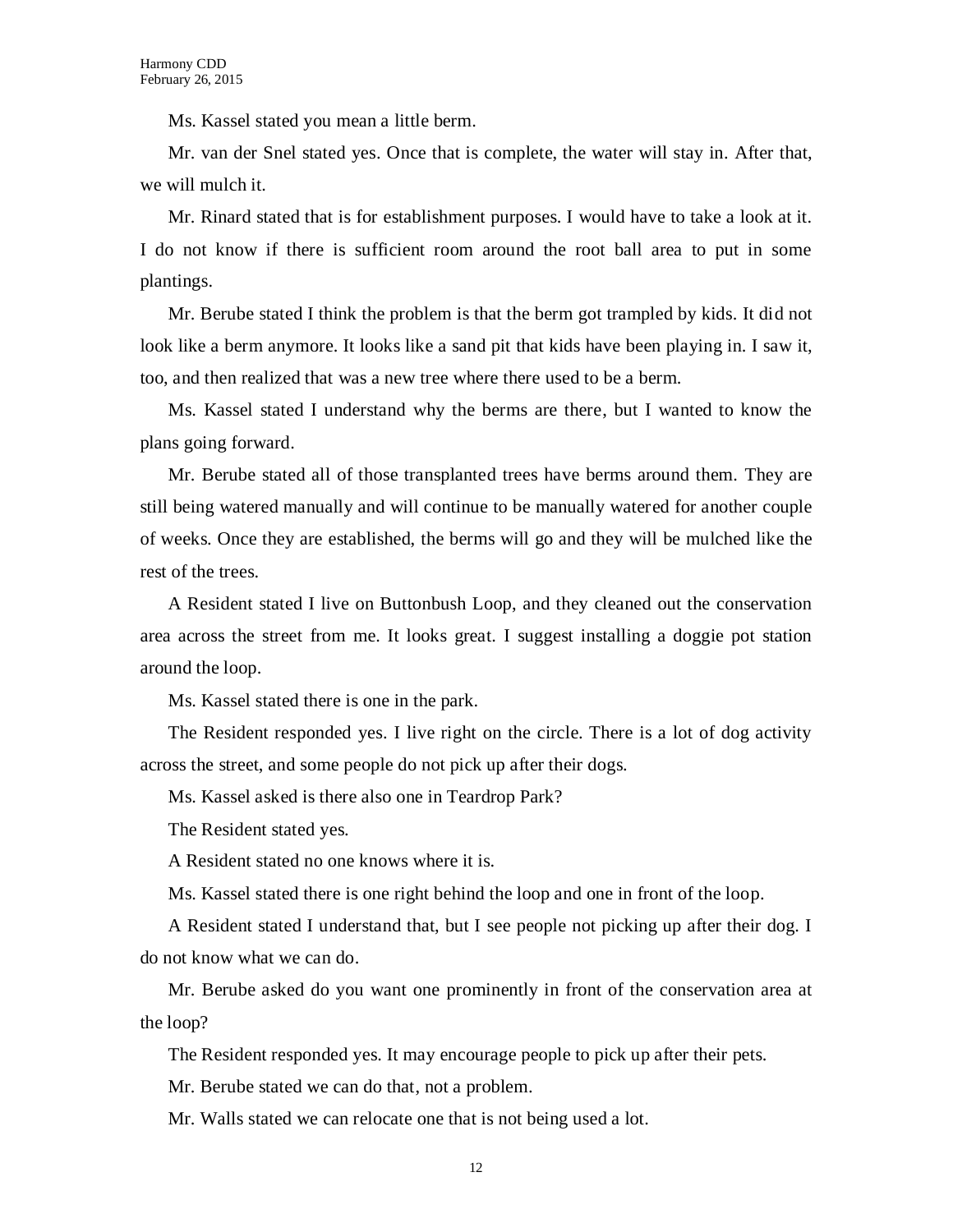Ms. Kassel stated you mean a little berm.

Mr. van der Snel stated yes. Once that is complete, the water will stay in. After that, we will mulch it.

Mr. Rinard stated that is for establishment purposes. I would have to take a look at it. I do not know if there is sufficient room around the root ball area to put in some plantings.

Mr. Berube stated I think the problem is that the berm got trampled by kids. It did not look like a berm anymore. It looks like a sand pit that kids have been playing in. I saw it, too, and then realized that was a new tree where there used to be a berm.

Ms. Kassel stated I understand why the berms are there, but I wanted to know the plans going forward.

Mr. Berube stated all of those transplanted trees have berms around them. They are still being watered manually and will continue to be manually watered for another couple of weeks. Once they are established, the berms will go and they will be mulched like the rest of the trees.

A Resident stated I live on Buttonbush Loop, and they cleaned out the conservation area across the street from me. It looks great. I suggest installing a doggie pot station around the loop.

Ms. Kassel stated there is one in the park.

The Resident responded yes. I live right on the circle. There is a lot of dog activity across the street, and some people do not pick up after their dogs.

Ms. Kassel asked is there also one in Teardrop Park?

The Resident stated yes.

A Resident stated no one knows where it is.

Ms. Kassel stated there is one right behind the loop and one in front of the loop.

A Resident stated I understand that, but I see people not picking up after their dog. I do not know what we can do.

Mr. Berube asked do you want one prominently in front of the conservation area at the loop?

The Resident responded yes. It may encourage people to pick up after their pets.

Mr. Berube stated we can do that, not a problem.

Mr. Walls stated we can relocate one that is not being used a lot.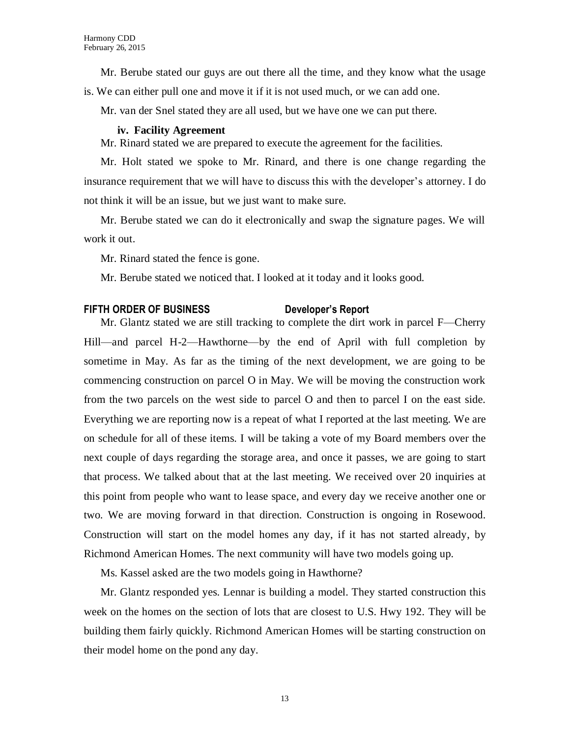Mr. Berube stated our guys are out there all the time, and they know what the usage is. We can either pull one and move it if it is not used much, or we can add one.

Mr. van der Snel stated they are all used, but we have one we can put there.

**iv. Facility Agreement**

Mr. Rinard stated we are prepared to execute the agreement for the facilities.

Mr. Holt stated we spoke to Mr. Rinard, and there is one change regarding the insurance requirement that we will have to discuss this with the developer's attorney. I do not think it will be an issue, but we just want to make sure.

Mr. Berube stated we can do it electronically and swap the signature pages. We will work it out.

Mr. Rinard stated the fence is gone.

Mr. Berube stated we noticed that. I looked at it today and it looks good.

## FIFTH ORDER OF BUSINESS — Developer's Report

Mr. Glantz stated we are still tracking to complete the dirt work in parcel F—Cherry Hill—and parcel H-2—Hawthorne—by the end of April with full completion by sometime in May. As far as the timing of the next development, we are going to be commencing construction on parcel O in May. We will be moving the construction work from the two parcels on the west side to parcel O and then to parcel I on the east side. Everything we are reporting now is a repeat of what I reported at the last meeting. We are on schedule for all of these items. I will be taking a vote of my Board members over the next couple of days regarding the storage area, and once it passes, we are going to start that process. We talked about that at the last meeting. We received over 20 inquiries at this point from people who want to lease space, and every day we receive another one or two. We are moving forward in that direction. Construction is ongoing in Rosewood. Construction will start on the model homes any day, if it has not started already, by Richmond American Homes. The next community will have two models going up.

Ms. Kassel asked are the two models going in Hawthorne?

Mr. Glantz responded yes. Lennar is building a model. They started construction this week on the homes on the section of lots that are closest to U.S. Hwy 192. They will be building them fairly quickly. Richmond American Homes will be starting construction on their model home on the pond any day.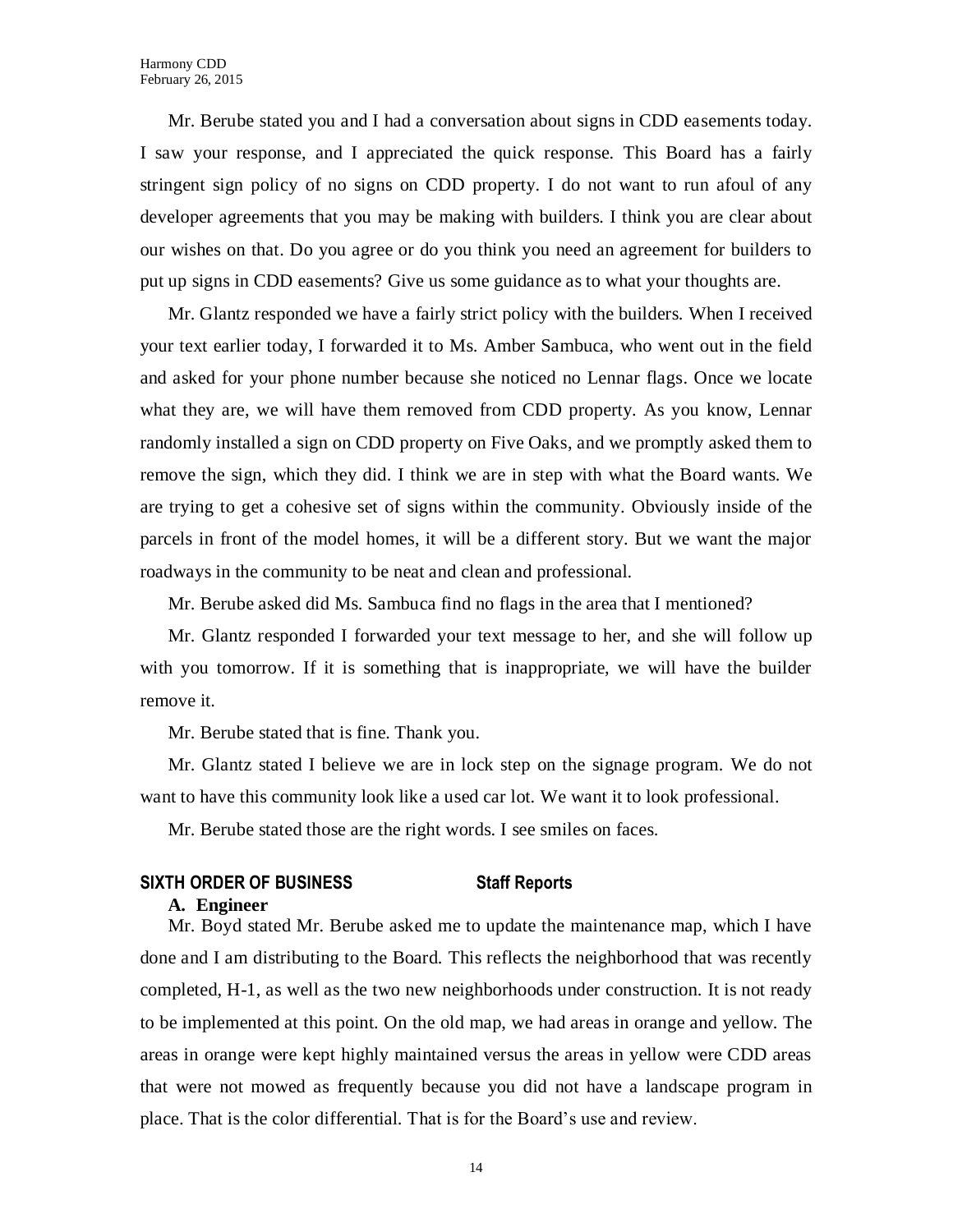Mr. Berube stated you and I had a conversation about signs in CDD easements today. I saw your response, and I appreciated the quick response. This Board has a fairly stringent sign policy of no signs on CDD property. I do not want to run afoul of any developer agreements that you may be making with builders. I think you are clear about our wishes on that. Do you agree or do you think you need an agreement for builders to put up signs in CDD easements? Give us some guidance as to what your thoughts are.

Mr. Glantz responded we have a fairly strict policy with the builders. When I received your text earlier today, I forwarded it to Ms. Amber Sambuca, who went out in the field and asked for your phone number because she noticed no Lennar flags. Once we locate what they are, we will have them removed from CDD property. As you know, Lennar randomly installed a sign on CDD property on Five Oaks, and we promptly asked them to remove the sign, which they did. I think we are in step with what the Board wants. We are trying to get a cohesive set of signs within the community. Obviously inside of the parcels in front of the model homes, it will be a different story. But we want the major roadways in the community to be neat and clean and professional.

Mr. Berube asked did Ms. Sambuca find no flags in the area that I mentioned?

Mr. Glantz responded I forwarded your text message to her, and she will follow up with you tomorrow. If it is something that is inappropriate, we will have the builder remove it.

Mr. Berube stated that is fine. Thank you.

Mr. Glantz stated I believe we are in lock step on the signage program. We do not want to have this community look like a used car lot. We want it to look professional.

Mr. Berube stated those are the right words. I see smiles on faces.

## SIXTH ORDER OF BUSINESS Staff Reports

### A. Engineer

Mr. Boyd stated Mr. Berube asked me to update the maintenance map, which I have done and I am distributing to the Board. This reflects the neighborhood that was recently completed, H-1, as well as the two new neighborhoods under construction. It is not ready to be implemented at this point. On the old map, we had areas in orange and yellow. The areas in orange were kept highly maintained versus the areas in yellow were CDD areas that were not mowed as frequently because you did not have a landscape program in place. That is the color differential. That is for the Board's use and review.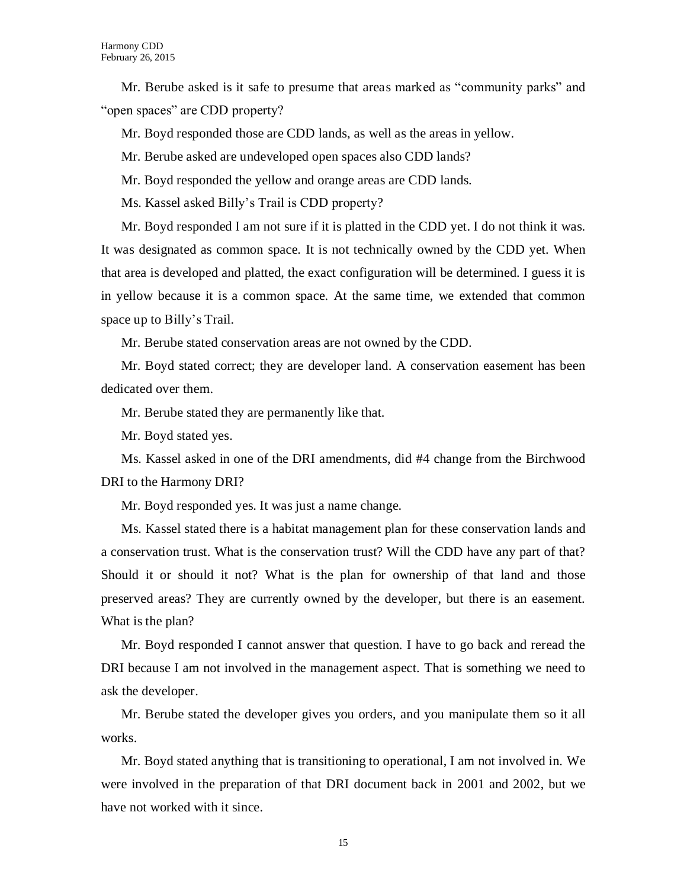Mr. Berube asked is it safe to presume that areas marked as "community parks" and "open spaces" are CDD property?

Mr. Boyd responded those are CDD lands, as well as the areas in yellow.

Mr. Berube asked are undeveloped open spaces also CDD lands?

Mr. Boyd responded the yellow and orange areas are CDD lands.

Ms. Kassel asked Billy's Trail is CDD property?

Mr. Boyd responded I am not sure if it is platted in the CDD yet. I do not think it was. It was designated as common space. It is not technically owned by the CDD yet. When that area is developed and platted, the exact configuration will be determined. I guess it is in yellow because it is a common space. At the same time, we extended that common space up to Billy's Trail.

Mr. Berube stated conservation areas are not owned by the CDD.

Mr. Boyd stated correct; they are developer land. A conservation easement has been dedicated over them.

Mr. Berube stated they are permanently like that.

Mr. Boyd stated yes.

Ms. Kassel asked in one of the DRI amendments, did #4 change from the Birchwood DRI to the Harmony DRI?

Mr. Boyd responded yes. It was just a name change.

Ms. Kassel stated there is a habitat management plan for these conservation lands and a conservation trust. What is the conservation trust? Will the CDD have any part of that? Should it or should it not? What is the plan for ownership of that land and those preserved areas? They are currently owned by the developer, but there is an easement. What is the plan?

Mr. Boyd responded I cannot answer that question. I have to go back and reread the DRI because I am not involved in the management aspect. That is something we need to ask the developer.

Mr. Berube stated the developer gives you orders, and you manipulate them so it all works.

Mr. Boyd stated anything that is transitioning to operational, I am not involved in. We were involved in the preparation of that DRI document back in 2001 and 2002, but we have not worked with it since.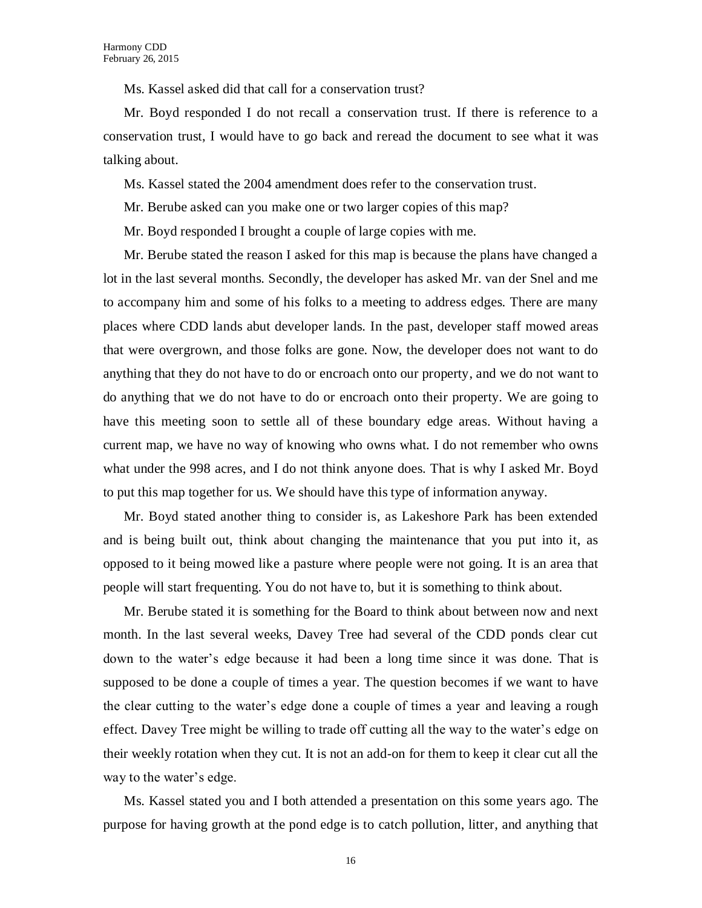Ms. Kassel asked did that call for a conservation trust?

Mr. Boyd responded I do not recall a conservation trust. If there is reference to a conservation trust, I would have to go back and reread the document to see what it was talking about.

Ms. Kassel stated the 2004 amendment does refer to the conservation trust.

Mr. Berube asked can you make one or two larger copies of this map?

Mr. Boyd responded I brought a couple of large copies with me.

Mr. Berube stated the reason I asked for this map is because the plans have changed a lot in the last several months. Secondly, the developer has asked Mr. van der Snel and me to accompany him and some of his folks to a meeting to address edges. There are many places where CDD lands abut developer lands. In the past, developer staff mowed areas that were overgrown, and those folks are gone. Now, the developer does not want to do anything that they do not have to do or encroach onto our property, and we do not want to do anything that we do not have to do or encroach onto their property. We are going to have this meeting soon to settle all of these boundary edge areas. Without having a current map, we have no way of knowing who owns what. I do not remember who owns what under the 998 acres, and I do not think anyone does. That is why I asked Mr. Boyd to put this map together for us. We should have this type of information anyway.

Mr. Boyd stated another thing to consider is, as Lakeshore Park has been extended and is being built out, think about changing the maintenance that you put into it, as opposed to it being mowed like a pasture where people were not going. It is an area that people will start frequenting. You do not have to, but it is something to think about.

Mr. Berube stated it is something for the Board to think about between now and next month. In the last several weeks, Davey Tree had several of the CDD ponds clear cut down to the water's edge because it had been a long time since it was done. That is supposed to be done a couple of times a year. The question becomes if we want to have the clear cutting to the water's edge done a couple of times a year and leaving a rough effect. Davey Tree might be willing to trade off cutting all the way to the water's edge on their weekly rotation when they cut. It is not an add-on for them to keep it clear cut all the way to the water's edge.

Ms. Kassel stated you and I both attended a presentation on this some years ago. The purpose for having growth at the pond edge is to catch pollution, litter, and anything that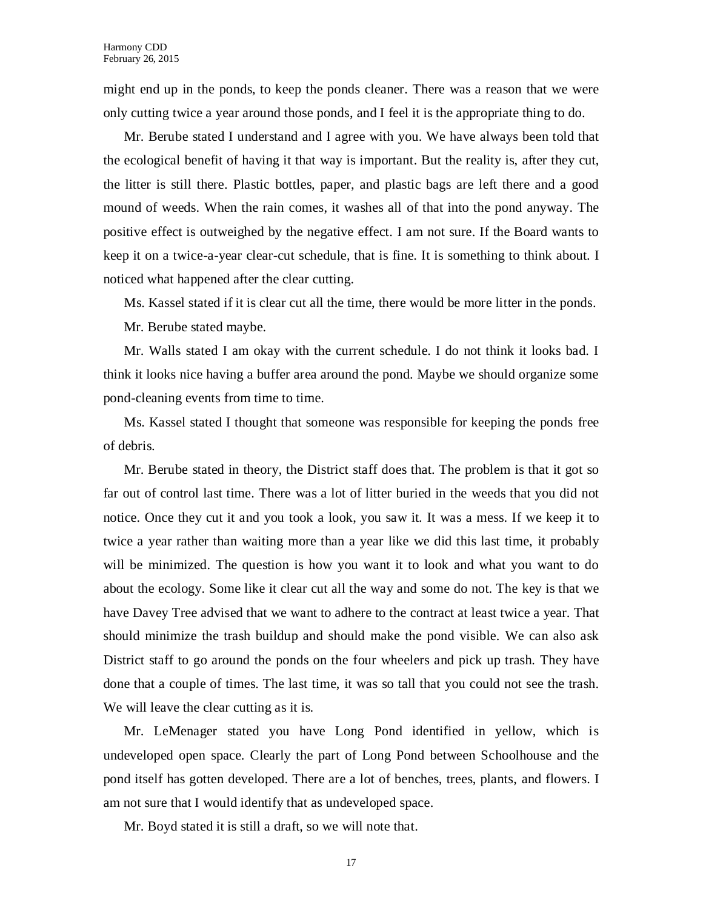might end up in the ponds, to keep the ponds cleaner. There was a reason that we were only cutting twice a year around those ponds, and I feel it is the appropriate thing to do.

Mr. Berube stated I understand and I agree with you. We have always been told that the ecological benefit of having it that way is important. But the reality is, after they cut, the litter is still there. Plastic bottles, paper, and plastic bags are left there and a good mound of weeds. When the rain comes, it washes all of that into the pond anyway. The positive effect is outweighed by the negative effect. I am not sure. If the Board wants to keep it on a twice-a-year clear-cut schedule, that is fine. It is something to think about. I noticed what happened after the clear cutting.

Ms. Kassel stated if it is clear cut all the time, there would be more litter in the ponds.

Mr. Berube stated maybe.

Mr. Walls stated I am okay with the current schedule. I do not think it looks bad. I think it looks nice having a buffer area around the pond. Maybe we should organize some pond-cleaning events from time to time.

Ms. Kassel stated I thought that someone was responsible for keeping the ponds free of debris.

Mr. Berube stated in theory, the District staff does that. The problem is that it got so far out of control last time. There was a lot of litter buried in the weeds that you did not notice. Once they cut it and you took a look, you saw it. It was a mess. If we keep it to twice a year rather than waiting more than a year like we did this last time, it probably will be minimized. The question is how you want it to look and what you want to do about the ecology. Some like it clear cut all the way and some do not. The key is that we have Davey Tree advised that we want to adhere to the contract at least twice a year. That should minimize the trash buildup and should make the pond visible. We can also ask District staff to go around the ponds on the four wheelers and pick up trash. They have done that a couple of times. The last time, it was so tall that you could not see the trash. We will leave the clear cutting as it is.

Mr. LeMenager stated you have Long Pond identified in yellow, which is undeveloped open space. Clearly the part of Long Pond between Schoolhouse and the pond itself has gotten developed. There are a lot of benches, trees, plants, and flowers. I am not sure that I would identify that as undeveloped space.

Mr. Boyd stated it is still a draft, so we will note that.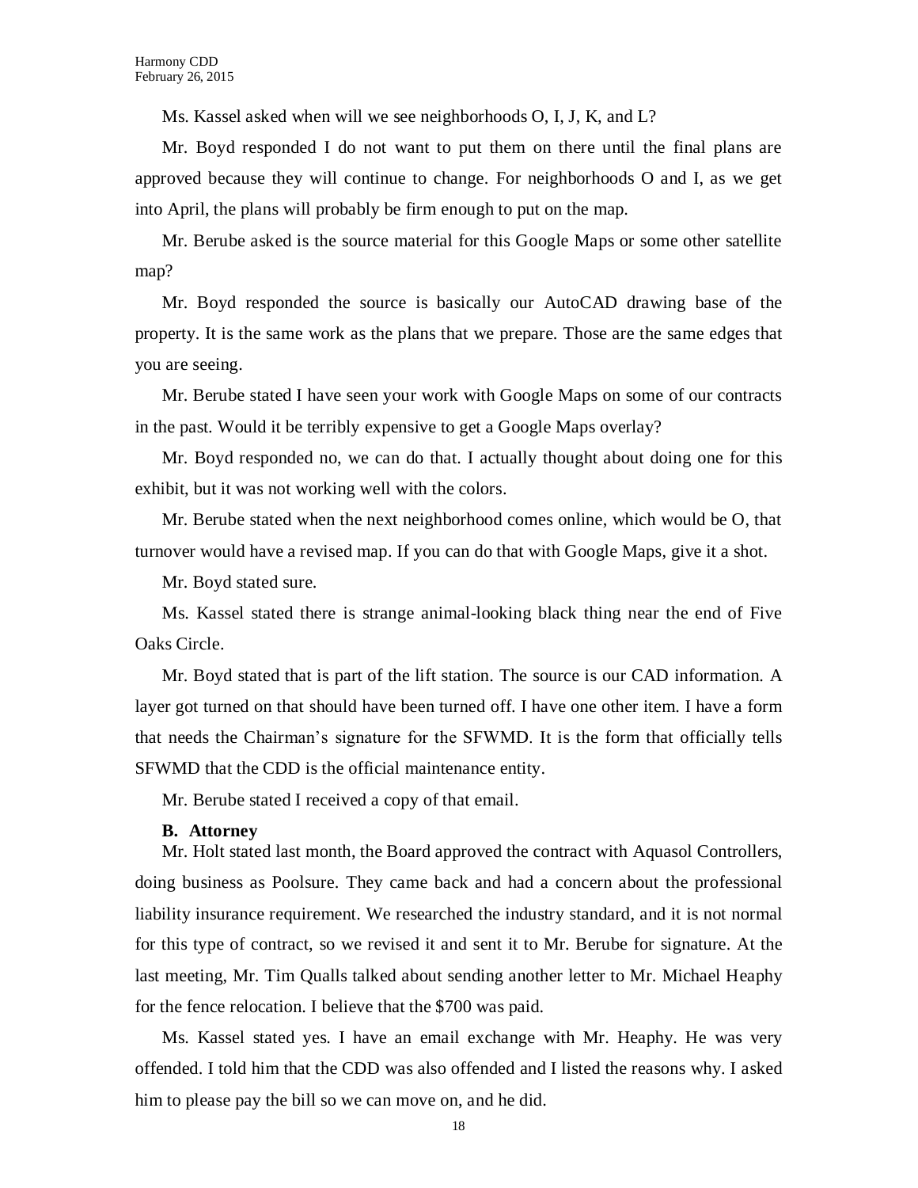Ms. Kassel asked when will we see neighborhoods O, I, J, K, and L?

Mr. Boyd responded I do not want to put them on there until the final plans are approved because they will continue to change. For neighborhoods O and I, as we get into April, the plans will probably be firm enough to put on the map.

Mr. Berube asked is the source material for this Google Maps or some other satellite map?

Mr. Boyd responded the source is basically our AutoCAD drawing base of the property. It is the same work as the plans that we prepare. Those are the same edges that you are seeing.

Mr. Berube stated I have seen your work with Google Maps on some of our contracts in the past. Would it be terribly expensive to get a Google Maps overlay?

Mr. Boyd responded no, we can do that. I actually thought about doing one for this exhibit, but it was not working well with the colors.

Mr. Berube stated when the next neighborhood comes online, which would be O, that turnover would have a revised map. If you can do that with Google Maps, give it a shot.

Mr. Boyd stated sure.

Ms. Kassel stated there is strange animal-looking black thing near the end of Five Oaks Circle.

Mr. Boyd stated that is part of the lift station. The source is our CAD information. A layer got turned on that should have been turned off. I have one other item. I have a form that needs the Chairman's signature for the SFWMD. It is the form that officially tells SFWMD that the CDD is the official maintenance entity.

Mr. Berube stated I received a copy of that email.

**B. Attorney**

Mr. Holt stated last month, the Board approved the contract with Aquasol Controllers, doing business as Poolsure. They came back and had a concern about the professional liability insurance requirement. We researched the industry standard, and it is not normal for this type of contract, so we revised it and sent it to Mr. Berube for signature. At the last meeting, Mr. Tim Qualls talked about sending another letter to Mr. Michael Heaphy for the fence relocation. I believe that the $700 was paid.

Ms. Kassel stated yes. I have an email exchange with Mr. Heaphy. He was very offended. I told him that the CDD was also offended and I listed the reasons why. I asked him to please pay the bill so we can move on, and he did.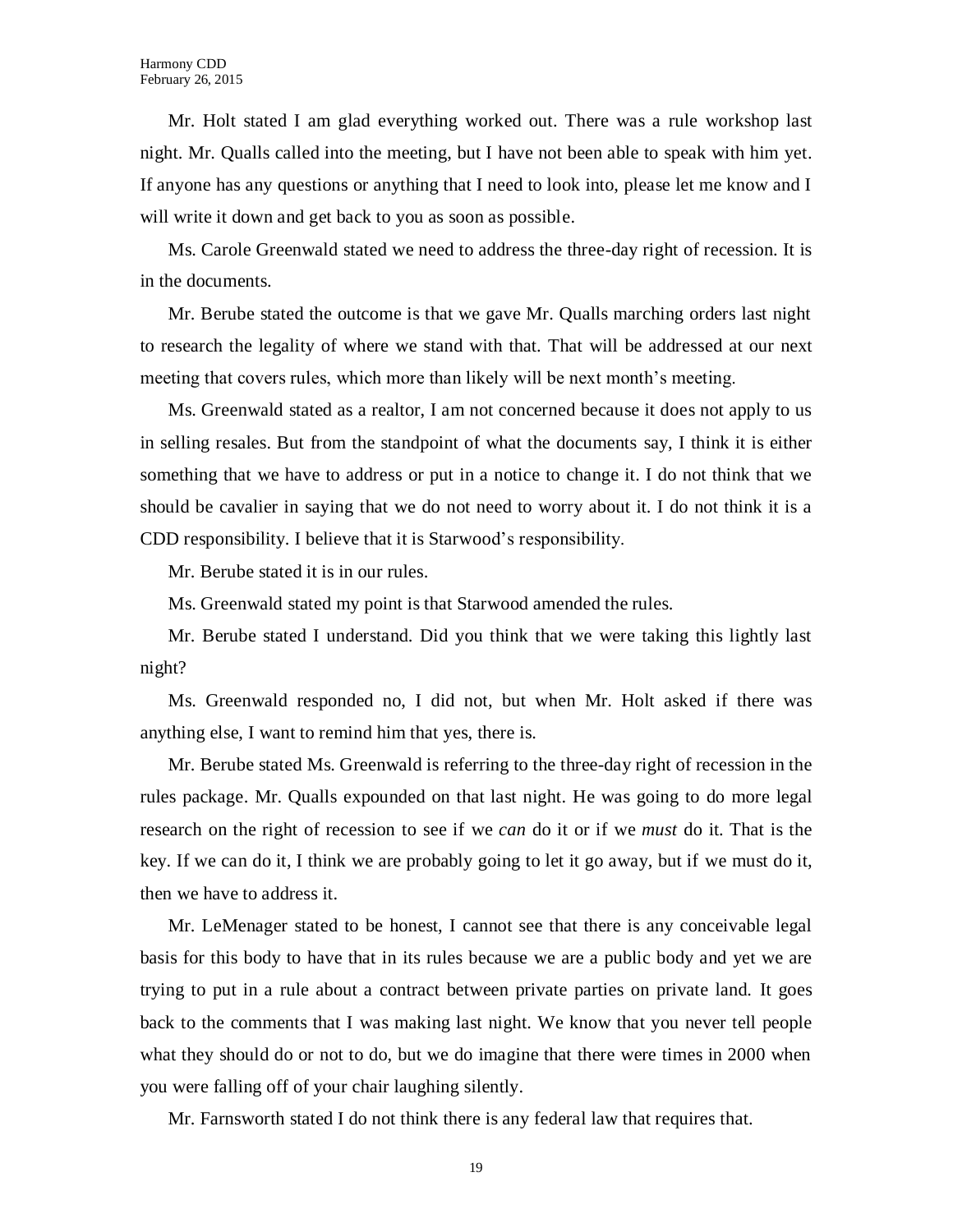Mr. Holt stated I am glad everything worked out. There was a rule workshop last night. Mr. Qualls called into the meeting, but I have not been able to speak with him yet. If anyone has any questions or anything that I need to look into, please let me know and I will write it down and get back to you as soon as possible.

Ms. Carole Greenwald stated we need to address the three-day right of recession. It is in the documents.

Mr. Berube stated the outcome is that we gave Mr. Qualls marching orders last night to research the legality of where we stand with that. That will be addressed at our next meeting that covers rules, which more than likely will be next month's meeting.

Ms. Greenwald stated as a realtor, I am not concerned because it does not apply to us in selling resales. But from the standpoint of what the documents say, I think it is either something that we have to address or put in a notice to change it. I do not think that we should be cavalier in saying that we do not need to worry about it. I do not think it is a CDD responsibility. I believe that it is Starwood's responsibility.

Mr. Berube stated it is in our rules.

Ms. Greenwald stated my point is that Starwood amended the rules.

Mr. Berube stated I understand. Did you think that we were taking this lightly last night?

Ms. Greenwald responded no, I did not, but when Mr. Holt asked if there was anything else, I want to remind him that yes, there is.

Mr. Berube stated Ms. Greenwald is referring to the three-day right of recession in the rules package. Mr. Qualls expounded on that last night. He was going to do more legal research on the right of recession to see if we *can* do it or if we *must* do it. That is the key. If we can do it, I think we are probably going to let it go away, but if we must do it, then we have to address it.

Mr. LeMenager stated to be honest, I cannot see that there is any conceivable legal basis for this body to have that in its rules because we are a public body and yet we are trying to put in a rule about a contract between private parties on private land. It goes back to the comments that I was making last night. We know that you never tell people what they should do or not to do, but we do imagine that there were times in 2000 when you were falling off of your chair laughing silently.

Mr. Farnsworth stated I do not think there is any federal law that requires that.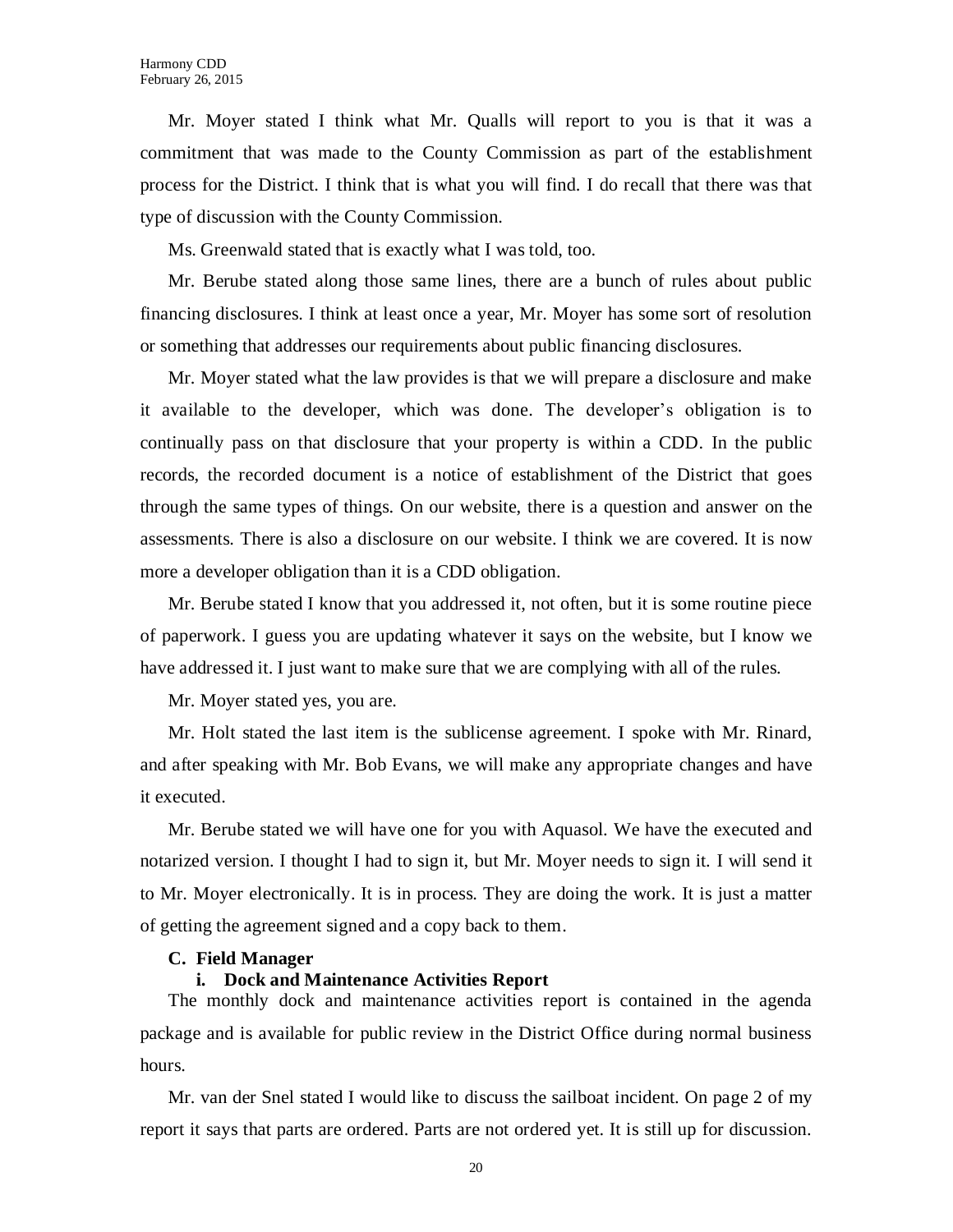Mr. Moyer stated I think what Mr. Qualls will report to you is that it was a commitment that was made to the County Commission as part of the establishment process for the District. I think that is what you will find. I do recall that there was that type of discussion with the County Commission.

Ms. Greenwald stated that is exactly what I was told, too.

Mr. Berube stated along those same lines, there are a bunch of rules about public financing disclosures. I think at least once a year, Mr. Moyer has some sort of resolution or something that addresses our requirements about public financing disclosures.

Mr. Moyer stated what the law provides is that we will prepare a disclosure and make it available to the developer, which was done. The developer's obligation is to continually pass on that disclosure that your property is within a CDD. In the public records, the recorded document is a notice of establishment of the District that goes through the same types of things. On our website, there is a question and answer on the assessments. There is also a disclosure on our website. I think we are covered. It is now more a developer obligation than it is a CDD obligation.

Mr. Berube stated I know that you addressed it, not often, but it is some routine piece of paperwork. I guess you are updating whatever it says on the website, but I know we have addressed it. I just want to make sure that we are complying with all of the rules.

Mr. Moyer stated yes, you are.

Mr. Holt stated the last item is the sublicense agreement. I spoke with Mr. Rinard, and after speaking with Mr. Bob Evans, we will make any appropriate changes and have it executed.

Mr. Berube stated we will have one for you with Aquasol. We have the executed and notarized version. I thought I had to sign it, but Mr. Moyer needs to sign it. I will send it to Mr. Moyer electronically. It is in process. They are doing the work. It is just a matter of getting the agreement signed and a copy back to them.

**C. Field Manager**

**i. Dock and Maintenance Activities Report**

The monthly dock and maintenance activities report is contained in the agenda package and is available for public review in the District Office during normal business hours.

Mr. van der Snel stated I would like to discuss the sailboat incident. On page 2 of my report it says that parts are ordered. Parts are not ordered yet. It is still up for discussion.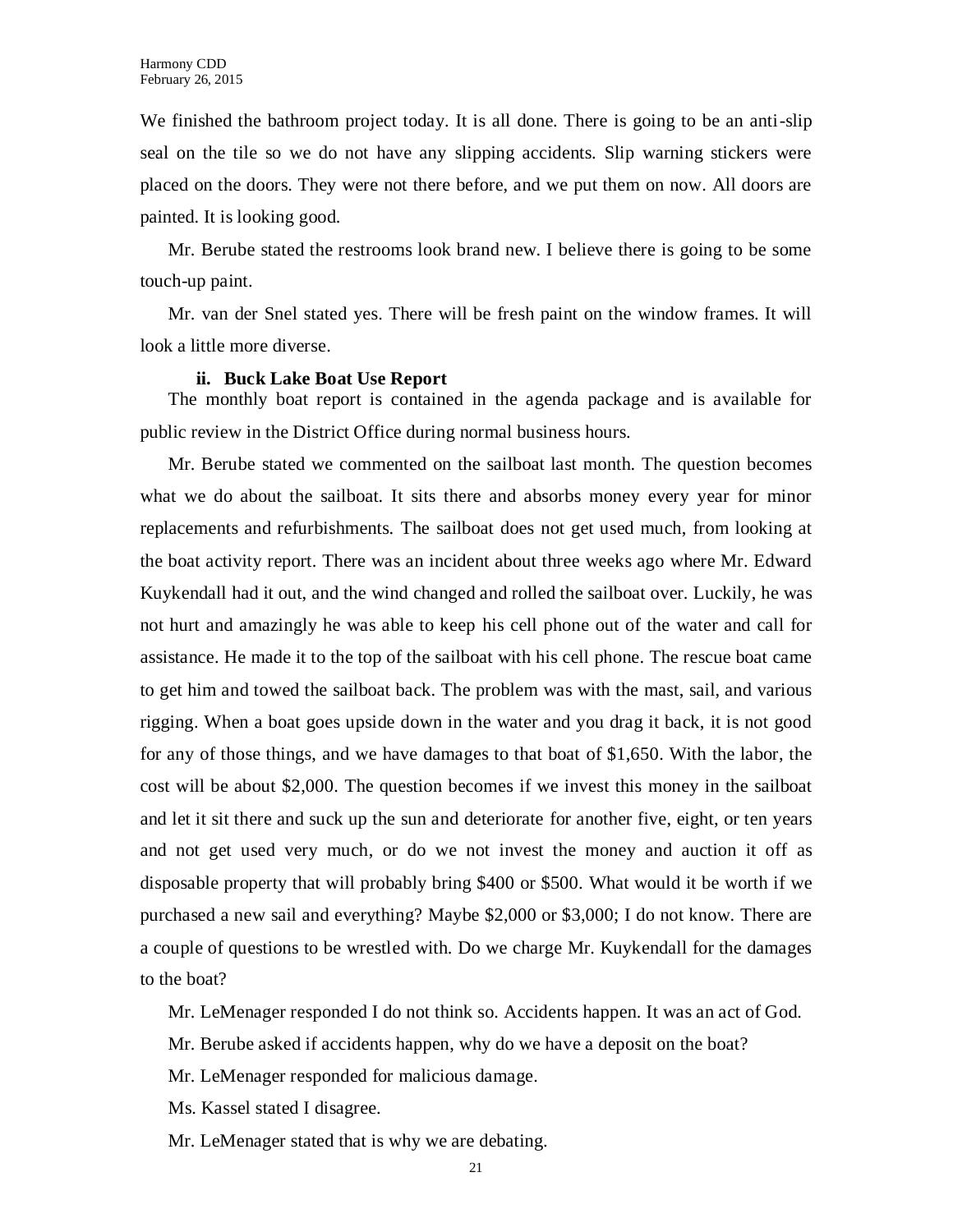We finished the bathroom project today. It is all done. There is going to be an anti-slip seal on the tile so we do not have any slipping accidents. Slip warning stickers were placed on the doors. They were not there before, and we put them on now. All doors are painted. It is looking good.

Mr. Berube stated the restrooms look brand new. I believe there is going to be some touch-up paint.

Mr. van der Snel stated yes. There will be fresh paint on the window frames. It will look a little more diverse.

**ii. Buck Lake Boat Use Report**

The monthly boat report is contained in the agenda package and is available for public review in the District Office during normal business hours.

Mr. Berube stated we commented on the sailboat last month. The question becomes what we do about the sailboat. It sits there and absorbs money every year for minor replacements and refurbishments. The sailboat does not get used much, from looking at the boat activity report. There was an incident about three weeks ago where Mr. Edward Kuykendall had it out, and the wind changed and rolled the sailboat over. Luckily, he was not hurt and amazingly he was able to keep his cell phone out of the water and call for assistance. He made it to the top of the sailboat with his cell phone. The rescue boat came to get him and towed the sailboat back. The problem was with the mast, sail, and various rigging. When a boat goes upside down in the water and you drag it back, it is not good for any of those things, and we have damages to that boat of $1,650. With the labor, the cost will be about $2,000. The question becomes if we invest this money in the sailboat and let it sit there and suck up the sun and deteriorate for another five, eight, or ten years and not get used very much, or do we not invest the money and auction it off as disposable property that will probably bring $400 or $500. What would it be worth if we purchased a new sail and everything? Maybe $2,000 or $3,000; I do not know. There are a couple of questions to be wrestled with. Do we charge Mr. Kuykendall for the damages to the boat?

Mr. LeMenager responded I do not think so. Accidents happen. It was an act of God.

Mr. Berube asked if accidents happen, why do we have a deposit on the boat?

Mr. LeMenager responded for malicious damage.

Ms. Kassel stated I disagree.

Mr. LeMenager stated that is why we are debating.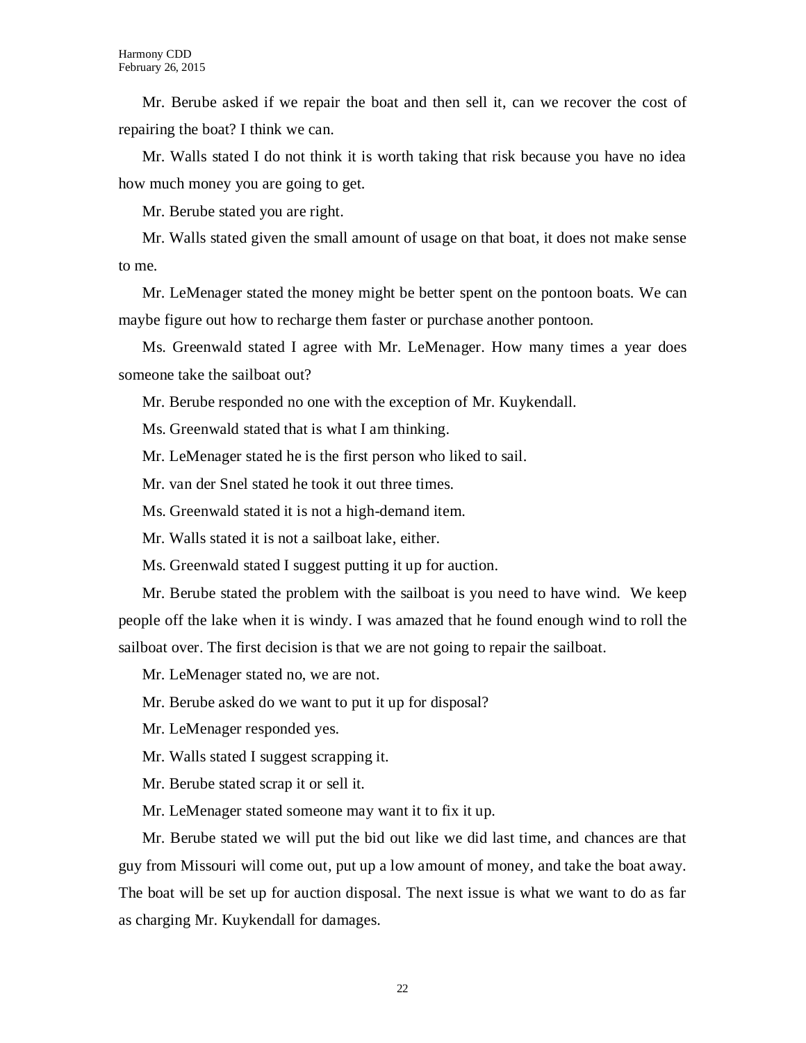Mr. Berube asked if we repair the boat and then sell it, can we recover the cost of repairing the boat? I think we can.

Mr. Walls stated I do not think it is worth taking that risk because you have no idea how much money you are going to get.

Mr. Berube stated you are right.

Mr. Walls stated given the small amount of usage on that boat, it does not make sense to me.

Mr. LeMenager stated the money might be better spent on the pontoon boats. We can maybe figure out how to recharge them faster or purchase another pontoon.

Ms. Greenwald stated I agree with Mr. LeMenager. How many times a year does someone take the sailboat out?

Mr. Berube responded no one with the exception of Mr. Kuykendall.

Ms. Greenwald stated that is what I am thinking.

Mr. LeMenager stated he is the first person who liked to sail.

Mr. van der Snel stated he took it out three times.

Ms. Greenwald stated it is not a high-demand item.

Mr. Walls stated it is not a sailboat lake, either.

Ms. Greenwald stated I suggest putting it up for auction.

Mr. Berube stated the problem with the sailboat is you need to have wind. We keep people off the lake when it is windy. I was amazed that he found enough wind to roll the sailboat over. The first decision is that we are not going to repair the sailboat.

Mr. LeMenager stated no, we are not.

Mr. Berube asked do we want to put it up for disposal?

Mr. LeMenager responded yes.

Mr. Walls stated I suggest scrapping it.

Mr. Berube stated scrap it or sell it.

Mr. LeMenager stated someone may want it to fix it up.

Mr. Berube stated we will put the bid out like we did last time, and chances are that guy from Missouri will come out, put up a low amount of money, and take the boat away. The boat will be set up for auction disposal. The next issue is what we want to do as far as charging Mr. Kuykendall for damages.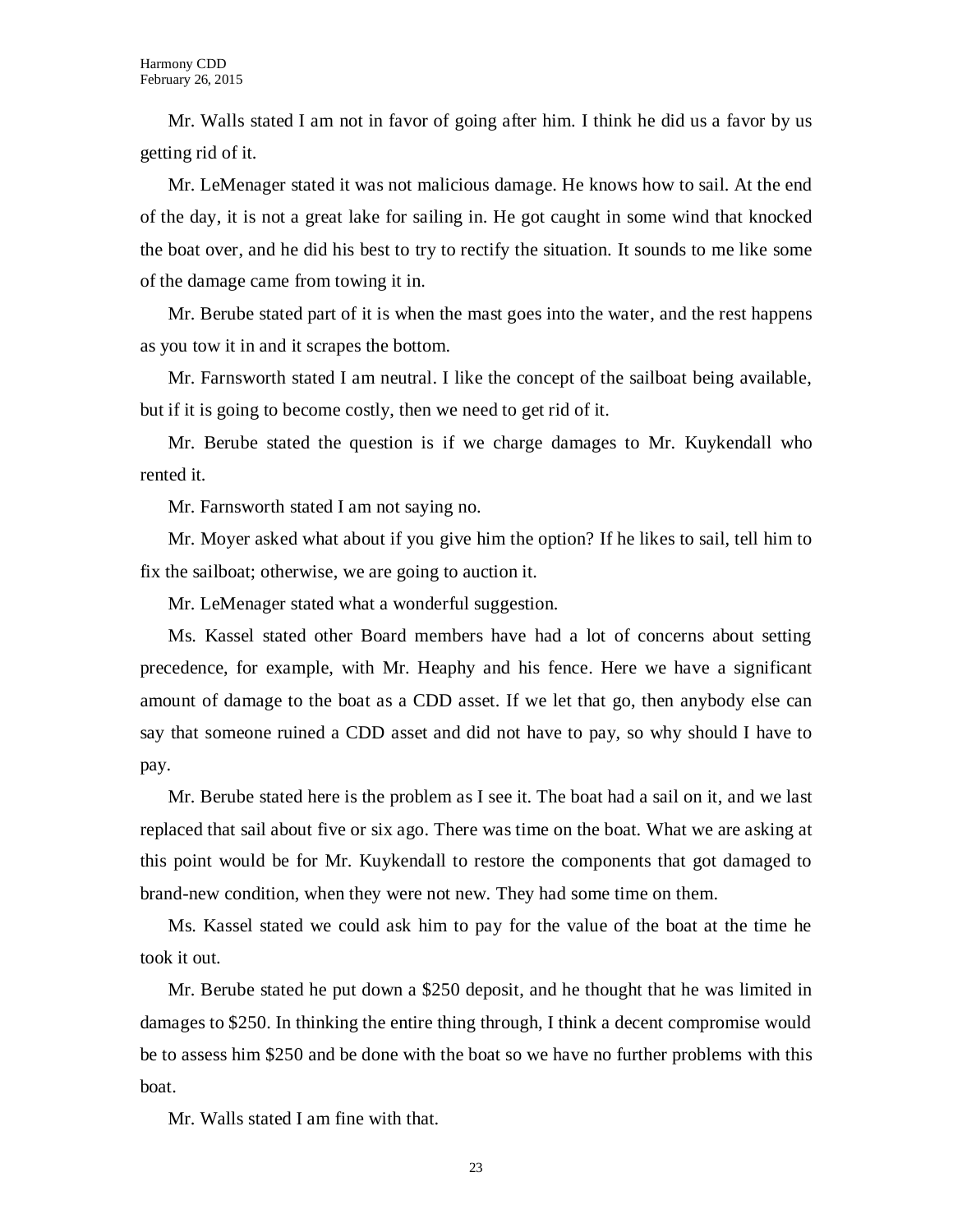Mr. Walls stated I am not in favor of going after him. I think he did us a favor by us getting rid of it.

Mr. LeMenager stated it was not malicious damage. He knows how to sail. At the end of the day, it is not a great lake for sailing in. He got caught in some wind that knocked the boat over, and he did his best to try to rectify the situation. It sounds to me like some of the damage came from towing it in.

Mr. Berube stated part of it is when the mast goes into the water, and the rest happens as you tow it in and it scrapes the bottom.

Mr. Farnsworth stated I am neutral. I like the concept of the sailboat being available, but if it is going to become costly, then we need to get rid of it.

Mr. Berube stated the question is if we charge damages to Mr. Kuykendall who rented it.

Mr. Farnsworth stated I am not saying no.

Mr. Moyer asked what about if you give him the option? If he likes to sail, tell him to fix the sailboat; otherwise, we are going to auction it.

Mr. LeMenager stated what a wonderful suggestion.

Ms. Kassel stated other Board members have had a lot of concerns about setting precedence, for example, with Mr. Heaphy and his fence. Here we have a significant amount of damage to the boat as a CDD asset. If we let that go, then anybody else can say that someone ruined a CDD asset and did not have to pay, so why should I have to pay.

Mr. Berube stated here is the problem as I see it. The boat had a sail on it, and we last replaced that sail about five or six ago. There was time on the boat. What we are asking at this point would be for Mr. Kuykendall to restore the components that got damaged to brand-new condition, when they were not new. They had some time on them.

Ms. Kassel stated we could ask him to pay for the value of the boat at the time he took it out.

Mr. Berube stated he put down a $250 deposit, and he thought that he was limited in damages to $250. In thinking the entire thing through, I think a decent compromise would be to assess him $250 and be done with the boat so we have no further problems with this boat.

Mr. Walls stated I am fine with that.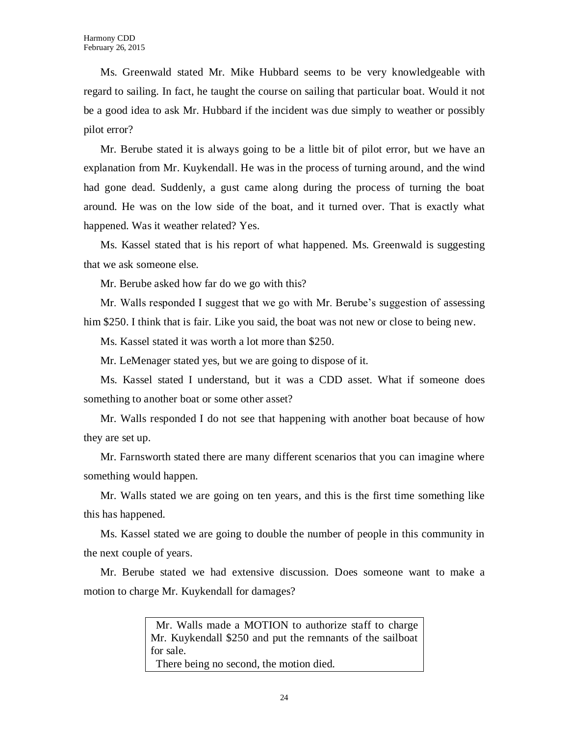Ms. Greenwald stated Mr. Mike Hubbard seems to be very knowledgeable with regard to sailing. In fact, he taught the course on sailing that particular boat. Would it not be a good idea to ask Mr. Hubbard if the incident was due simply to weather or possibly pilot error?

Mr. Berube stated it is always going to be a little bit of pilot error, but we have an explanation from Mr. Kuykendall. He was in the process of turning around, and the wind had gone dead. Suddenly, a gust came along during the process of turning the boat around. He was on the low side of the boat, and it turned over. That is exactly what happened. Was it weather related? Yes.

Ms. Kassel stated that is his report of what happened. Ms. Greenwald is suggesting that we ask someone else.

Mr. Berube asked how far do we go with this?

Mr. Walls responded I suggest that we go with Mr. Berube's suggestion of assessing him $250. I think that is fair. Like you said, the boat was not new or close to being new.

Ms. Kassel stated it was worth a lot more than $250.

Mr. LeMenager stated yes, but we are going to dispose of it.

Ms. Kassel stated I understand, but it was a CDD asset. What if someone does something to another boat or some other asset?

Mr. Walls responded I do not see that happening with another boat because of how they are set up.

Mr. Farnsworth stated there are many different scenarios that you can imagine where something would happen.

Mr. Walls stated we are going on ten years, and this is the first time something like this has happened.

Ms. Kassel stated we are going to double the number of people in this community in the next couple of years.

Mr. Berube stated we had extensive discussion. Does someone want to make a motion to charge Mr. Kuykendall for damages?

> Mr. Walls made a MOTION to authorize staff to charge Mr. Kuykendall $250 and put the remnants of the sailboat for sale.
>
> There being no second, the motion died.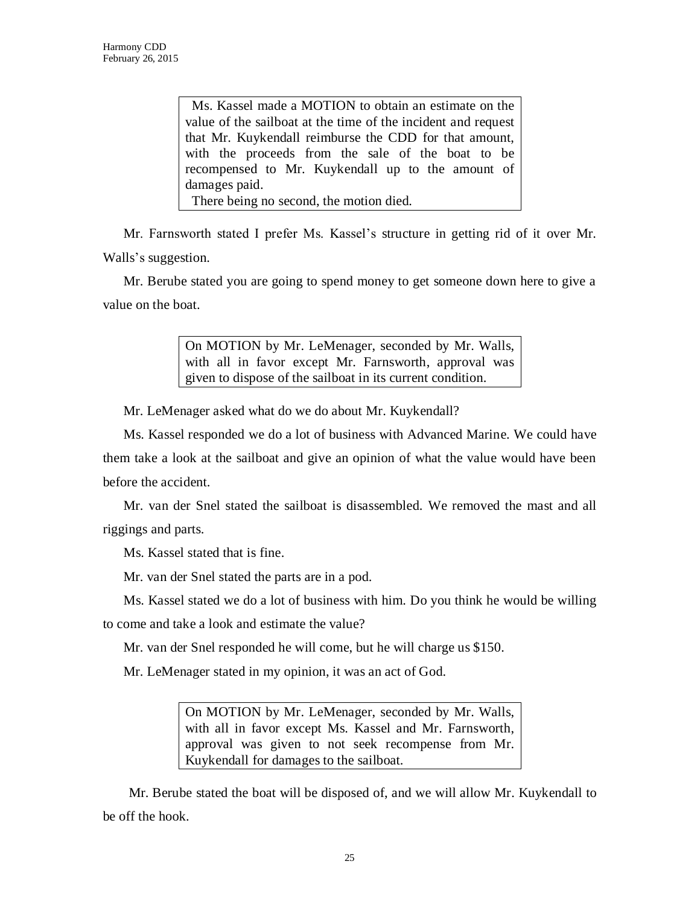Ms. Kassel made a MOTION to obtain an estimate on the value of the sailboat at the time of the incident and request that Mr. Kuykendall reimburse the CDD for that amount, with the proceeds from the sale of the boat to be recompensed to Mr. Kuykendall up to the amount of damages paid.

There being no second, the motion died.

Mr. Farnsworth stated I prefer Ms. Kassel's structure in getting rid of it over Mr. Walls's suggestion.

Mr. Berube stated you are going to spend money to get someone down here to give a value on the boat.

On MOTION by Mr. LeMenager, seconded by Mr. Walls, with all in favor except Mr. Farnsworth, approval was given to dispose of the sailboat in its current condition.

Mr. LeMenager asked what do we do about Mr. Kuykendall?

Ms. Kassel responded we do a lot of business with Advanced Marine. We could have them take a look at the sailboat and give an opinion of what the value would have been before the accident.

Mr. van der Snel stated the sailboat is disassembled. We removed the mast and all riggings and parts.

Ms. Kassel stated that is fine.

Mr. van der Snel stated the parts are in a pod.

Ms. Kassel stated we do a lot of business with him. Do you think he would be willing to come and take a look and estimate the value?

Mr. van der Snel responded he will come, but he will charge us $150.

Mr. LeMenager stated in my opinion, it was an act of God.

On MOTION by Mr. LeMenager, seconded by Mr. Walls, with all in favor except Ms. Kassel and Mr. Farnsworth, approval was given to not seek recompense from Mr. Kuykendall for damages to the sailboat.

Mr. Berube stated the boat will be disposed of, and we will allow Mr. Kuykendall to be off the hook.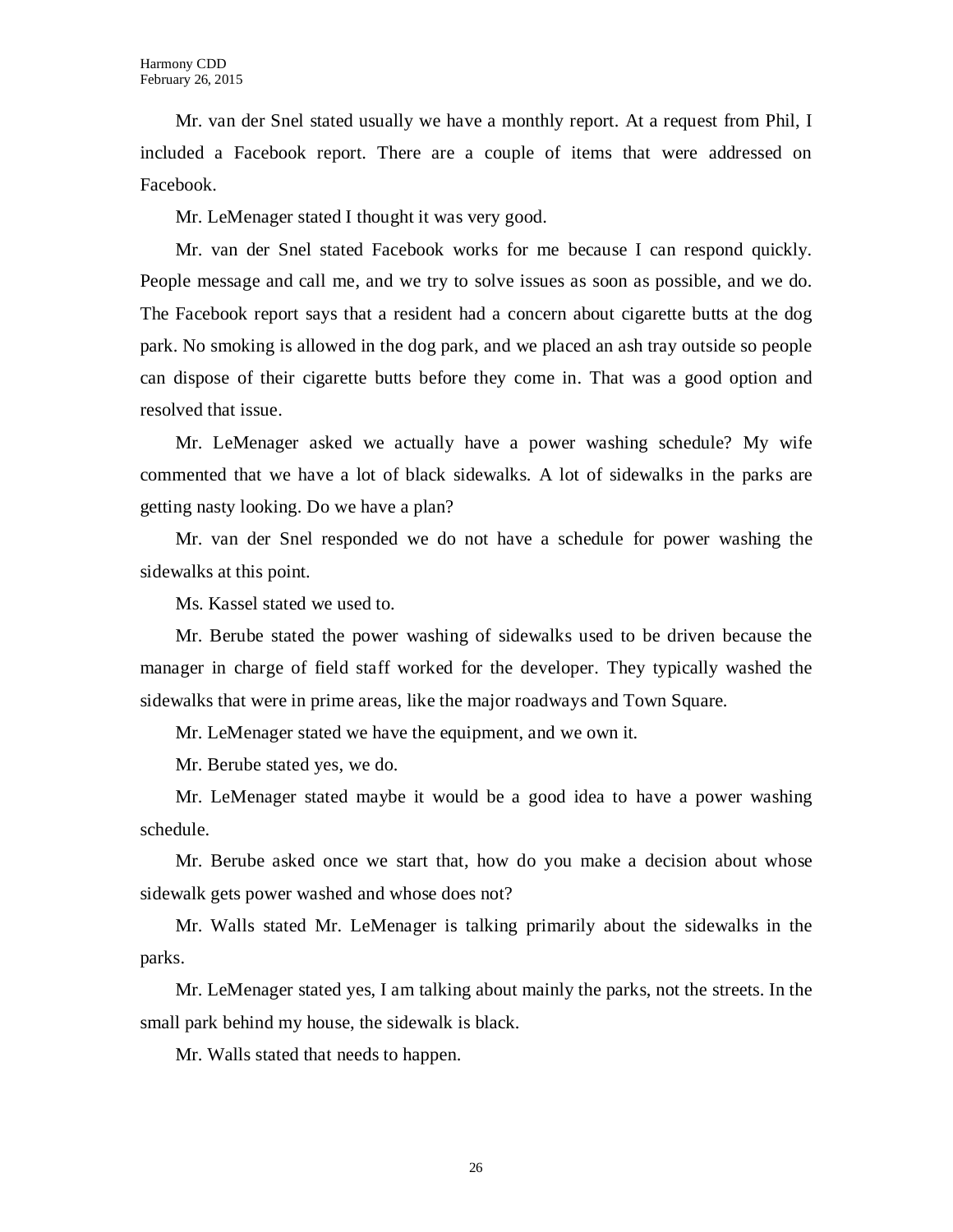Mr. van der Snel stated usually we have a monthly report. At a request from Phil, I included a Facebook report. There are a couple of items that were addressed on Facebook.

Mr. LeMenager stated I thought it was very good.

Mr. van der Snel stated Facebook works for me because I can respond quickly. People message and call me, and we try to solve issues as soon as possible, and we do. The Facebook report says that a resident had a concern about cigarette butts at the dog park. No smoking is allowed in the dog park, and we placed an ash tray outside so people can dispose of their cigarette butts before they come in. That was a good option and resolved that issue.

Mr. LeMenager asked we actually have a power washing schedule? My wife commented that we have a lot of black sidewalks. A lot of sidewalks in the parks are getting nasty looking. Do we have a plan?

Mr. van der Snel responded we do not have a schedule for power washing the sidewalks at this point.

Ms. Kassel stated we used to.

Mr. Berube stated the power washing of sidewalks used to be driven because the manager in charge of field staff worked for the developer. They typically washed the sidewalks that were in prime areas, like the major roadways and Town Square.

Mr. LeMenager stated we have the equipment, and we own it.

Mr. Berube stated yes, we do.

Mr. LeMenager stated maybe it would be a good idea to have a power washing schedule.

Mr. Berube asked once we start that, how do you make a decision about whose sidewalk gets power washed and whose does not?

Mr. Walls stated Mr. LeMenager is talking primarily about the sidewalks in the parks.

Mr. LeMenager stated yes, I am talking about mainly the parks, not the streets. In the small park behind my house, the sidewalk is black.

Mr. Walls stated that needs to happen.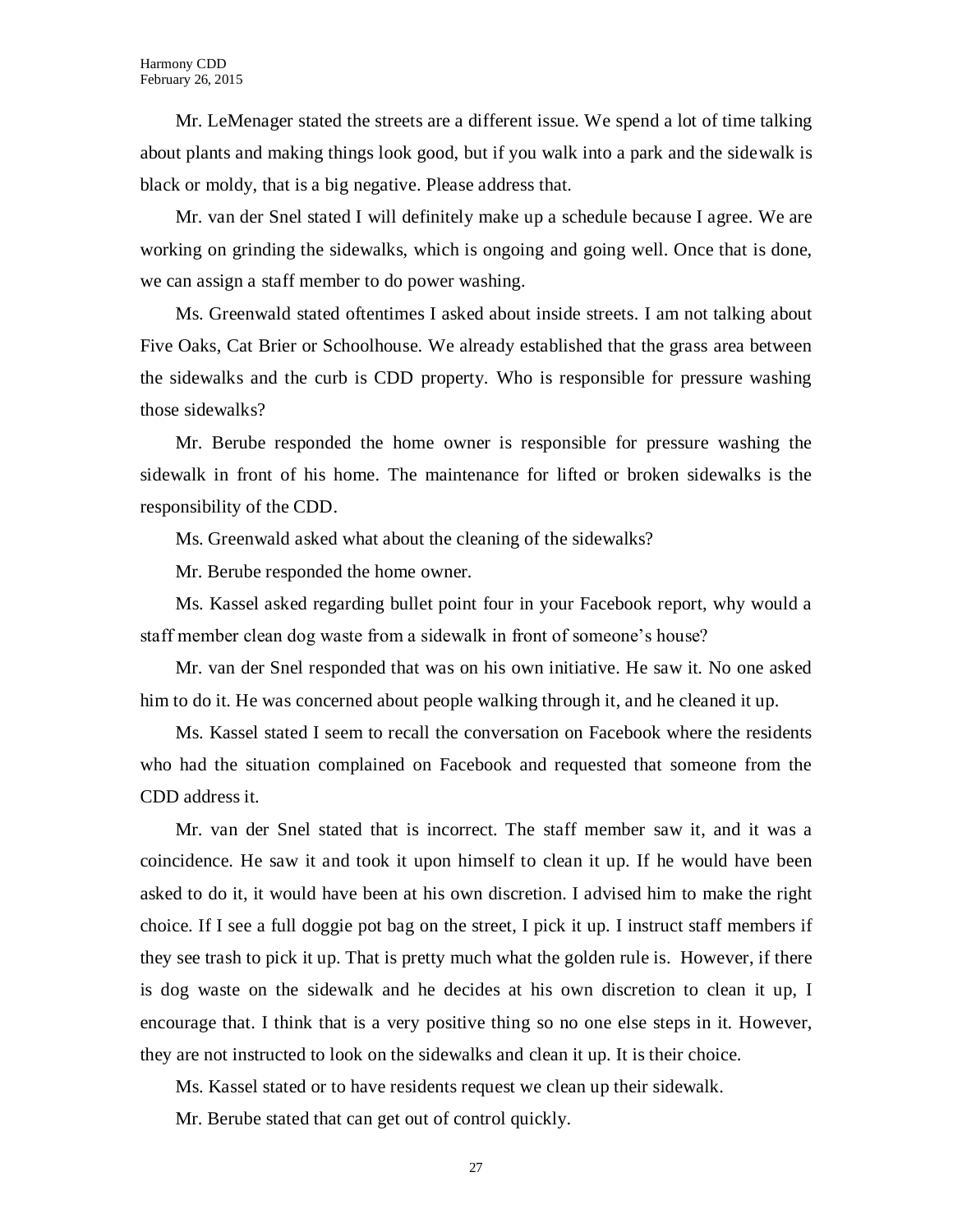Mr. LeMenager stated the streets are a different issue. We spend a lot of time talking about plants and making things look good, but if you walk into a park and the sidewalk is black or moldy, that is a big negative. Please address that.

Mr. van der Snel stated I will definitely make up a schedule because I agree. We are working on grinding the sidewalks, which is ongoing and going well. Once that is done, we can assign a staff member to do power washing.

Ms. Greenwald stated oftentimes I asked about inside streets. I am not talking about Five Oaks, Cat Brier or Schoolhouse. We already established that the grass area between the sidewalks and the curb is CDD property. Who is responsible for pressure washing those sidewalks?

Mr. Berube responded the home owner is responsible for pressure washing the sidewalk in front of his home. The maintenance for lifted or broken sidewalks is the responsibility of the CDD.

Ms. Greenwald asked what about the cleaning of the sidewalks?

Mr. Berube responded the home owner.

Ms. Kassel asked regarding bullet point four in your Facebook report, why would a staff member clean dog waste from a sidewalk in front of someone's house?

Mr. van der Snel responded that was on his own initiative. He saw it. No one asked him to do it. He was concerned about people walking through it, and he cleaned it up.

Ms. Kassel stated I seem to recall the conversation on Facebook where the residents who had the situation complained on Facebook and requested that someone from the CDD address it.

Mr. van der Snel stated that is incorrect. The staff member saw it, and it was a coincidence. He saw it and took it upon himself to clean it up. If he would have been asked to do it, it would have been at his own discretion. I advised him to make the right choice. If I see a full doggie pot bag on the street, I pick it up. I instruct staff members if they see trash to pick it up. That is pretty much what the golden rule is. However, if there is dog waste on the sidewalk and he decides at his own discretion to clean it up, I encourage that. I think that is a very positive thing so no one else steps in it. However, they are not instructed to look on the sidewalks and clean it up. It is their choice.

Ms. Kassel stated or to have residents request we clean up their sidewalk.

Mr. Berube stated that can get out of control quickly.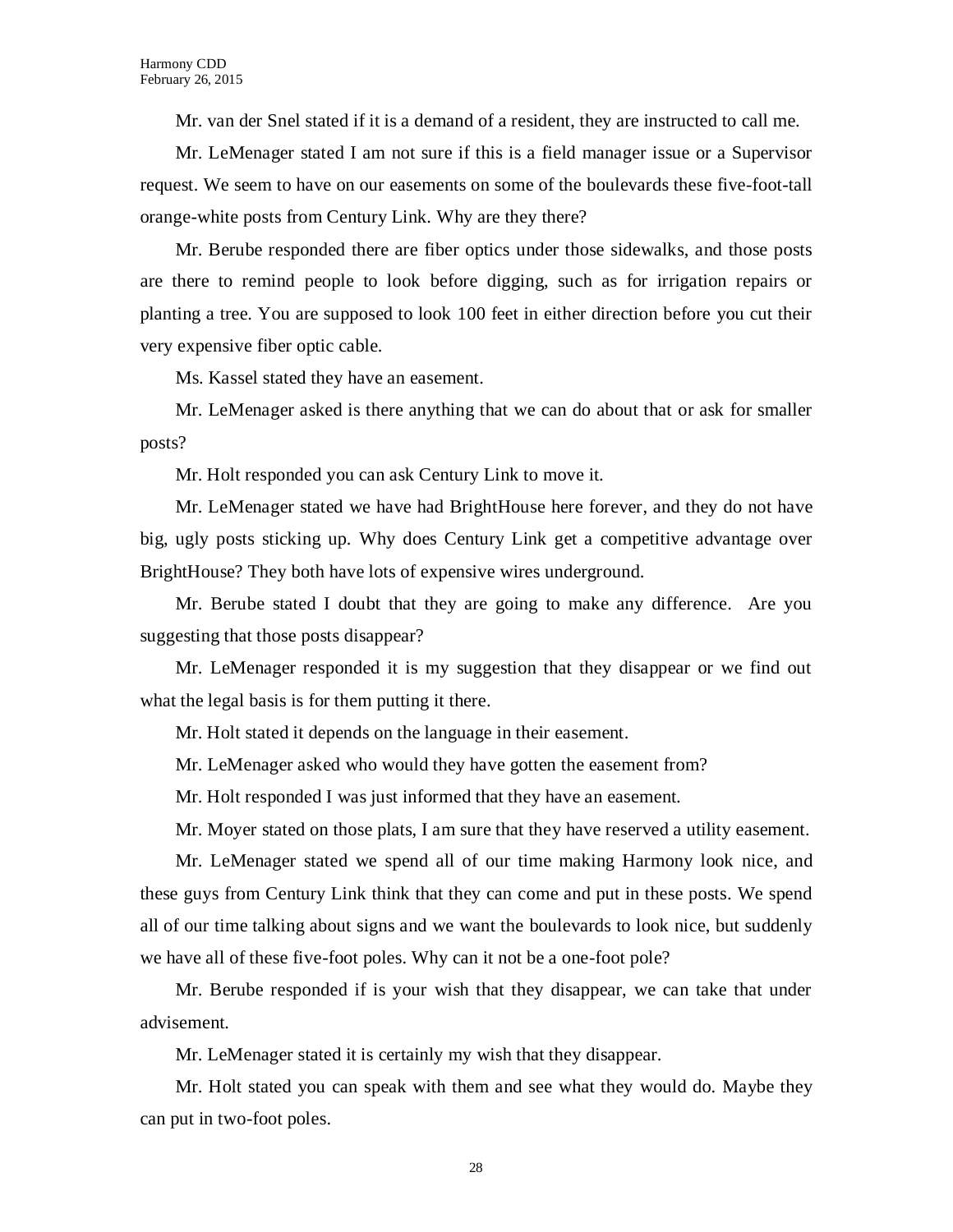Mr. van der Snel stated if it is a demand of a resident, they are instructed to call me.

Mr. LeMenager stated I am not sure if this is a field manager issue or a Supervisor request. We seem to have on our easements on some of the boulevards these five-foot-tall orange-white posts from Century Link. Why are they there?

Mr. Berube responded there are fiber optics under those sidewalks, and those posts are there to remind people to look before digging, such as for irrigation repairs or planting a tree. You are supposed to look 100 feet in either direction before you cut their very expensive fiber optic cable.

Ms. Kassel stated they have an easement.

Mr. LeMenager asked is there anything that we can do about that or ask for smaller posts?

Mr. Holt responded you can ask Century Link to move it.

Mr. LeMenager stated we have had BrightHouse here forever, and they do not have big, ugly posts sticking up. Why does Century Link get a competitive advantage over BrightHouse? They both have lots of expensive wires underground.

Mr. Berube stated I doubt that they are going to make any difference. Are you suggesting that those posts disappear?

Mr. LeMenager responded it is my suggestion that they disappear or we find out what the legal basis is for them putting it there.

Mr. Holt stated it depends on the language in their easement.

Mr. LeMenager asked who would they have gotten the easement from?

Mr. Holt responded I was just informed that they have an easement.

Mr. Moyer stated on those plats, I am sure that they have reserved a utility easement.

Mr. LeMenager stated we spend all of our time making Harmony look nice, and these guys from Century Link think that they can come and put in these posts. We spend all of our time talking about signs and we want the boulevards to look nice, but suddenly we have all of these five-foot poles. Why can it not be a one-foot pole?

Mr. Berube responded if is your wish that they disappear, we can take that under advisement.

Mr. LeMenager stated it is certainly my wish that they disappear.

Mr. Holt stated you can speak with them and see what they would do. Maybe they can put in two-foot poles.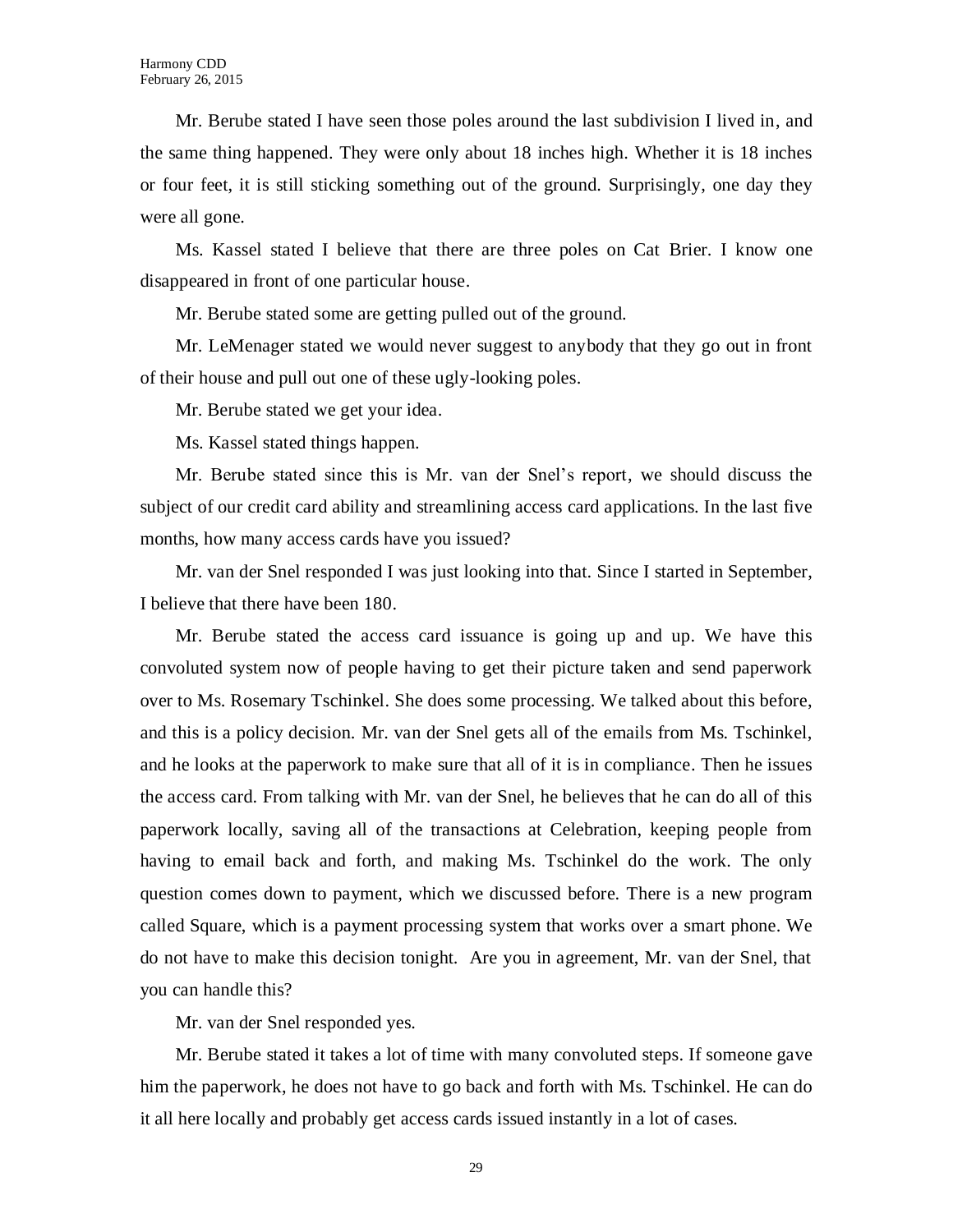Mr. Berube stated I have seen those poles around the last subdivision I lived in, and the same thing happened. They were only about 18 inches high. Whether it is 18 inches or four feet, it is still sticking something out of the ground. Surprisingly, one day they were all gone.

Ms. Kassel stated I believe that there are three poles on Cat Brier. I know one disappeared in front of one particular house.

Mr. Berube stated some are getting pulled out of the ground.

Mr. LeMenager stated we would never suggest to anybody that they go out in front of their house and pull out one of these ugly-looking poles.

Mr. Berube stated we get your idea.

Ms. Kassel stated things happen.

Mr. Berube stated since this is Mr. van der Snel's report, we should discuss the subject of our credit card ability and streamlining access card applications. In the last five months, how many access cards have you issued?

Mr. van der Snel responded I was just looking into that. Since I started in September, I believe that there have been 180.

Mr. Berube stated the access card issuance is going up and up. We have this convoluted system now of people having to get their picture taken and send paperwork over to Ms. Rosemary Tschinkel. She does some processing. We talked about this before, and this is a policy decision. Mr. van der Snel gets all of the emails from Ms. Tschinkel, and he looks at the paperwork to make sure that all of it is in compliance. Then he issues the access card. From talking with Mr. van der Snel, he believes that he can do all of this paperwork locally, saving all of the transactions at Celebration, keeping people from having to email back and forth, and making Ms. Tschinkel do the work. The only question comes down to payment, which we discussed before. There is a new program called Square, which is a payment processing system that works over a smart phone. We do not have to make this decision tonight. Are you in agreement, Mr. van der Snel, that you can handle this?

Mr. van der Snel responded yes.

Mr. Berube stated it takes a lot of time with many convoluted steps. If someone gave him the paperwork, he does not have to go back and forth with Ms. Tschinkel. He can do it all here locally and probably get access cards issued instantly in a lot of cases.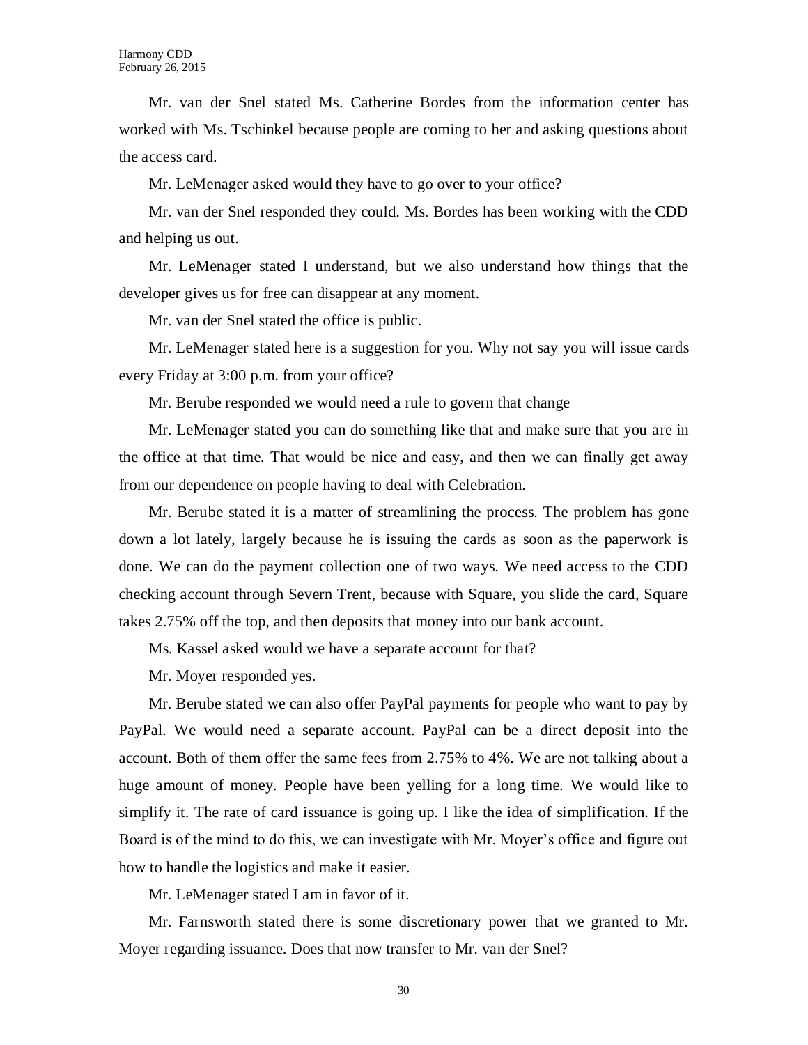Mr. van der Snel stated Ms. Catherine Bordes from the information center has worked with Ms. Tschinkel because people are coming to her and asking questions about the access card.

Mr. LeMenager asked would they have to go over to your office?

Mr. van der Snel responded they could. Ms. Bordes has been working with the CDD and helping us out.

Mr. LeMenager stated I understand, but we also understand how things that the developer gives us for free can disappear at any moment.

Mr. van der Snel stated the office is public.

Mr. LeMenager stated here is a suggestion for you. Why not say you will issue cards every Friday at 3:00 p.m. from your office?

Mr. Berube responded we would need a rule to govern that change

Mr. LeMenager stated you can do something like that and make sure that you are in the office at that time. That would be nice and easy, and then we can finally get away from our dependence on people having to deal with Celebration.

Mr. Berube stated it is a matter of streamlining the process. The problem has gone down a lot lately, largely because he is issuing the cards as soon as the paperwork is done. We can do the payment collection one of two ways. We need access to the CDD checking account through Severn Trent, because with Square, you slide the card, Square takes 2.75% off the top, and then deposits that money into our bank account.

Ms. Kassel asked would we have a separate account for that?

Mr. Moyer responded yes.

Mr. Berube stated we can also offer PayPal payments for people who want to pay by PayPal. We would need a separate account. PayPal can be a direct deposit into the account. Both of them offer the same fees from 2.75% to 4%. We are not talking about a huge amount of money. People have been yelling for a long time. We would like to simplify it. The rate of card issuance is going up. I like the idea of simplification. If the Board is of the mind to do this, we can investigate with Mr. Moyer's office and figure out how to handle the logistics and make it easier.

Mr. LeMenager stated I am in favor of it.

Mr. Farnsworth stated there is some discretionary power that we granted to Mr. Moyer regarding issuance. Does that now transfer to Mr. van der Snel?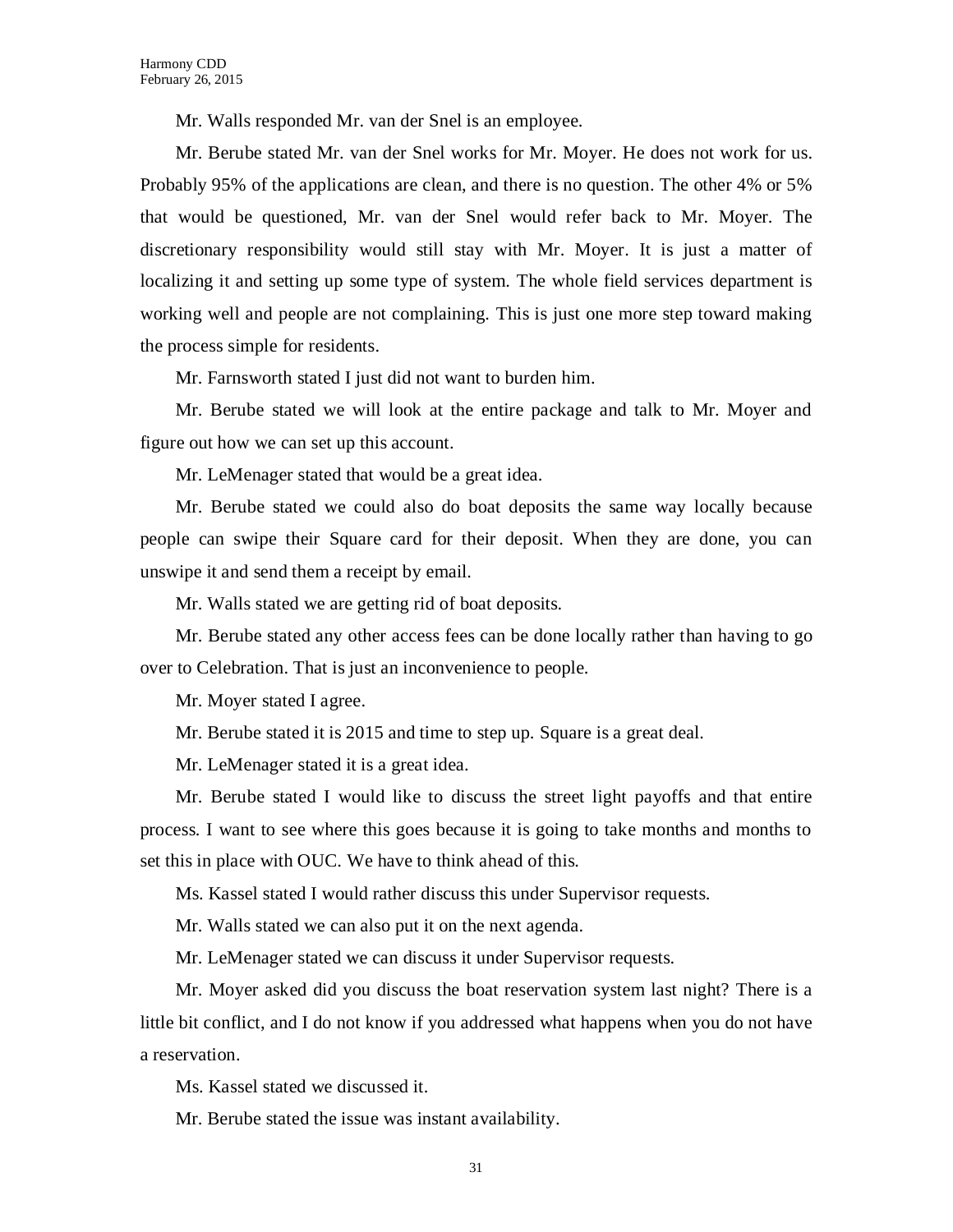Mr. Walls responded Mr. van der Snel is an employee.

Mr. Berube stated Mr. van der Snel works for Mr. Moyer. He does not work for us. Probably 95% of the applications are clean, and there is no question. The other 4% or 5% that would be questioned, Mr. van der Snel would refer back to Mr. Moyer. The discretionary responsibility would still stay with Mr. Moyer. It is just a matter of localizing it and setting up some type of system. The whole field services department is working well and people are not complaining. This is just one more step toward making the process simple for residents.

Mr. Farnsworth stated I just did not want to burden him.

Mr. Berube stated we will look at the entire package and talk to Mr. Moyer and figure out how we can set up this account.

Mr. LeMenager stated that would be a great idea.

Mr. Berube stated we could also do boat deposits the same way locally because people can swipe their Square card for their deposit. When they are done, you can unswipe it and send them a receipt by email.

Mr. Walls stated we are getting rid of boat deposits.

Mr. Berube stated any other access fees can be done locally rather than having to go over to Celebration. That is just an inconvenience to people.

Mr. Moyer stated I agree.

Mr. Berube stated it is 2015 and time to step up. Square is a great deal.

Mr. LeMenager stated it is a great idea.

Mr. Berube stated I would like to discuss the street light payoffs and that entire process. I want to see where this goes because it is going to take months and months to set this in place with OUC. We have to think ahead of this.

Ms. Kassel stated I would rather discuss this under Supervisor requests.

Mr. Walls stated we can also put it on the next agenda.

Mr. LeMenager stated we can discuss it under Supervisor requests.

Mr. Moyer asked did you discuss the boat reservation system last night? There is a little bit conflict, and I do not know if you addressed what happens when you do not have a reservation.

Ms. Kassel stated we discussed it.

Mr. Berube stated the issue was instant availability.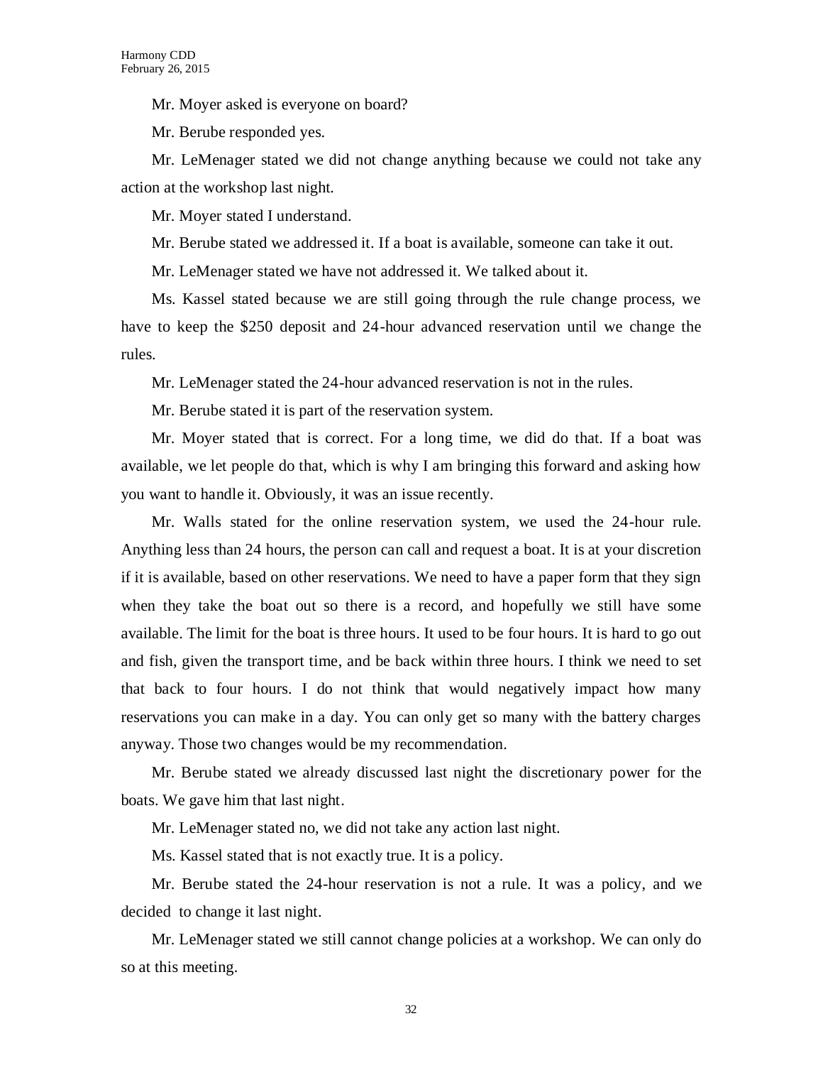Mr. Moyer asked is everyone on board?

Mr. Berube responded yes.

Mr. LeMenager stated we did not change anything because we could not take any action at the workshop last night.

Mr. Moyer stated I understand.

Mr. Berube stated we addressed it. If a boat is available, someone can take it out.

Mr. LeMenager stated we have not addressed it. We talked about it.

Ms. Kassel stated because we are still going through the rule change process, we have to keep the $250 deposit and 24-hour advanced reservation until we change the rules.

Mr. LeMenager stated the 24-hour advanced reservation is not in the rules.

Mr. Berube stated it is part of the reservation system.

Mr. Moyer stated that is correct. For a long time, we did do that. If a boat was available, we let people do that, which is why I am bringing this forward and asking how you want to handle it. Obviously, it was an issue recently.

Mr. Walls stated for the online reservation system, we used the 24-hour rule. Anything less than 24 hours, the person can call and request a boat. It is at your discretion if it is available, based on other reservations. We need to have a paper form that they sign when they take the boat out so there is a record, and hopefully we still have some available. The limit for the boat is three hours. It used to be four hours. It is hard to go out and fish, given the transport time, and be back within three hours. I think we need to set that back to four hours. I do not think that would negatively impact how many reservations you can make in a day. You can only get so many with the battery charges anyway. Those two changes would be my recommendation.

Mr. Berube stated we already discussed last night the discretionary power for the boats. We gave him that last night.

Mr. LeMenager stated no, we did not take any action last night.

Ms. Kassel stated that is not exactly true. It is a policy.

Mr. Berube stated the 24-hour reservation is not a rule. It was a policy, and we decided to change it last night.

Mr. LeMenager stated we still cannot change policies at a workshop. We can only do so at this meeting.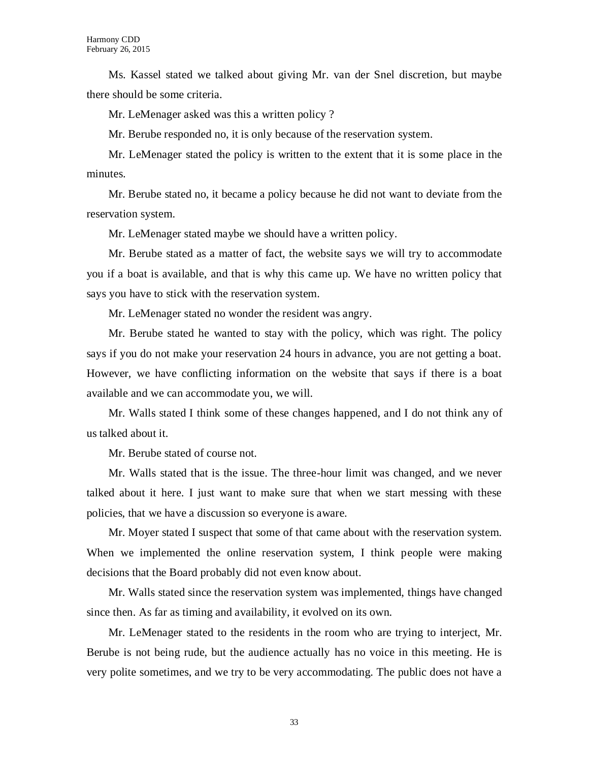Ms. Kassel stated we talked about giving Mr. van der Snel discretion, but maybe there should be some criteria.

Mr. LeMenager asked was this a written policy ?

Mr. Berube responded no, it is only because of the reservation system.

Mr. LeMenager stated the policy is written to the extent that it is some place in the minutes.

Mr. Berube stated no, it became a policy because he did not want to deviate from the reservation system.

Mr. LeMenager stated maybe we should have a written policy.

Mr. Berube stated as a matter of fact, the website says we will try to accommodate you if a boat is available, and that is why this came up. We have no written policy that says you have to stick with the reservation system.

Mr. LeMenager stated no wonder the resident was angry.

Mr. Berube stated he wanted to stay with the policy, which was right. The policy says if you do not make your reservation 24 hours in advance, you are not getting a boat. However, we have conflicting information on the website that says if there is a boat available and we can accommodate you, we will.

Mr. Walls stated I think some of these changes happened, and I do not think any of us talked about it.

Mr. Berube stated of course not.

Mr. Walls stated that is the issue. The three-hour limit was changed, and we never talked about it here. I just want to make sure that when we start messing with these policies, that we have a discussion so everyone is aware.

Mr. Moyer stated I suspect that some of that came about with the reservation system. When we implemented the online reservation system, I think people were making decisions that the Board probably did not even know about.

Mr. Walls stated since the reservation system was implemented, things have changed since then. As far as timing and availability, it evolved on its own.

Mr. LeMenager stated to the residents in the room who are trying to interject, Mr. Berube is not being rude, but the audience actually has no voice in this meeting. He is very polite sometimes, and we try to be very accommodating. The public does not have a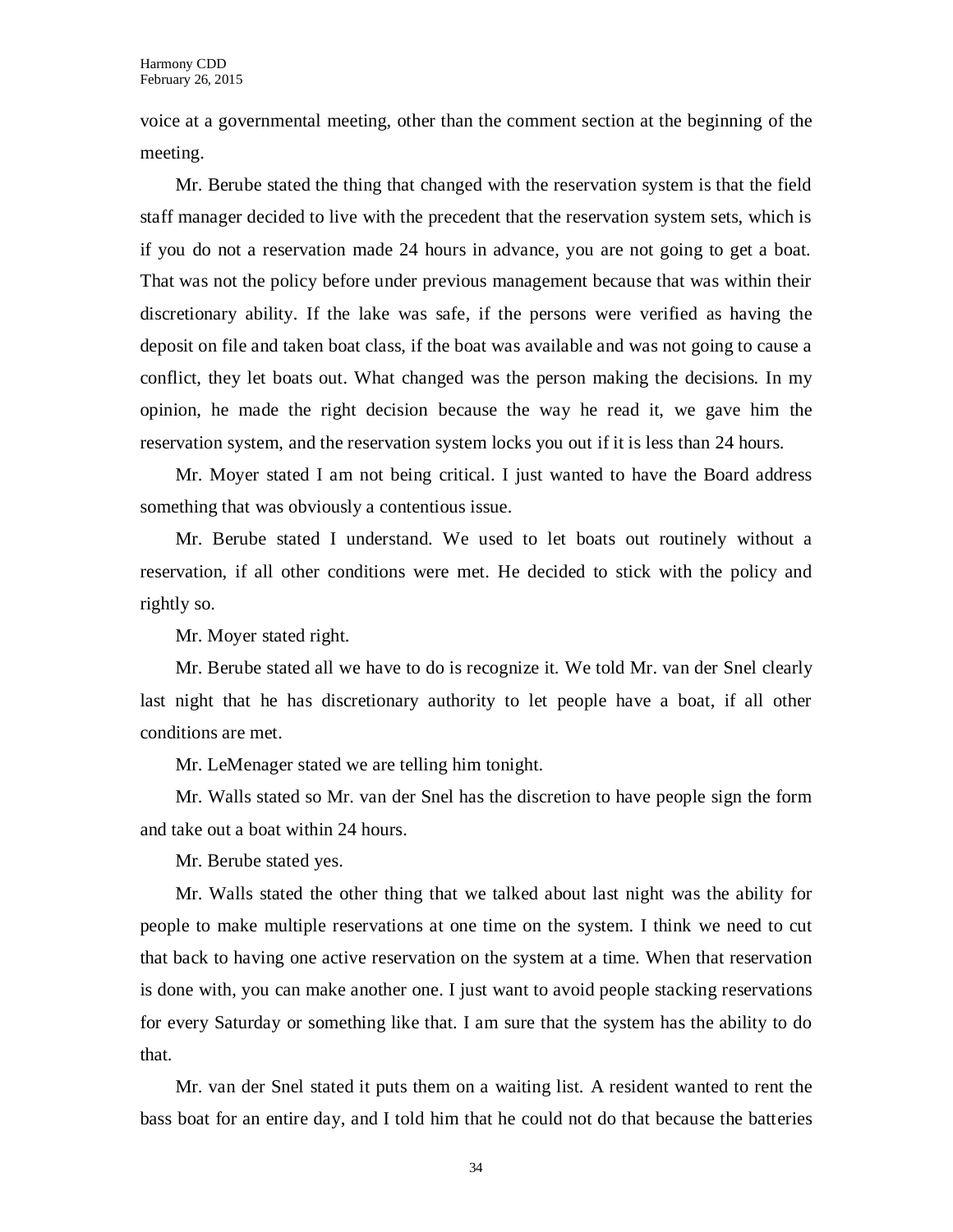voice at a governmental meeting, other than the comment section at the beginning of the meeting.

Mr. Berube stated the thing that changed with the reservation system is that the field staff manager decided to live with the precedent that the reservation system sets, which is if you do not a reservation made 24 hours in advance, you are not going to get a boat. That was not the policy before under previous management because that was within their discretionary ability. If the lake was safe, if the persons were verified as having the deposit on file and taken boat class, if the boat was available and was not going to cause a conflict, they let boats out. What changed was the person making the decisions. In my opinion, he made the right decision because the way he read it, we gave him the reservation system, and the reservation system locks you out if it is less than 24 hours.

Mr. Moyer stated I am not being critical. I just wanted to have the Board address something that was obviously a contentious issue.

Mr. Berube stated I understand. We used to let boats out routinely without a reservation, if all other conditions were met. He decided to stick with the policy and rightly so.

Mr. Moyer stated right.

Mr. Berube stated all we have to do is recognize it. We told Mr. van der Snel clearly last night that he has discretionary authority to let people have a boat, if all other conditions are met.

Mr. LeMenager stated we are telling him tonight.

Mr. Walls stated so Mr. van der Snel has the discretion to have people sign the form and take out a boat within 24 hours.

Mr. Berube stated yes.

Mr. Walls stated the other thing that we talked about last night was the ability for people to make multiple reservations at one time on the system. I think we need to cut that back to having one active reservation on the system at a time. When that reservation is done with, you can make another one. I just want to avoid people stacking reservations for every Saturday or something like that. I am sure that the system has the ability to do that.

Mr. van der Snel stated it puts them on a waiting list. A resident wanted to rent the bass boat for an entire day, and I told him that he could not do that because the batteries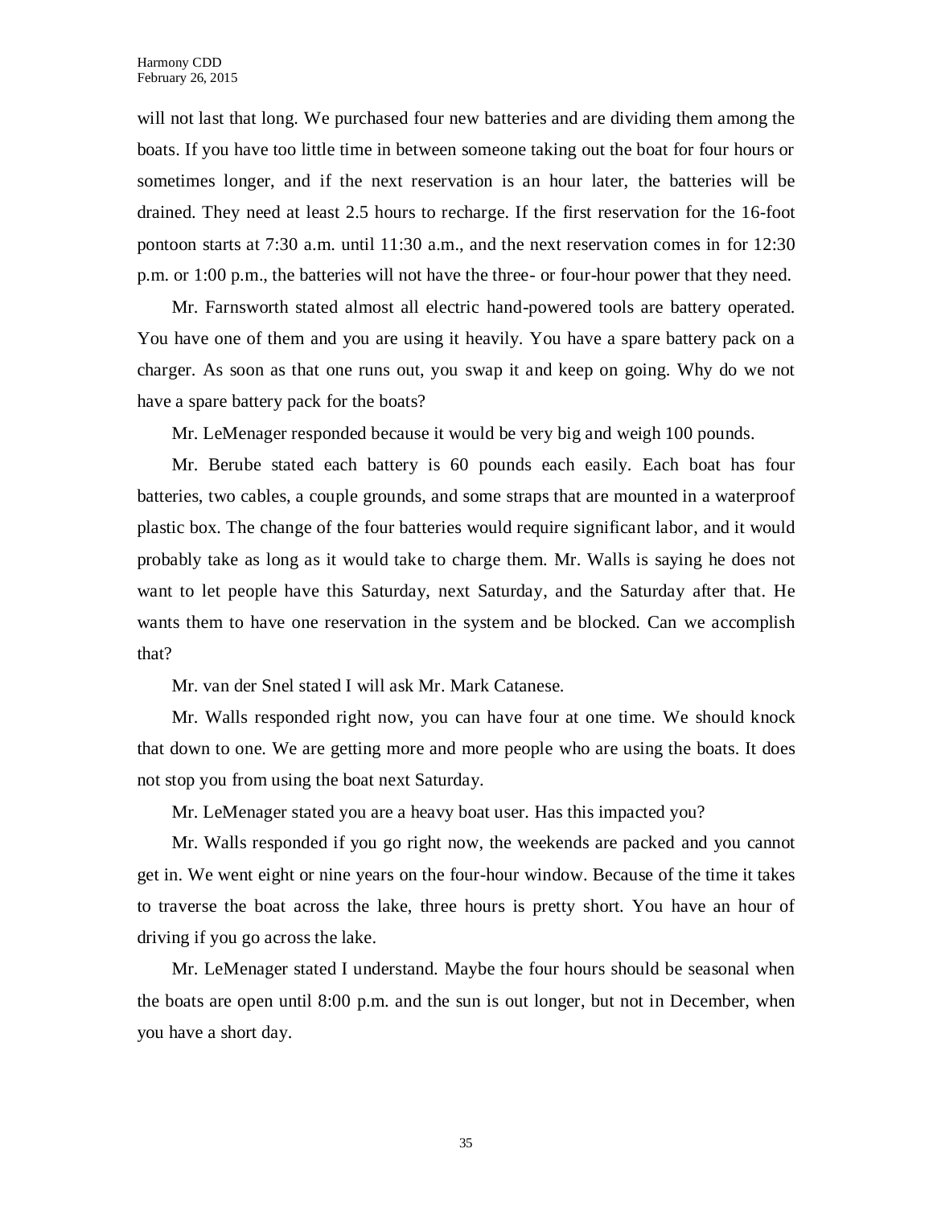will not last that long. We purchased four new batteries and are dividing them among the boats. If you have too little time in between someone taking out the boat for four hours or sometimes longer, and if the next reservation is an hour later, the batteries will be drained. They need at least 2.5 hours to recharge. If the first reservation for the 16-foot pontoon starts at 7:30 a.m. until 11:30 a.m., and the next reservation comes in for 12:30 p.m. or 1:00 p.m., the batteries will not have the three- or four-hour power that they need.

Mr. Farnsworth stated almost all electric hand-powered tools are battery operated. You have one of them and you are using it heavily. You have a spare battery pack on a charger. As soon as that one runs out, you swap it and keep on going. Why do we not have a spare battery pack for the boats?

Mr. LeMenager responded because it would be very big and weigh 100 pounds.

Mr. Berube stated each battery is 60 pounds each easily. Each boat has four batteries, two cables, a couple grounds, and some straps that are mounted in a waterproof plastic box. The change of the four batteries would require significant labor, and it would probably take as long as it would take to charge them. Mr. Walls is saying he does not want to let people have this Saturday, next Saturday, and the Saturday after that. He wants them to have one reservation in the system and be blocked. Can we accomplish that?

Mr. van der Snel stated I will ask Mr. Mark Catanese.

Mr. Walls responded right now, you can have four at one time. We should knock that down to one. We are getting more and more people who are using the boats. It does not stop you from using the boat next Saturday.

Mr. LeMenager stated you are a heavy boat user. Has this impacted you?

Mr. Walls responded if you go right now, the weekends are packed and you cannot get in. We went eight or nine years on the four-hour window. Because of the time it takes to traverse the boat across the lake, three hours is pretty short. You have an hour of driving if you go across the lake.

Mr. LeMenager stated I understand. Maybe the four hours should be seasonal when the boats are open until 8:00 p.m. and the sun is out longer, but not in December, when you have a short day.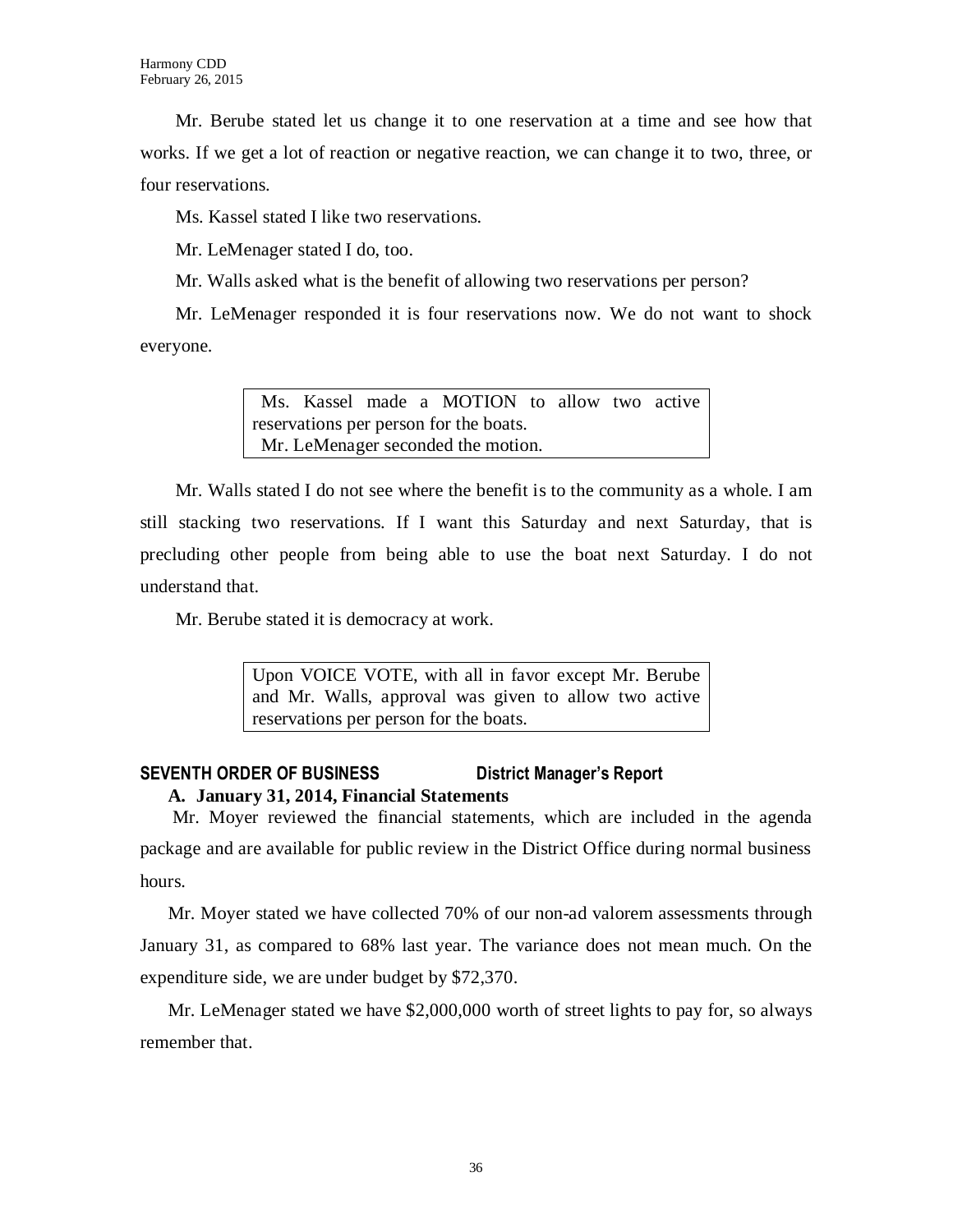Mr. Berube stated let us change it to one reservation at a time and see how that works. If we get a lot of reaction or negative reaction, we can change it to two, three, or four reservations.

Ms. Kassel stated I like two reservations.

Mr. LeMenager stated I do, too.

Mr. Walls asked what is the benefit of allowing two reservations per person?

Mr. LeMenager responded it is four reservations now. We do not want to shock everyone.

> Ms. Kassel made a MOTION to allow two active reservations per person for the boats.
> Mr. LeMenager seconded the motion.

Mr. Walls stated I do not see where the benefit is to the community as a whole. I am still stacking two reservations. If I want this Saturday and next Saturday, that is precluding other people from being able to use the boat next Saturday. I do not understand that.

Mr. Berube stated it is democracy at work.

> Upon VOICE VOTE, with all in favor except Mr. Berube and Mr. Walls, approval was given to allow two active reservations per person for the boats.

## SEVENTH ORDER OF BUSINESS District Manager's Report

### A. January 31, 2014, Financial Statements

Mr. Moyer reviewed the financial statements, which are included in the agenda package and are available for public review in the District Office during normal business hours.

Mr. Moyer stated we have collected 70% of our non-ad valorem assessments through January 31, as compared to 68% last year. The variance does not mean much. On the expenditure side, we are under budget by $72,370.

Mr. LeMenager stated we have $2,000,000 worth of street lights to pay for, so always remember that.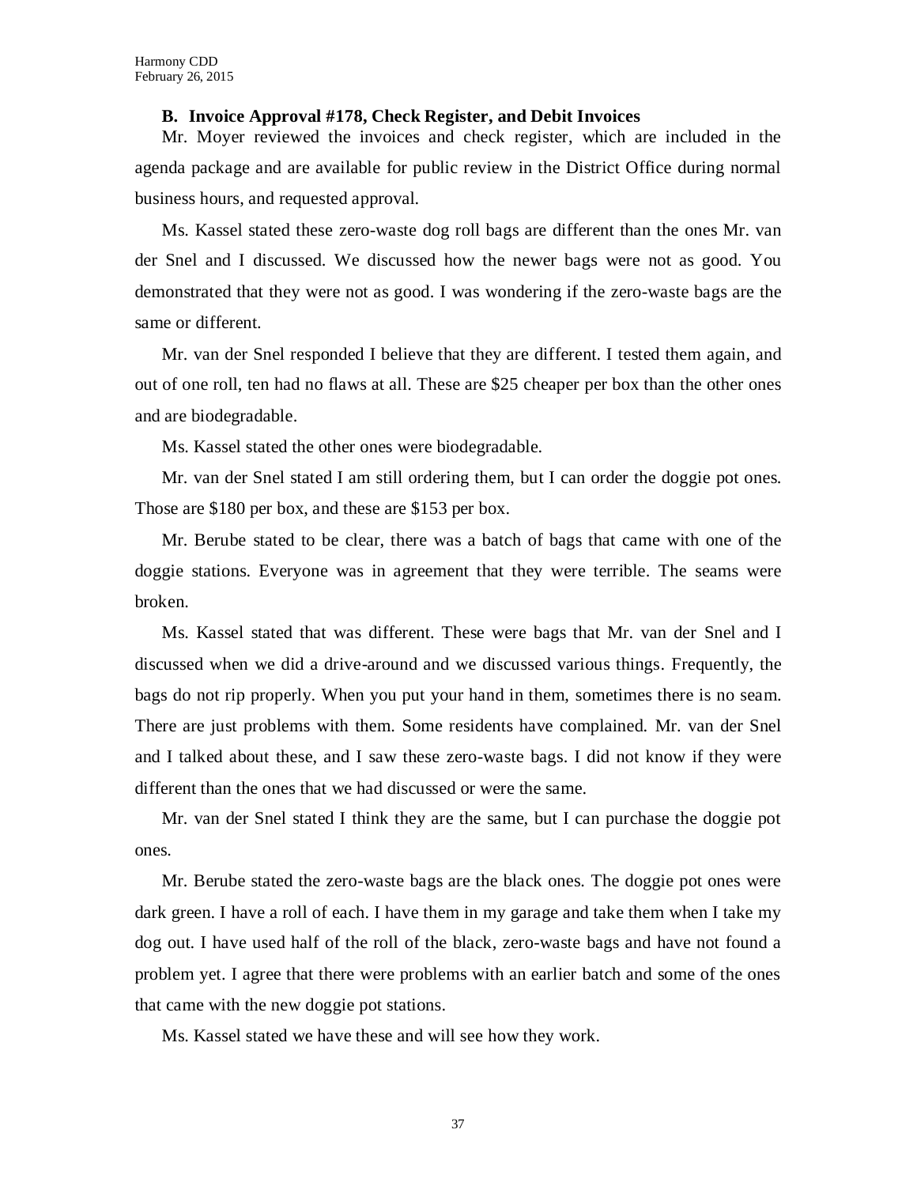### B. Invoice Approval #178, Check Register, and Debit Invoices

Mr. Moyer reviewed the invoices and check register, which are included in the agenda package and are available for public review in the District Office during normal business hours, and requested approval.

Ms. Kassel stated these zero-waste dog roll bags are different than the ones Mr. van der Snel and I discussed. We discussed how the newer bags were not as good. You demonstrated that they were not as good. I was wondering if the zero-waste bags are the same or different.

Mr. van der Snel responded I believe that they are different. I tested them again, and out of one roll, ten had no flaws at all. These are $25 cheaper per box than the other ones and are biodegradable.

Ms. Kassel stated the other ones were biodegradable.

Mr. van der Snel stated I am still ordering them, but I can order the doggie pot ones. Those are $180 per box, and these are $153 per box.

Mr. Berube stated to be clear, there was a batch of bags that came with one of the doggie stations. Everyone was in agreement that they were terrible. The seams were broken.

Ms. Kassel stated that was different. These were bags that Mr. van der Snel and I discussed when we did a drive-around and we discussed various things. Frequently, the bags do not rip properly. When you put your hand in them, sometimes there is no seam. There are just problems with them. Some residents have complained. Mr. van der Snel and I talked about these, and I saw these zero-waste bags. I did not know if they were different than the ones that we had discussed or were the same.

Mr. van der Snel stated I think they are the same, but I can purchase the doggie pot ones.

Mr. Berube stated the zero-waste bags are the black ones. The doggie pot ones were dark green. I have a roll of each. I have them in my garage and take them when I take my dog out. I have used half of the roll of the black, zero-waste bags and have not found a problem yet. I agree that there were problems with an earlier batch and some of the ones that came with the new doggie pot stations.

Ms. Kassel stated we have these and will see how they work.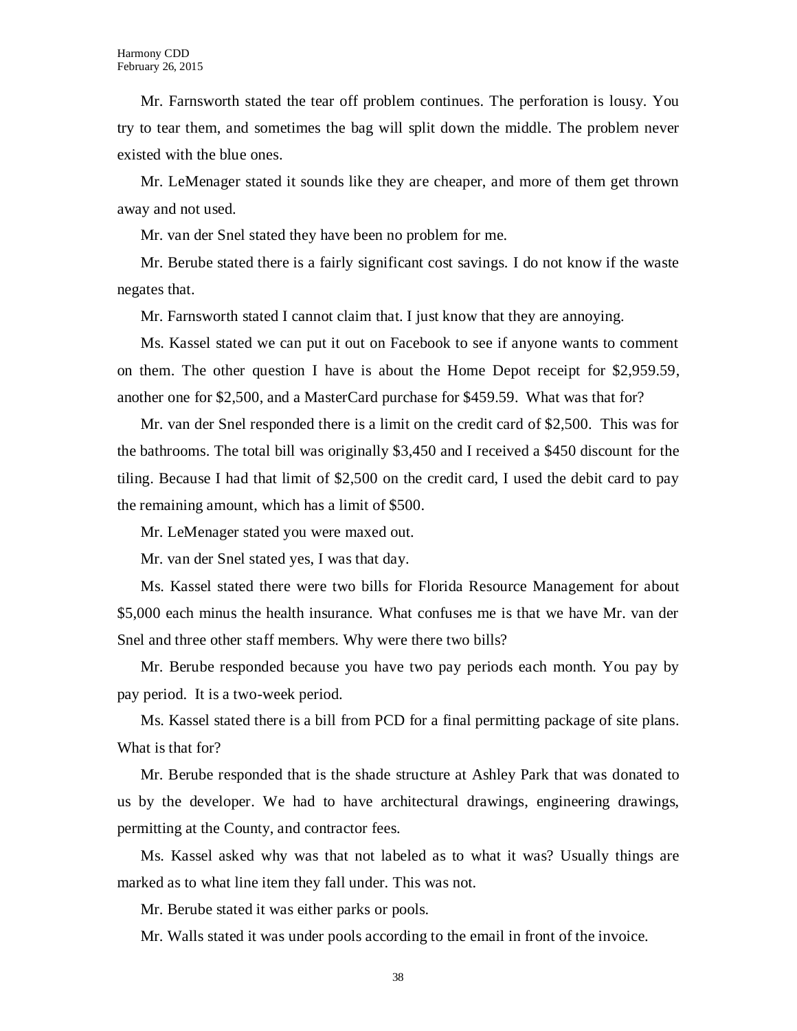Mr. Farnsworth stated the tear off problem continues. The perforation is lousy. You try to tear them, and sometimes the bag will split down the middle. The problem never existed with the blue ones.

Mr. LeMenager stated it sounds like they are cheaper, and more of them get thrown away and not used.

Mr. van der Snel stated they have been no problem for me.

Mr. Berube stated there is a fairly significant cost savings. I do not know if the waste negates that.

Mr. Farnsworth stated I cannot claim that. I just know that they are annoying.

Ms. Kassel stated we can put it out on Facebook to see if anyone wants to comment on them. The other question I have is about the Home Depot receipt for $2,959.59, another one for $2,500, and a MasterCard purchase for $459.59. What was that for?

Mr. van der Snel responded there is a limit on the credit card of $2,500. This was for the bathrooms. The total bill was originally $3,450 and I received a $450 discount for the tiling. Because I had that limit of $2,500 on the credit card, I used the debit card to pay the remaining amount, which has a limit of $500.

Mr. LeMenager stated you were maxed out.

Mr. van der Snel stated yes, I was that day.

Ms. Kassel stated there were two bills for Florida Resource Management for about $5,000 each minus the health insurance. What confuses me is that we have Mr. van der Snel and three other staff members. Why were there two bills?

Mr. Berube responded because you have two pay periods each month. You pay by pay period. It is a two-week period.

Ms. Kassel stated there is a bill from PCD for a final permitting package of site plans. What is that for?

Mr. Berube responded that is the shade structure at Ashley Park that was donated to us by the developer. We had to have architectural drawings, engineering drawings, permitting at the County, and contractor fees.

Ms. Kassel asked why was that not labeled as to what it was? Usually things are marked as to what line item they fall under. This was not.

Mr. Berube stated it was either parks or pools.

Mr. Walls stated it was under pools according to the email in front of the invoice.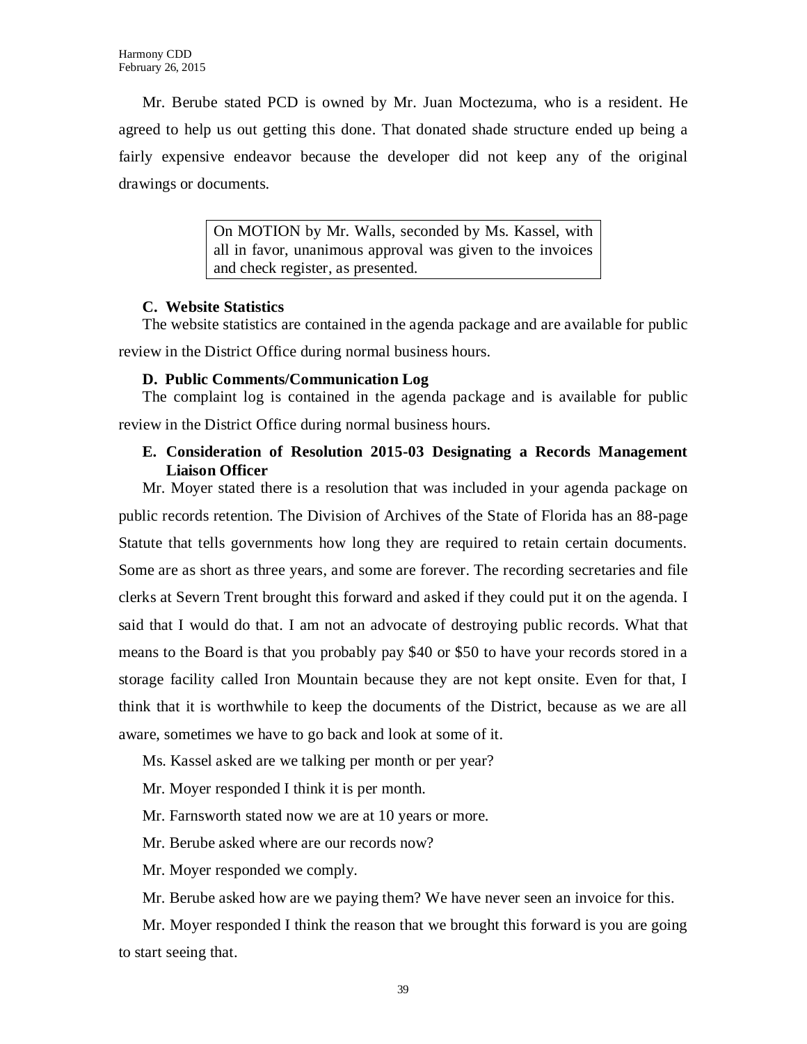Mr. Berube stated PCD is owned by Mr. Juan Moctezuma, who is a resident. He agreed to help us out getting this done. That donated shade structure ended up being a fairly expensive endeavor because the developer did not keep any of the original drawings or documents.

> On MOTION by Mr. Walls, seconded by Ms. Kassel, with all in favor, unanimous approval was given to the invoices and check register, as presented.

**C. Website Statistics**

The website statistics are contained in the agenda package and are available for public review in the District Office during normal business hours.

**D. Public Comments/Communication Log**

The complaint log is contained in the agenda package and is available for public review in the District Office during normal business hours.

**E. Consideration of Resolution 2015-03 Designating a Records Management Liaison Officer**

Mr. Moyer stated there is a resolution that was included in your agenda package on public records retention. The Division of Archives of the State of Florida has an 88-page Statute that tells governments how long they are required to retain certain documents. Some are as short as three years, and some are forever. The recording secretaries and file clerks at Severn Trent brought this forward and asked if they could put it on the agenda. I said that I would do that. I am not an advocate of destroying public records. What that means to the Board is that you probably pay $40 or $50 to have your records stored in a storage facility called Iron Mountain because they are not kept onsite. Even for that, I think that it is worthwhile to keep the documents of the District, because as we are all aware, sometimes we have to go back and look at some of it.

Ms. Kassel asked are we talking per month or per year?

Mr. Moyer responded I think it is per month.

Mr. Farnsworth stated now we are at 10 years or more.

Mr. Berube asked where are our records now?

Mr. Moyer responded we comply.

Mr. Berube asked how are we paying them? We have never seen an invoice for this.

Mr. Moyer responded I think the reason that we brought this forward is you are going to start seeing that.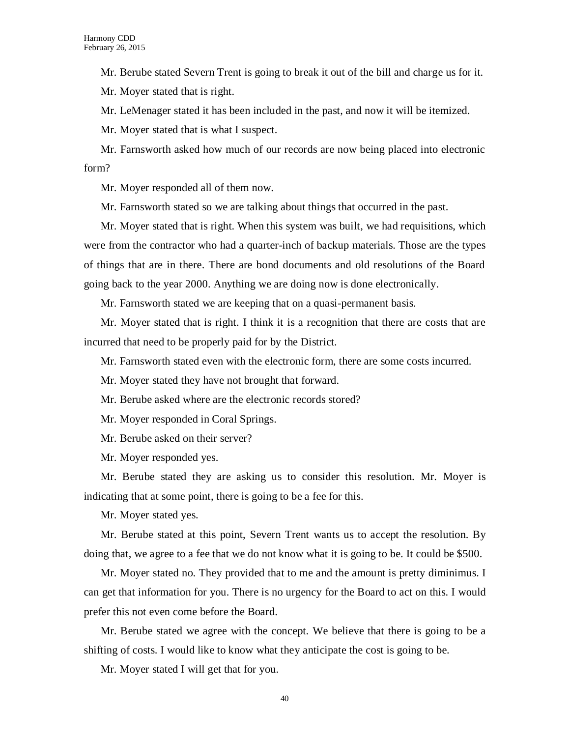Mr. Berube stated Severn Trent is going to break it out of the bill and charge us for it.

Mr. Moyer stated that is right.

Mr. LeMenager stated it has been included in the past, and now it will be itemized.

Mr. Moyer stated that is what I suspect.

Mr. Farnsworth asked how much of our records are now being placed into electronic form?

Mr. Moyer responded all of them now.

Mr. Farnsworth stated so we are talking about things that occurred in the past.

Mr. Moyer stated that is right. When this system was built, we had requisitions, which were from the contractor who had a quarter-inch of backup materials. Those are the types of things that are in there. There are bond documents and old resolutions of the Board going back to the year 2000. Anything we are doing now is done electronically.

Mr. Farnsworth stated we are keeping that on a quasi-permanent basis.

Mr. Moyer stated that is right. I think it is a recognition that there are costs that are incurred that need to be properly paid for by the District.

Mr. Farnsworth stated even with the electronic form, there are some costs incurred.

Mr. Moyer stated they have not brought that forward.

Mr. Berube asked where are the electronic records stored?

Mr. Moyer responded in Coral Springs.

Mr. Berube asked on their server?

Mr. Moyer responded yes.

Mr. Berube stated they are asking us to consider this resolution. Mr. Moyer is indicating that at some point, there is going to be a fee for this.

Mr. Moyer stated yes.

Mr. Berube stated at this point, Severn Trent wants us to accept the resolution. By doing that, we agree to a fee that we do not know what it is going to be. It could be $500.

Mr. Moyer stated no. They provided that to me and the amount is pretty diminimus. I can get that information for you. There is no urgency for the Board to act on this. I would prefer this not even come before the Board.

Mr. Berube stated we agree with the concept. We believe that there is going to be a shifting of costs. I would like to know what they anticipate the cost is going to be.

Mr. Moyer stated I will get that for you.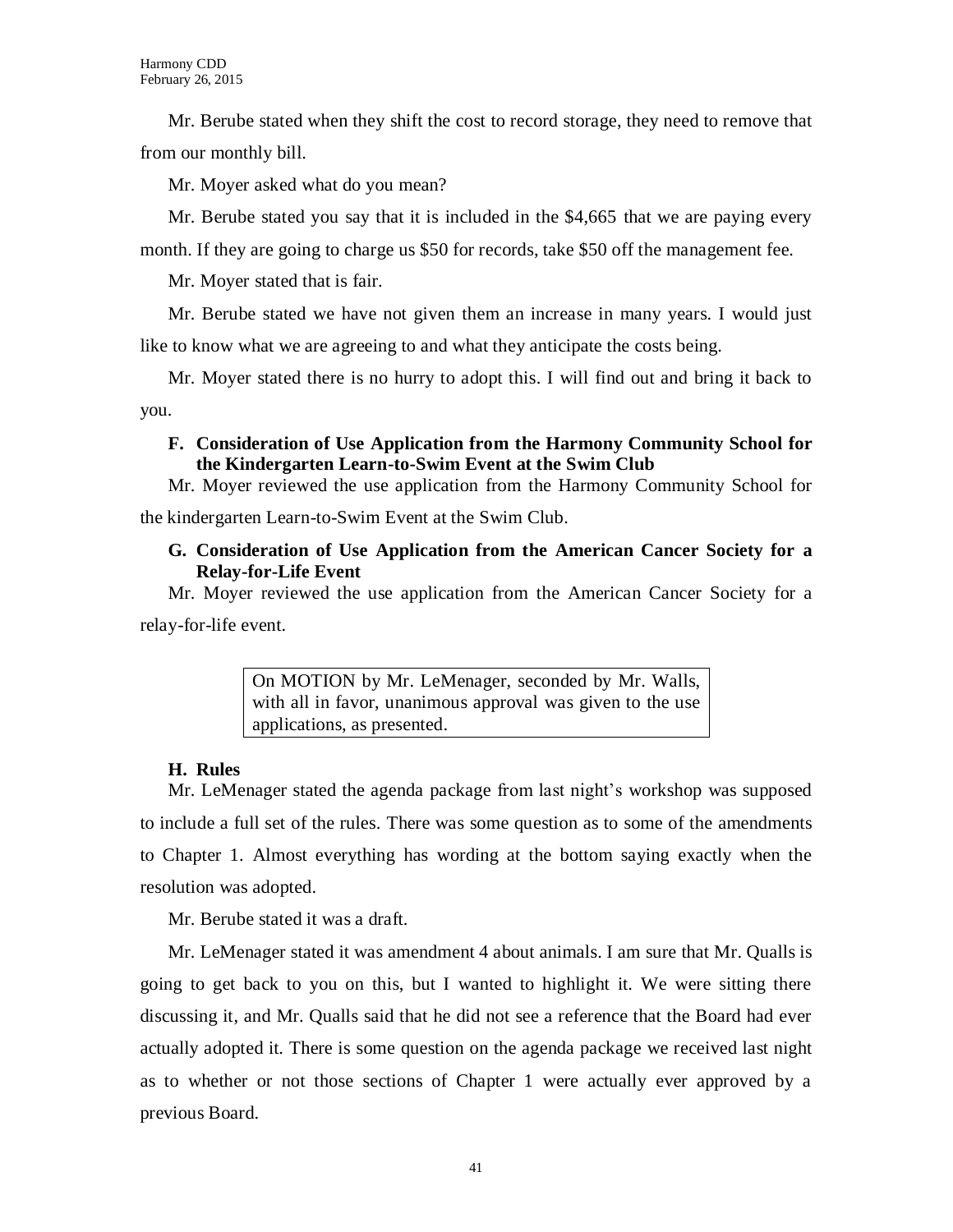Mr. Berube stated when they shift the cost to record storage, they need to remove that from our monthly bill.

Mr. Moyer asked what do you mean?

Mr. Berube stated you say that it is included in the $4,665 that we are paying every month. If they are going to charge us $50 for records, take $50 off the management fee.

Mr. Moyer stated that is fair.

Mr. Berube stated we have not given them an increase in many years. I would just like to know what we are agreeing to and what they anticipate the costs being.

Mr. Moyer stated there is no hurry to adopt this. I will find out and bring it back to you.

**F. Consideration of Use Application from the Harmony Community School for the Kindergarten Learn-to-Swim Event at the Swim Club**

Mr. Moyer reviewed the use application from the Harmony Community School for the kindergarten Learn-to-Swim Event at the Swim Club.

**G. Consideration of Use Application from the American Cancer Society for a Relay-for-Life Event**

Mr. Moyer reviewed the use application from the American Cancer Society for a relay-for-life event.

> On MOTION by Mr. LeMenager, seconded by Mr. Walls, with all in favor, unanimous approval was given to the use applications, as presented.

**H. Rules**

Mr. LeMenager stated the agenda package from last night's workshop was supposed to include a full set of the rules. There was some question as to some of the amendments to Chapter 1. Almost everything has wording at the bottom saying exactly when the resolution was adopted.

Mr. Berube stated it was a draft.

Mr. LeMenager stated it was amendment 4 about animals. I am sure that Mr. Qualls is going to get back to you on this, but I wanted to highlight it. We were sitting there discussing it, and Mr. Qualls said that he did not see a reference that the Board had ever actually adopted it. There is some question on the agenda package we received last night as to whether or not those sections of Chapter 1 were actually ever approved by a previous Board.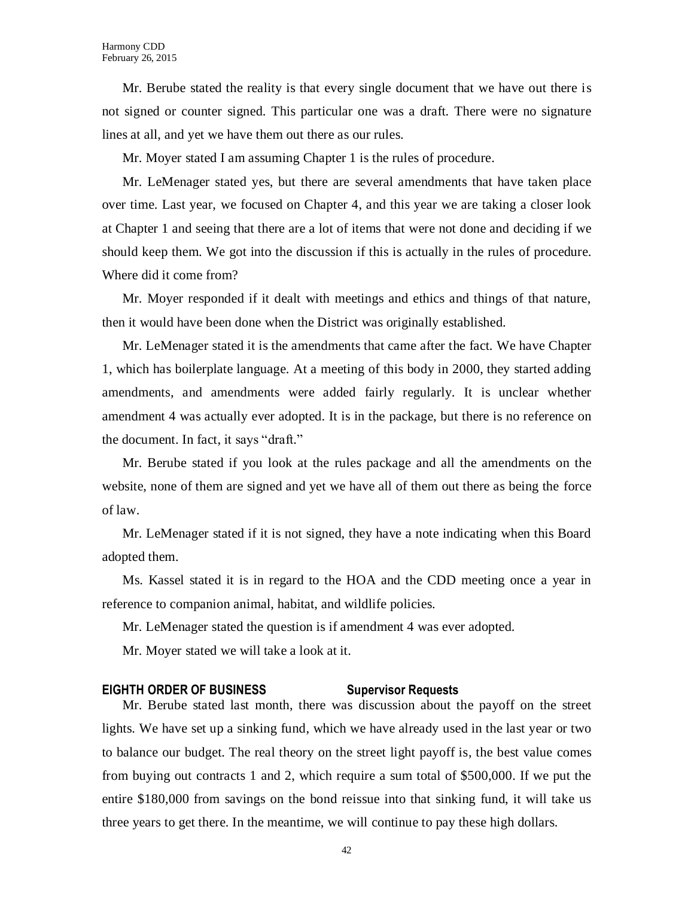Mr. Berube stated the reality is that every single document that we have out there is not signed or counter signed. This particular one was a draft. There were no signature lines at all, and yet we have them out there as our rules.

Mr. Moyer stated I am assuming Chapter 1 is the rules of procedure.

Mr. LeMenager stated yes, but there are several amendments that have taken place over time. Last year, we focused on Chapter 4, and this year we are taking a closer look at Chapter 1 and seeing that there are a lot of items that were not done and deciding if we should keep them. We got into the discussion if this is actually in the rules of procedure. Where did it come from?

Mr. Moyer responded if it dealt with meetings and ethics and things of that nature, then it would have been done when the District was originally established.

Mr. LeMenager stated it is the amendments that came after the fact. We have Chapter 1, which has boilerplate language. At a meeting of this body in 2000, they started adding amendments, and amendments were added fairly regularly. It is unclear whether amendment 4 was actually ever adopted. It is in the package, but there is no reference on the document. In fact, it says "draft."

Mr. Berube stated if you look at the rules package and all the amendments on the website, none of them are signed and yet we have all of them out there as being the force of law.

Mr. LeMenager stated if it is not signed, they have a note indicating when this Board adopted them.

Ms. Kassel stated it is in regard to the HOA and the CDD meeting once a year in reference to companion animal, habitat, and wildlife policies.

Mr. LeMenager stated the question is if amendment 4 was ever adopted.

Mr. Moyer stated we will take a look at it.

**EIGHTH ORDER OF BUSINESS** **Supervisor Requests**

Mr. Berube stated last month, there was discussion about the payoff on the street lights. We have set up a sinking fund, which we have already used in the last year or two to balance our budget. The real theory on the street light payoff is, the best value comes from buying out contracts 1 and 2, which require a sum total of $500,000. If we put the entire $180,000 from savings on the bond reissue into that sinking fund, it will take us three years to get there. In the meantime, we will continue to pay these high dollars.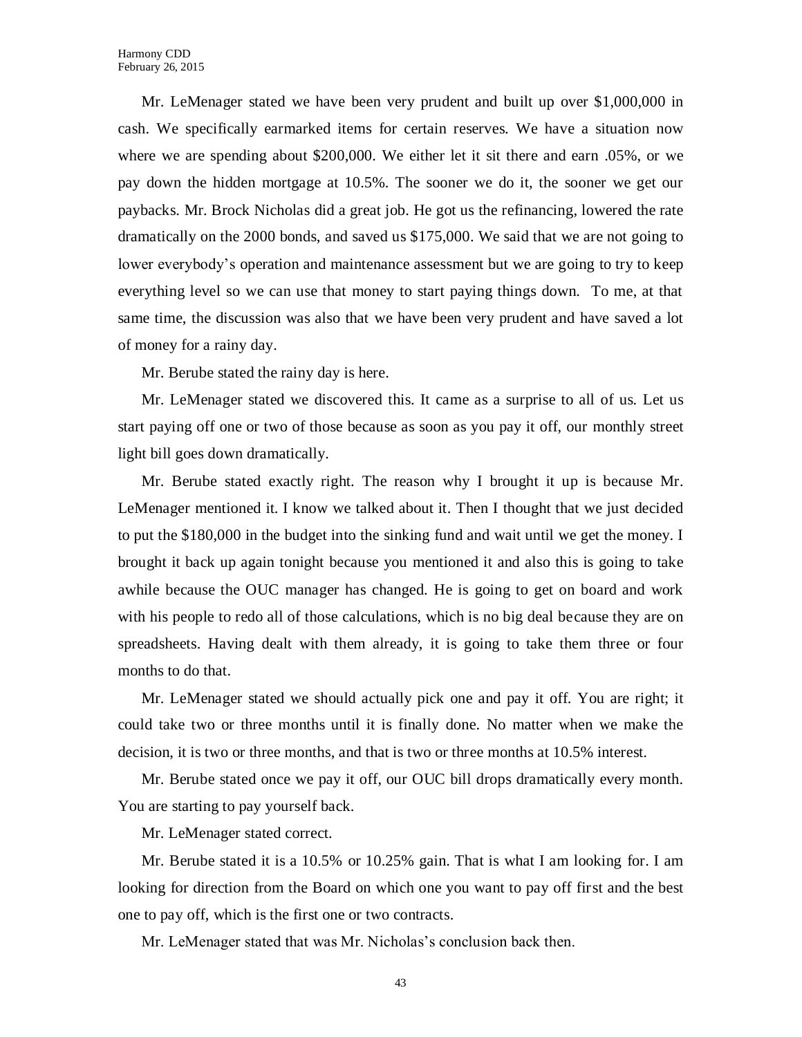Mr. LeMenager stated we have been very prudent and built up over $1,000,000 in cash. We specifically earmarked items for certain reserves. We have a situation now where we are spending about $200,000. We either let it sit there and earn .05%, or we pay down the hidden mortgage at 10.5%. The sooner we do it, the sooner we get our paybacks. Mr. Brock Nicholas did a great job. He got us the refinancing, lowered the rate dramatically on the 2000 bonds, and saved us $175,000. We said that we are not going to lower everybody's operation and maintenance assessment but we are going to try to keep everything level so we can use that money to start paying things down. To me, at that same time, the discussion was also that we have been very prudent and have saved a lot of money for a rainy day.

Mr. Berube stated the rainy day is here.

Mr. LeMenager stated we discovered this. It came as a surprise to all of us. Let us start paying off one or two of those because as soon as you pay it off, our monthly street light bill goes down dramatically.

Mr. Berube stated exactly right. The reason why I brought it up is because Mr. LeMenager mentioned it. I know we talked about it. Then I thought that we just decided to put the $180,000 in the budget into the sinking fund and wait until we get the money. I brought it back up again tonight because you mentioned it and also this is going to take awhile because the OUC manager has changed. He is going to get on board and work with his people to redo all of those calculations, which is no big deal because they are on spreadsheets. Having dealt with them already, it is going to take them three or four months to do that.

Mr. LeMenager stated we should actually pick one and pay it off. You are right; it could take two or three months until it is finally done. No matter when we make the decision, it is two or three months, and that is two or three months at 10.5% interest.

Mr. Berube stated once we pay it off, our OUC bill drops dramatically every month. You are starting to pay yourself back.

Mr. LeMenager stated correct.

Mr. Berube stated it is a 10.5% or 10.25% gain. That is what I am looking for. I am looking for direction from the Board on which one you want to pay off first and the best one to pay off, which is the first one or two contracts.

Mr. LeMenager stated that was Mr. Nicholas's conclusion back then.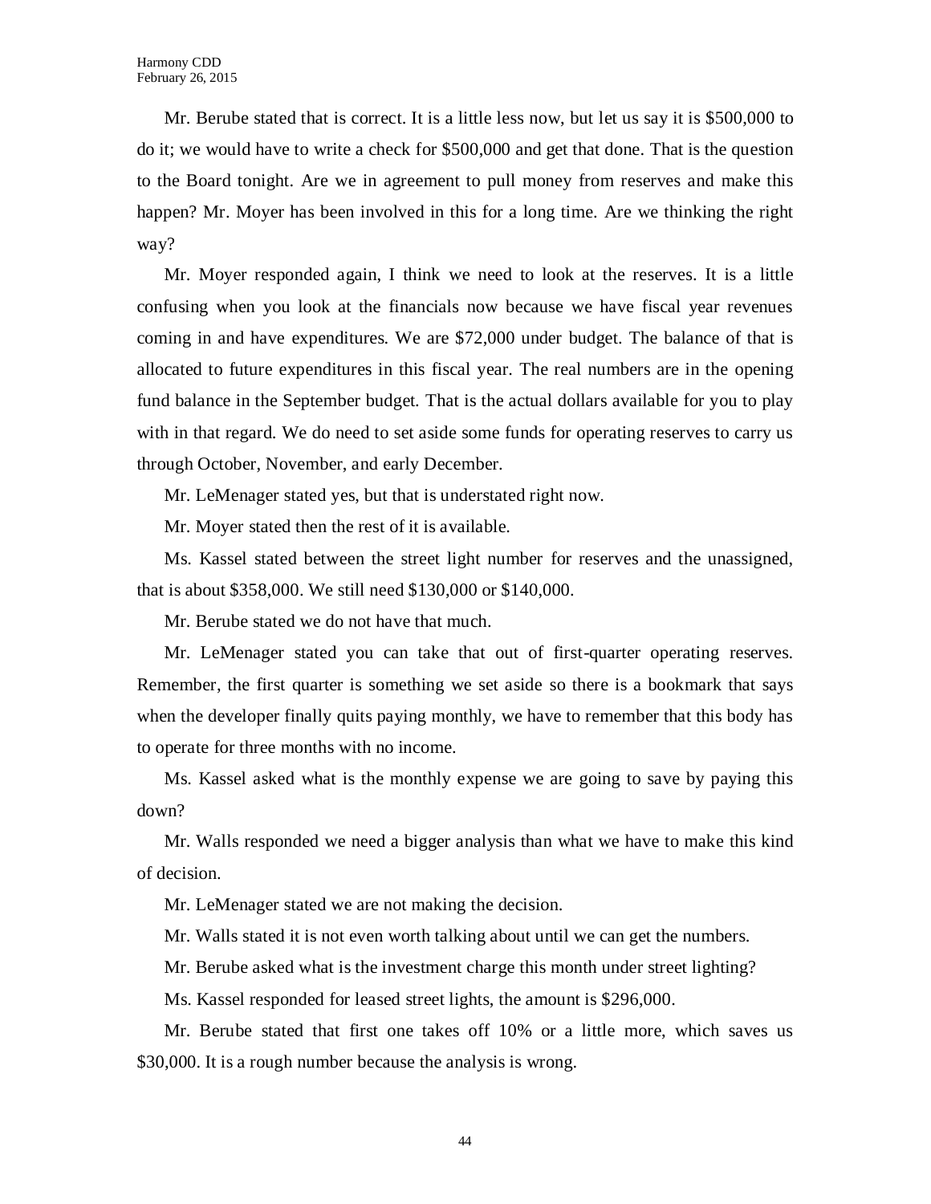Mr. Berube stated that is correct. It is a little less now, but let us say it is $500,000 to do it; we would have to write a check for $500,000 and get that done. That is the question to the Board tonight. Are we in agreement to pull money from reserves and make this happen? Mr. Moyer has been involved in this for a long time. Are we thinking the right way?

Mr. Moyer responded again, I think we need to look at the reserves. It is a little confusing when you look at the financials now because we have fiscal year revenues coming in and have expenditures. We are $72,000 under budget. The balance of that is allocated to future expenditures in this fiscal year. The real numbers are in the opening fund balance in the September budget. That is the actual dollars available for you to play with in that regard. We do need to set aside some funds for operating reserves to carry us through October, November, and early December.

Mr. LeMenager stated yes, but that is understated right now.

Mr. Moyer stated then the rest of it is available.

Ms. Kassel stated between the street light number for reserves and the unassigned, that is about $358,000. We still need $130,000 or $140,000.

Mr. Berube stated we do not have that much.

Mr. LeMenager stated you can take that out of first-quarter operating reserves. Remember, the first quarter is something we set aside so there is a bookmark that says when the developer finally quits paying monthly, we have to remember that this body has to operate for three months with no income.

Ms. Kassel asked what is the monthly expense we are going to save by paying this down?

Mr. Walls responded we need a bigger analysis than what we have to make this kind of decision.

Mr. LeMenager stated we are not making the decision.

Mr. Walls stated it is not even worth talking about until we can get the numbers.

Mr. Berube asked what is the investment charge this month under street lighting?

Ms. Kassel responded for leased street lights, the amount is $296,000.

Mr. Berube stated that first one takes off 10% or a little more, which saves us $30,000. It is a rough number because the analysis is wrong.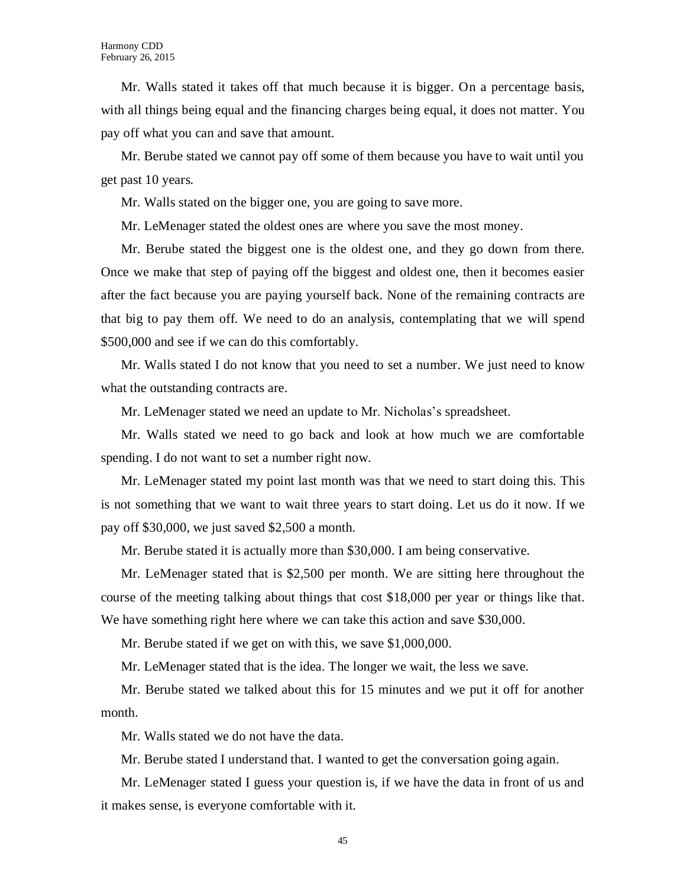Mr. Walls stated it takes off that much because it is bigger. On a percentage basis, with all things being equal and the financing charges being equal, it does not matter. You pay off what you can and save that amount.

Mr. Berube stated we cannot pay off some of them because you have to wait until you get past 10 years.

Mr. Walls stated on the bigger one, you are going to save more.

Mr. LeMenager stated the oldest ones are where you save the most money.

Mr. Berube stated the biggest one is the oldest one, and they go down from there. Once we make that step of paying off the biggest and oldest one, then it becomes easier after the fact because you are paying yourself back. None of the remaining contracts are that big to pay them off. We need to do an analysis, contemplating that we will spend $500,000 and see if we can do this comfortably.

Mr. Walls stated I do not know that you need to set a number. We just need to know what the outstanding contracts are.

Mr. LeMenager stated we need an update to Mr. Nicholas's spreadsheet.

Mr. Walls stated we need to go back and look at how much we are comfortable spending. I do not want to set a number right now.

Mr. LeMenager stated my point last month was that we need to start doing this. This is not something that we want to wait three years to start doing. Let us do it now. If we pay off $30,000, we just saved $2,500 a month.

Mr. Berube stated it is actually more than $30,000. I am being conservative.

Mr. LeMenager stated that is $2,500 per month. We are sitting here throughout the course of the meeting talking about things that cost $18,000 per year or things like that. We have something right here where we can take this action and save $30,000.

Mr. Berube stated if we get on with this, we save $1,000,000.

Mr. LeMenager stated that is the idea. The longer we wait, the less we save.

Mr. Berube stated we talked about this for 15 minutes and we put it off for another month.

Mr. Walls stated we do not have the data.

Mr. Berube stated I understand that. I wanted to get the conversation going again.

Mr. LeMenager stated I guess your question is, if we have the data in front of us and it makes sense, is everyone comfortable with it.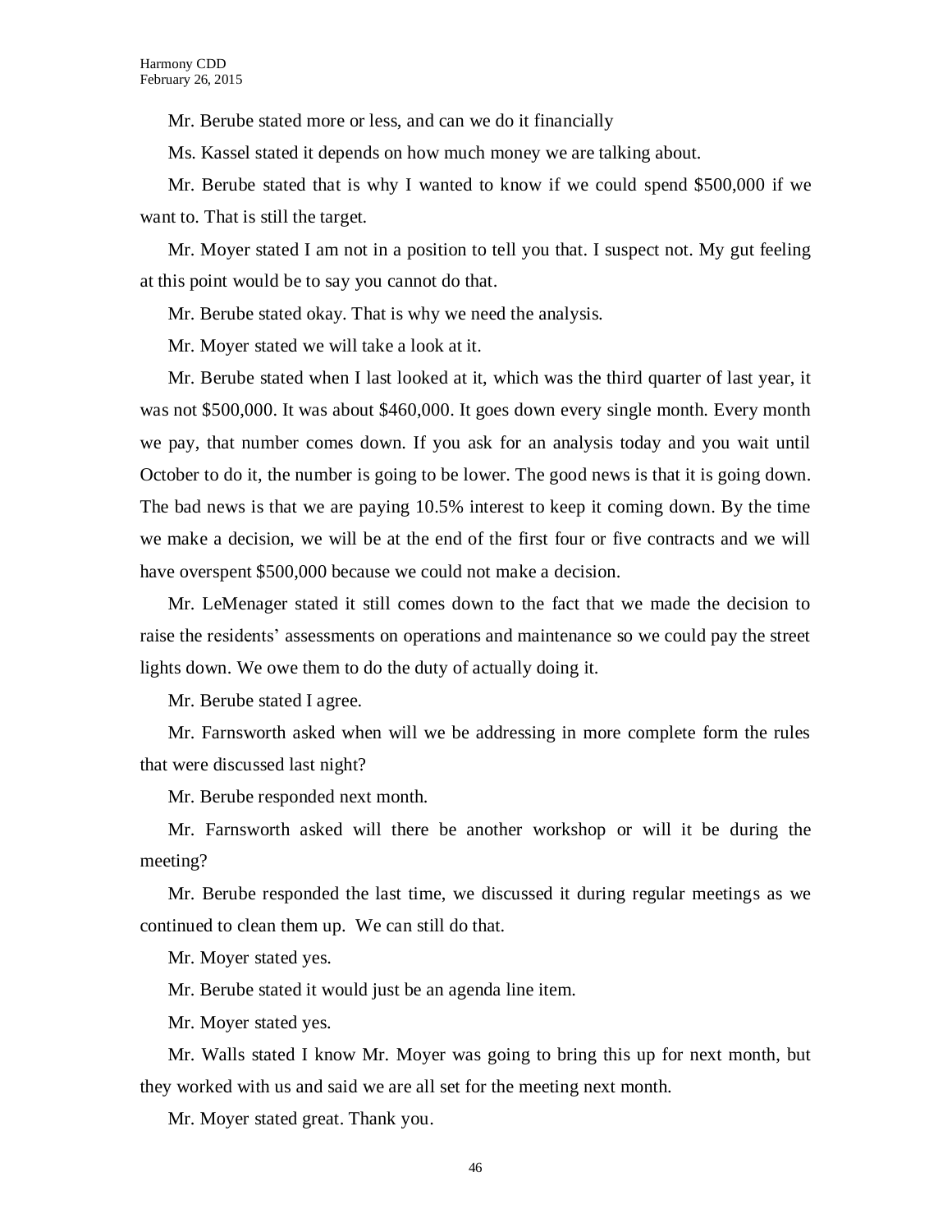Mr. Berube stated more or less, and can we do it financially

Ms. Kassel stated it depends on how much money we are talking about.

Mr. Berube stated that is why I wanted to know if we could spend $500,000 if we want to. That is still the target.

Mr. Moyer stated I am not in a position to tell you that. I suspect not. My gut feeling at this point would be to say you cannot do that.

Mr. Berube stated okay. That is why we need the analysis.

Mr. Moyer stated we will take a look at it.

Mr. Berube stated when I last looked at it, which was the third quarter of last year, it was not $500,000. It was about $460,000. It goes down every single month. Every month we pay, that number comes down. If you ask for an analysis today and you wait until October to do it, the number is going to be lower. The good news is that it is going down. The bad news is that we are paying 10.5% interest to keep it coming down. By the time we make a decision, we will be at the end of the first four or five contracts and we will have overspent $500,000 because we could not make a decision.

Mr. LeMenager stated it still comes down to the fact that we made the decision to raise the residents' assessments on operations and maintenance so we could pay the street lights down. We owe them to do the duty of actually doing it.

Mr. Berube stated I agree.

Mr. Farnsworth asked when will we be addressing in more complete form the rules that were discussed last night?

Mr. Berube responded next month.

Mr. Farnsworth asked will there be another workshop or will it be during the meeting?

Mr. Berube responded the last time, we discussed it during regular meetings as we continued to clean them up. We can still do that.

Mr. Moyer stated yes.

Mr. Berube stated it would just be an agenda line item.

Mr. Moyer stated yes.

Mr. Walls stated I know Mr. Moyer was going to bring this up for next month, but they worked with us and said we are all set for the meeting next month.

Mr. Moyer stated great. Thank you.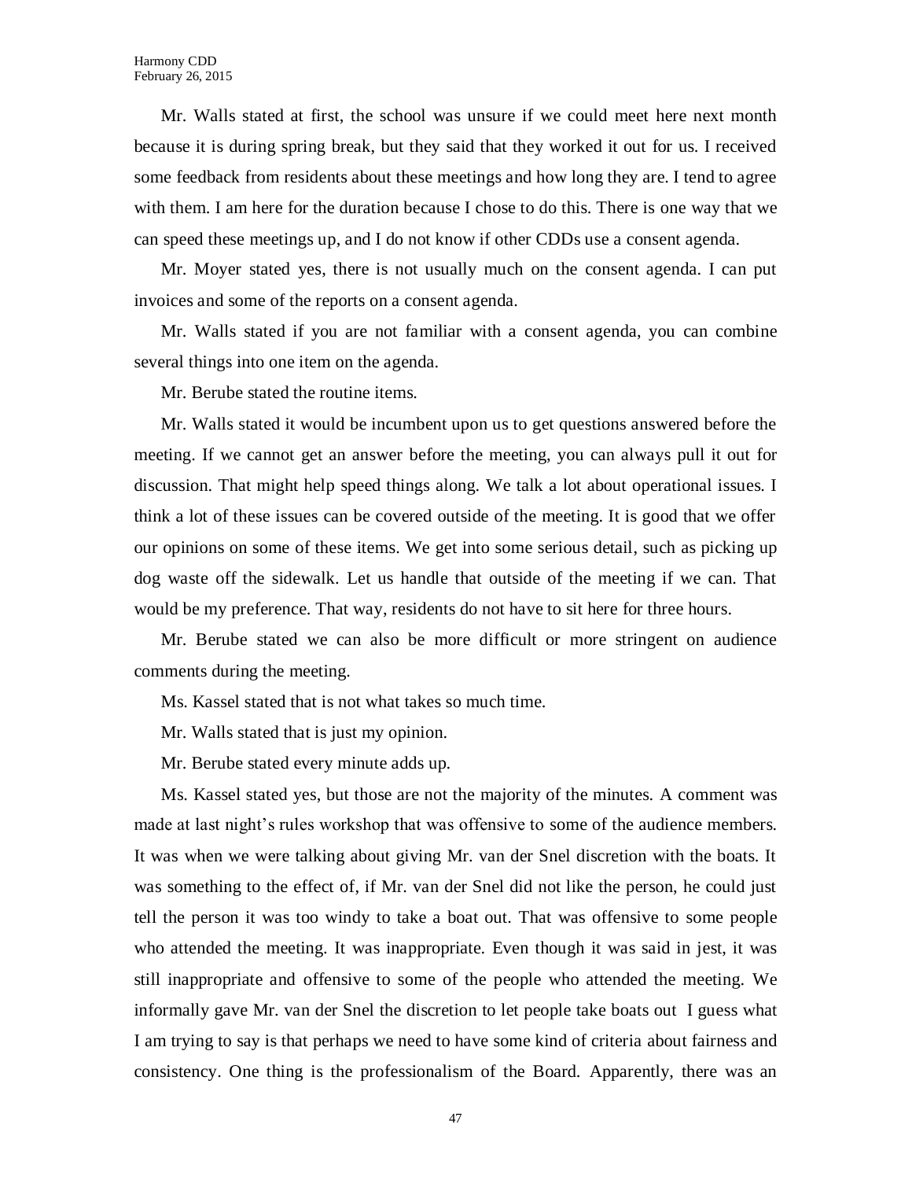Mr. Walls stated at first, the school was unsure if we could meet here next month because it is during spring break, but they said that they worked it out for us. I received some feedback from residents about these meetings and how long they are. I tend to agree with them. I am here for the duration because I chose to do this. There is one way that we can speed these meetings up, and I do not know if other CDDs use a consent agenda.

Mr. Moyer stated yes, there is not usually much on the consent agenda. I can put invoices and some of the reports on a consent agenda.

Mr. Walls stated if you are not familiar with a consent agenda, you can combine several things into one item on the agenda.

Mr. Berube stated the routine items.

Mr. Walls stated it would be incumbent upon us to get questions answered before the meeting. If we cannot get an answer before the meeting, you can always pull it out for discussion. That might help speed things along. We talk a lot about operational issues. I think a lot of these issues can be covered outside of the meeting. It is good that we offer our opinions on some of these items. We get into some serious detail, such as picking up dog waste off the sidewalk. Let us handle that outside of the meeting if we can. That would be my preference. That way, residents do not have to sit here for three hours.

Mr. Berube stated we can also be more difficult or more stringent on audience comments during the meeting.

Ms. Kassel stated that is not what takes so much time.

Mr. Walls stated that is just my opinion.

Mr. Berube stated every minute adds up.

Ms. Kassel stated yes, but those are not the majority of the minutes. A comment was made at last night's rules workshop that was offensive to some of the audience members. It was when we were talking about giving Mr. van der Snel discretion with the boats. It was something to the effect of, if Mr. van der Snel did not like the person, he could just tell the person it was too windy to take a boat out. That was offensive to some people who attended the meeting. It was inappropriate. Even though it was said in jest, it was still inappropriate and offensive to some of the people who attended the meeting. We informally gave Mr. van der Snel the discretion to let people take boats out I guess what I am trying to say is that perhaps we need to have some kind of criteria about fairness and consistency. One thing is the professionalism of the Board. Apparently, there was an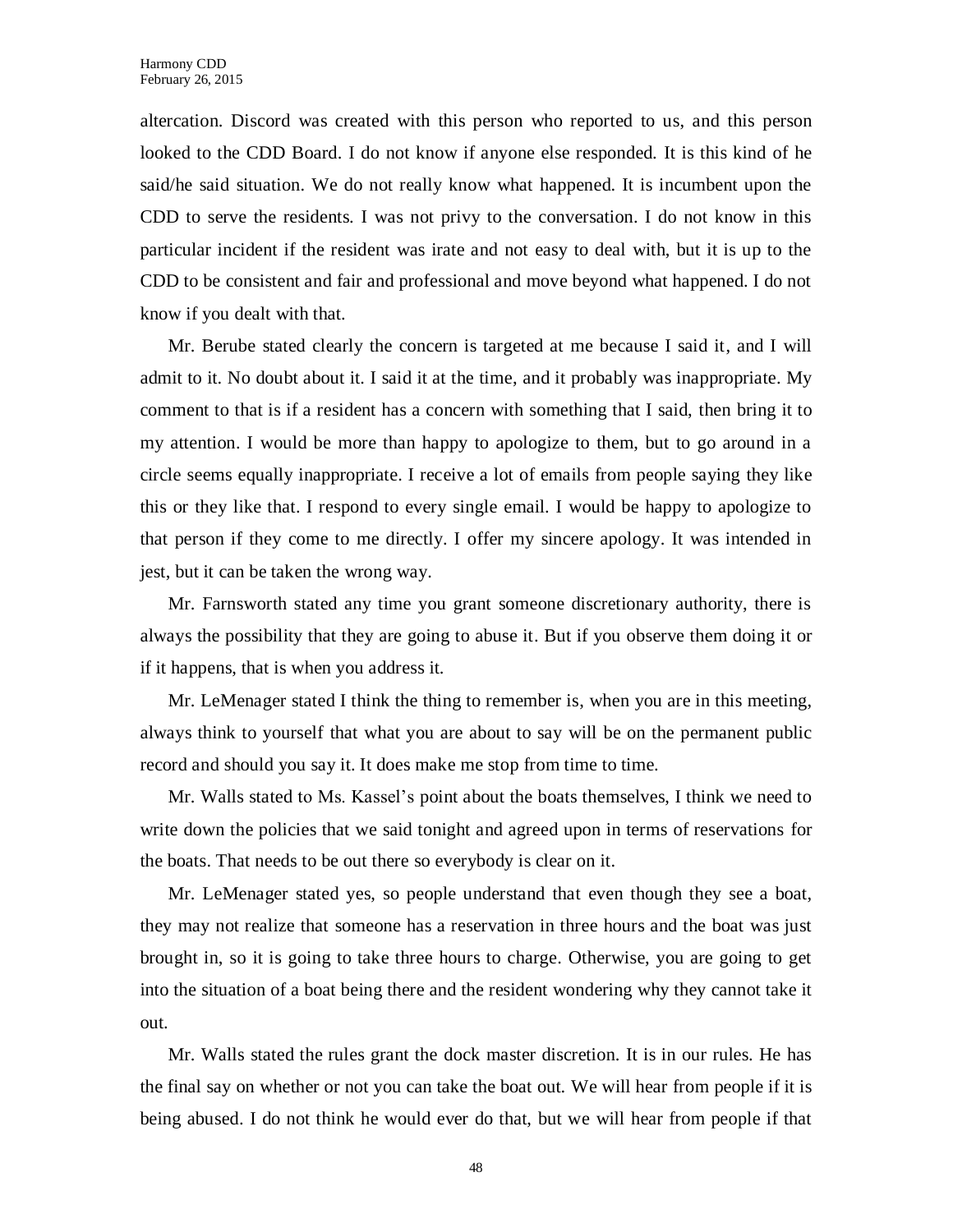altercation. Discord was created with this person who reported to us, and this person looked to the CDD Board. I do not know if anyone else responded. It is this kind of he said/he said situation. We do not really know what happened. It is incumbent upon the CDD to serve the residents. I was not privy to the conversation. I do not know in this particular incident if the resident was irate and not easy to deal with, but it is up to the CDD to be consistent and fair and professional and move beyond what happened. I do not know if you dealt with that.

Mr. Berube stated clearly the concern is targeted at me because I said it, and I will admit to it. No doubt about it. I said it at the time, and it probably was inappropriate. My comment to that is if a resident has a concern with something that I said, then bring it to my attention. I would be more than happy to apologize to them, but to go around in a circle seems equally inappropriate. I receive a lot of emails from people saying they like this or they like that. I respond to every single email. I would be happy to apologize to that person if they come to me directly. I offer my sincere apology. It was intended in jest, but it can be taken the wrong way.

Mr. Farnsworth stated any time you grant someone discretionary authority, there is always the possibility that they are going to abuse it. But if you observe them doing it or if it happens, that is when you address it.

Mr. LeMenager stated I think the thing to remember is, when you are in this meeting, always think to yourself that what you are about to say will be on the permanent public record and should you say it. It does make me stop from time to time.

Mr. Walls stated to Ms. Kassel's point about the boats themselves, I think we need to write down the policies that we said tonight and agreed upon in terms of reservations for the boats. That needs to be out there so everybody is clear on it.

Mr. LeMenager stated yes, so people understand that even though they see a boat, they may not realize that someone has a reservation in three hours and the boat was just brought in, so it is going to take three hours to charge. Otherwise, you are going to get into the situation of a boat being there and the resident wondering why they cannot take it out.

Mr. Walls stated the rules grant the dock master discretion. It is in our rules. He has the final say on whether or not you can take the boat out. We will hear from people if it is being abused. I do not think he would ever do that, but we will hear from people if that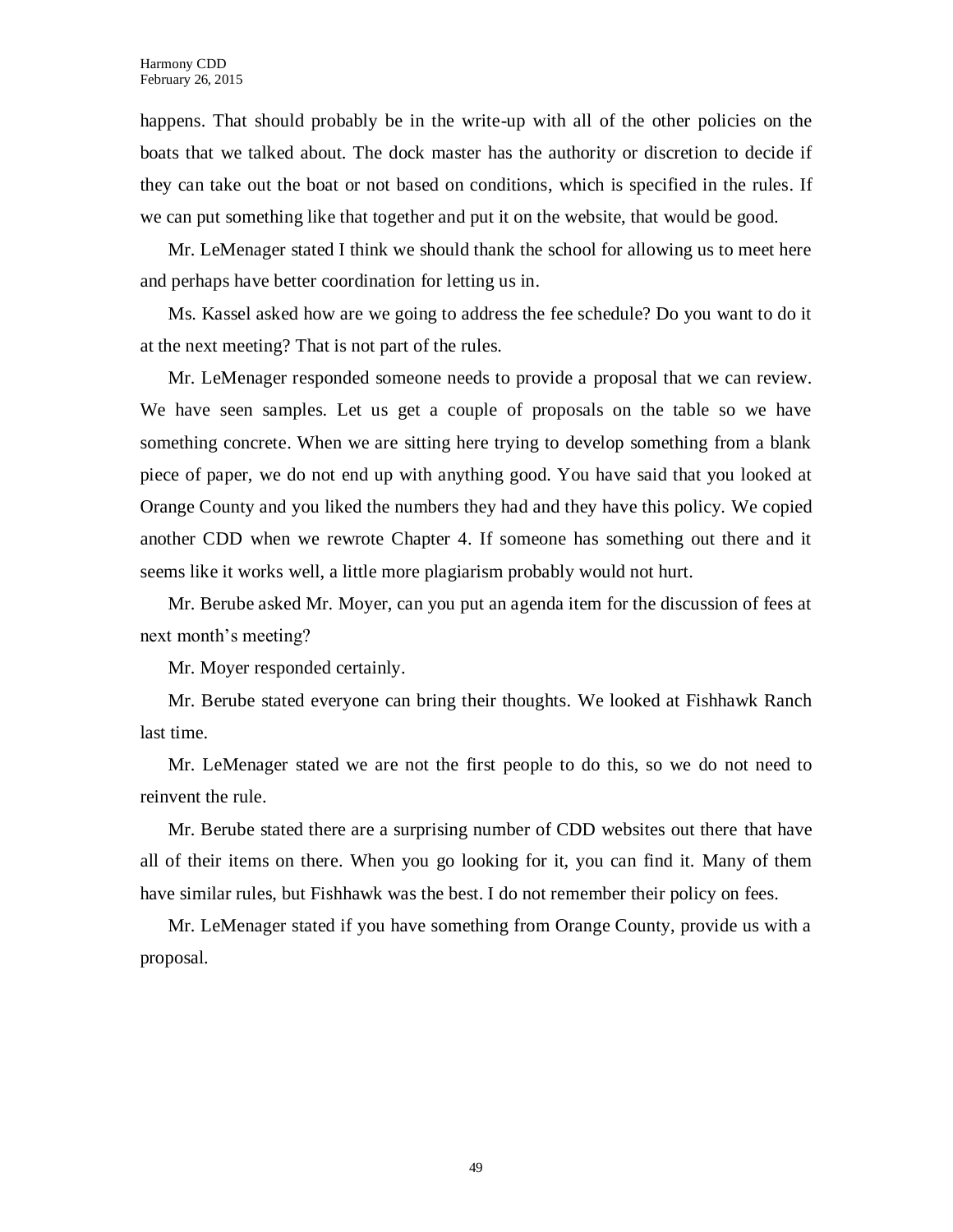happens. That should probably be in the write-up with all of the other policies on the boats that we talked about. The dock master has the authority or discretion to decide if they can take out the boat or not based on conditions, which is specified in the rules. If we can put something like that together and put it on the website, that would be good.

Mr. LeMenager stated I think we should thank the school for allowing us to meet here and perhaps have better coordination for letting us in.

Ms. Kassel asked how are we going to address the fee schedule? Do you want to do it at the next meeting? That is not part of the rules.

Mr. LeMenager responded someone needs to provide a proposal that we can review. We have seen samples. Let us get a couple of proposals on the table so we have something concrete. When we are sitting here trying to develop something from a blank piece of paper, we do not end up with anything good. You have said that you looked at Orange County and you liked the numbers they had and they have this policy. We copied another CDD when we rewrote Chapter 4. If someone has something out there and it seems like it works well, a little more plagiarism probably would not hurt.

Mr. Berube asked Mr. Moyer, can you put an agenda item for the discussion of fees at next month's meeting?

Mr. Moyer responded certainly.

Mr. Berube stated everyone can bring their thoughts. We looked at Fishhawk Ranch last time.

Mr. LeMenager stated we are not the first people to do this, so we do not need to reinvent the rule.

Mr. Berube stated there are a surprising number of CDD websites out there that have all of their items on there. When you go looking for it, you can find it. Many of them have similar rules, but Fishhawk was the best. I do not remember their policy on fees.

Mr. LeMenager stated if you have something from Orange County, provide us with a proposal.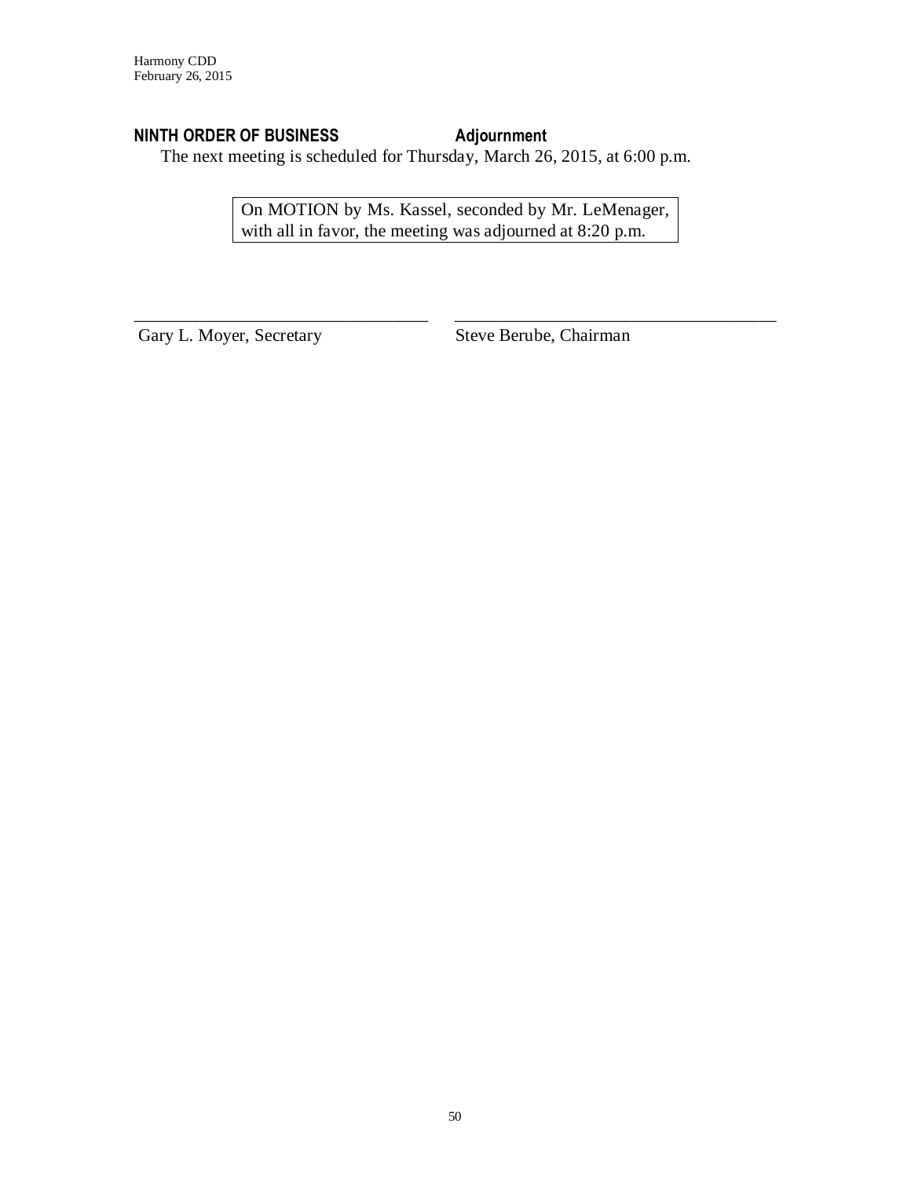**NINTH ORDER OF BUSINESS** **Adjournment**

The next meeting is scheduled for Thursday, March 26, 2015, at 6:00 p.m.

> On MOTION by Ms. Kassel, seconded by Mr. LeMenager, with all in favor, the meeting was adjourned at 8:20 p.m.

___________________________________ ______________________________________

Gary L. Moyer, Secretary Steve Berube, Chairman